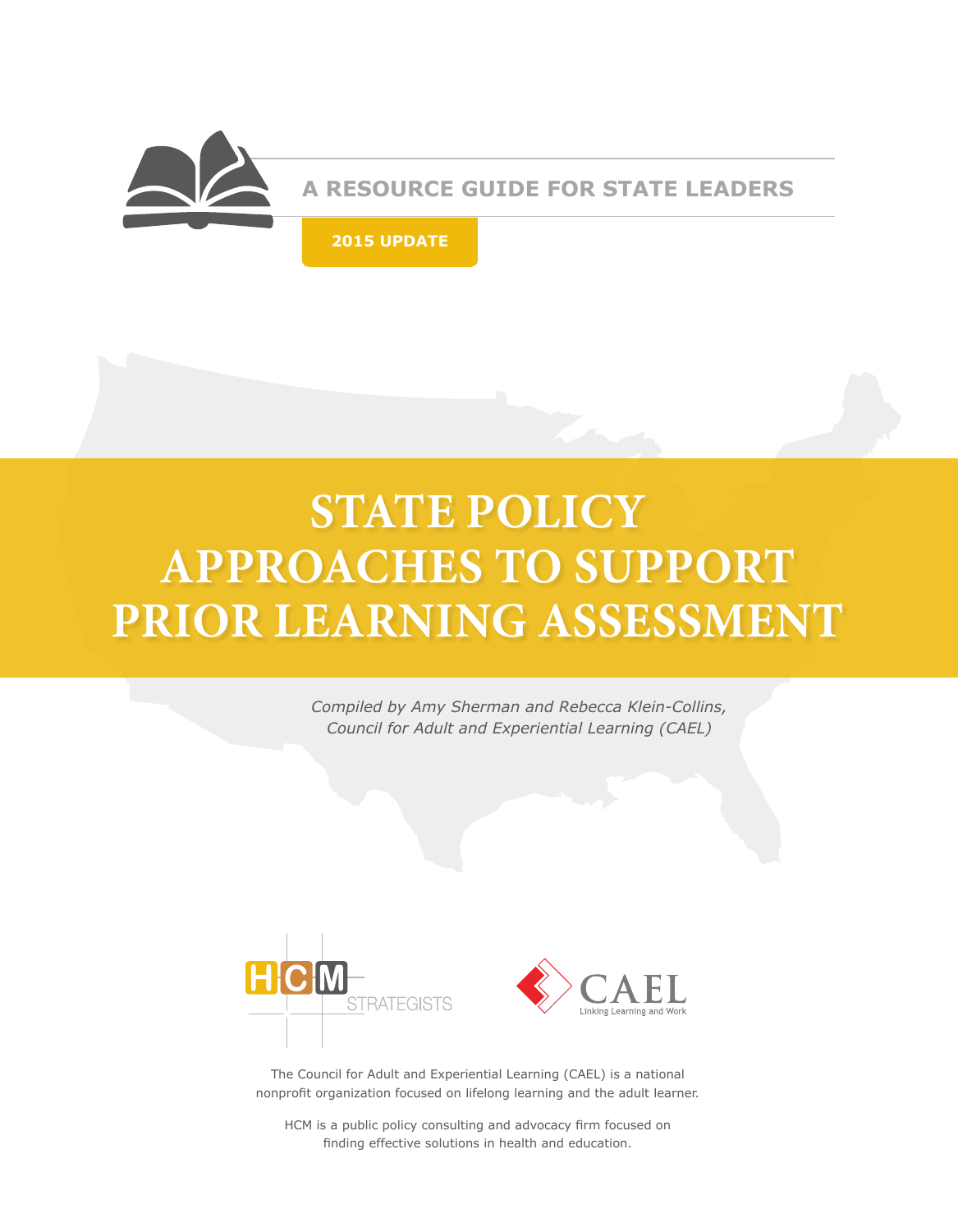A RESOURCE GUIDE FOR STATE LEADERS

**2015 UPDATE**

# STATE POLICY APPROACHES TO SUPPORT PRIOR LEARNING ASSESSMENT

*Compiled by Amy Sherman and Rebecca Klein-Collins, Council for Adult and Experiential Learning (CAEL)*

HCM STRATEGISTS

CAEL Linking Learning and Work

The Council for Adult and Experiential Learning (CAEL) is a national nonprofit organization focused on lifelong learning and the adult learner.

HCM is a public policy consulting and advocacy firm focused on finding effective solutions in health and education.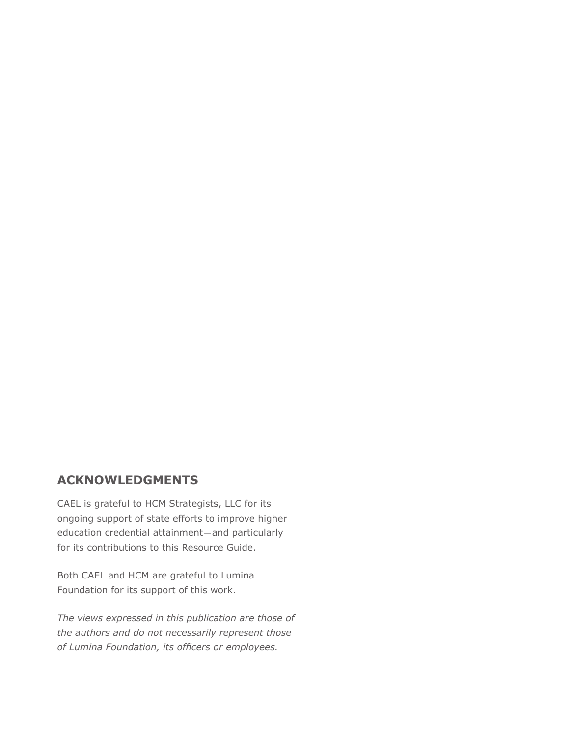## ACKNOWLEDGMENTS

CAEL is grateful to HCM Strategists, LLC for its ongoing support of state efforts to improve higher education credential attainment—and particularly for its contributions to this Resource Guide.

Both CAEL and HCM are grateful to Lumina Foundation for its support of this work.

*The views expressed in this publication are those of the authors and do not necessarily represent those of Lumina Foundation, its officers or employees.*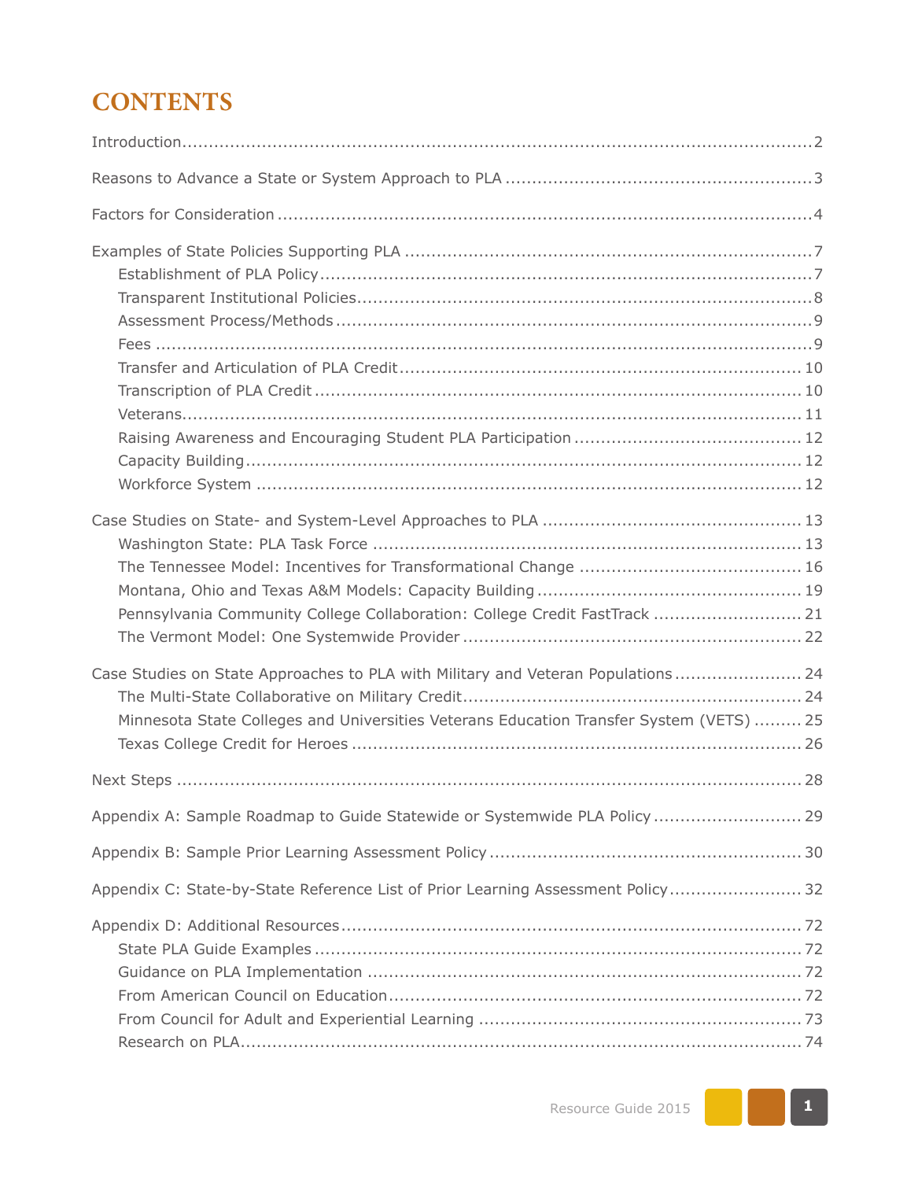# CONTENTS

Introduction....2

Reasons to Advance a State or System Approach to PLA....3

Factors for Consideration....4

Examples of State Policies Supporting PLA....7
- Establishment of PLA Policy....7
- Transparent Institutional Policies....8
- Assessment Process/Methods....9
- Fees....9
- Transfer and Articulation of PLA Credit....10
- Transcription of PLA Credit....10
- Veterans....11
- Raising Awareness and Encouraging Student PLA Participation....12
- Capacity Building....12
- Workforce System....12

Case Studies on State- and System-Level Approaches to PLA....13
- Washington State: PLA Task Force....13
- The Tennessee Model: Incentives for Transformational Change....16
- Montana, Ohio and Texas A&M Models: Capacity Building....19
- Pennsylvania Community College Collaboration: College Credit FastTrack....21
- The Vermont Model: One Systemwide Provider....22

Case Studies on State Approaches to PLA with Military and Veteran Populations....24
- The Multi-State Collaborative on Military Credit....24
- Minnesota State Colleges and Universities Veterans Education Transfer System (VETS)....25
- Texas College Credit for Heroes....26

Next Steps....28

Appendix A: Sample Roadmap to Guide Statewide or Systemwide PLA Policy....29

Appendix B: Sample Prior Learning Assessment Policy....30

Appendix C: State-by-State Reference List of Prior Learning Assessment Policy....32

Appendix D: Additional Resources....72
- State PLA Guide Examples....72
- Guidance on PLA Implementation....72
- From American Council on Education....72
- From Council for Adult and Experiential Learning....73
- Research on PLA....74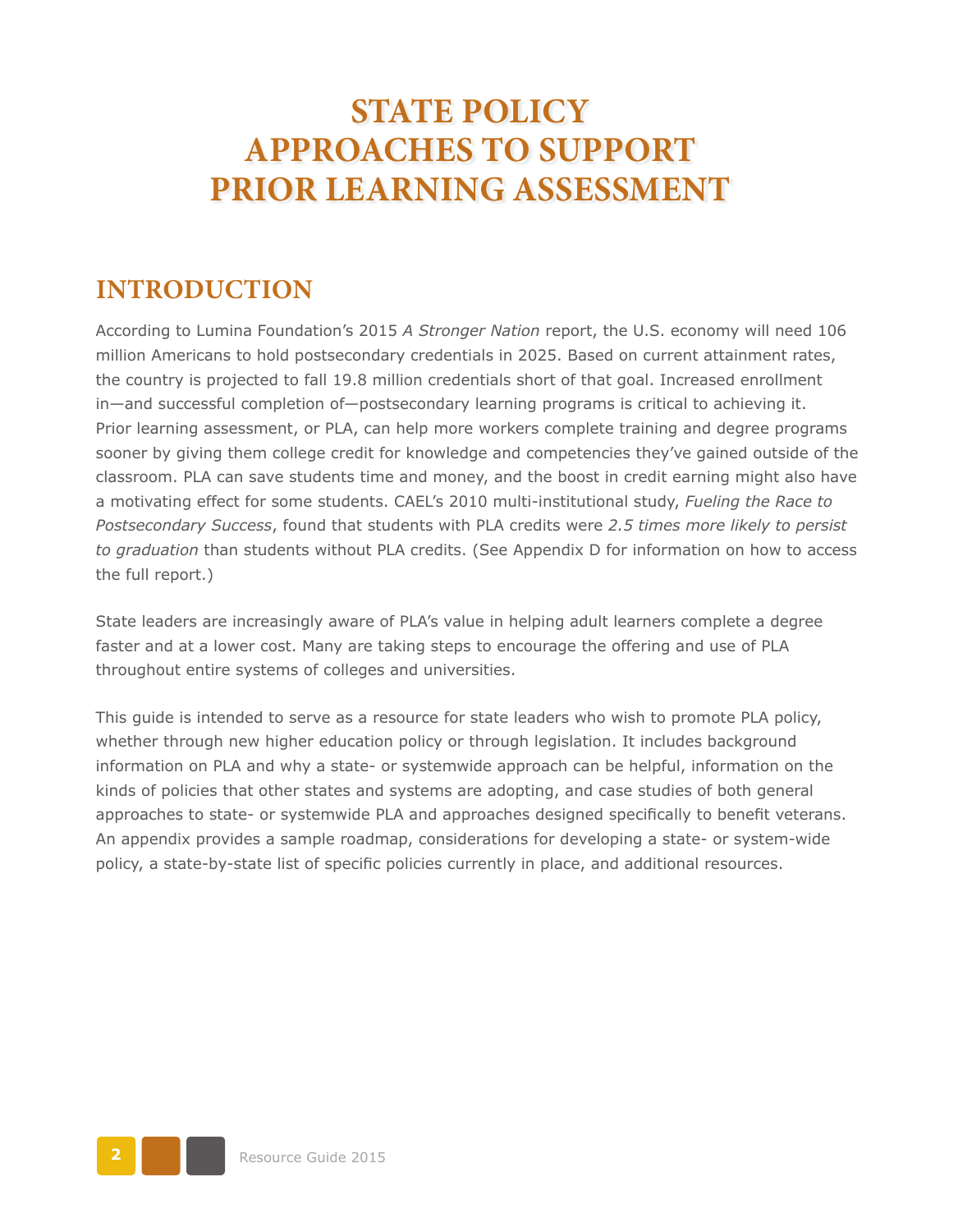# STATE POLICY APPROACHES TO SUPPORT PRIOR LEARNING ASSESSMENT

## INTRODUCTION

According to Lumina Foundation's 2015 *A Stronger Nation* report, the U.S. economy will need 106 million Americans to hold postsecondary credentials in 2025. Based on current attainment rates, the country is projected to fall 19.8 million credentials short of that goal. Increased enrollment in—and successful completion of—postsecondary learning programs is critical to achieving it. Prior learning assessment, or PLA, can help more workers complete training and degree programs sooner by giving them college credit for knowledge and competencies they've gained outside of the classroom. PLA can save students time and money, and the boost in credit earning might also have a motivating effect for some students. CAEL's 2010 multi-institutional study, *Fueling the Race to Postsecondary Success*, found that students with PLA credits were *2.5 times more likely to persist to graduation* than students without PLA credits. (See Appendix D for information on how to access the full report.)

State leaders are increasingly aware of PLA's value in helping adult learners complete a degree faster and at a lower cost. Many are taking steps to encourage the offering and use of PLA throughout entire systems of colleges and universities.

This guide is intended to serve as a resource for state leaders who wish to promote PLA policy, whether through new higher education policy or through legislation. It includes background information on PLA and why a state- or systemwide approach can be helpful, information on the kinds of policies that other states and systems are adopting, and case studies of both general approaches to state- or systemwide PLA and approaches designed specifically to benefit veterans. An appendix provides a sample roadmap, considerations for developing a state- or system-wide policy, a state-by-state list of specific policies currently in place, and additional resources.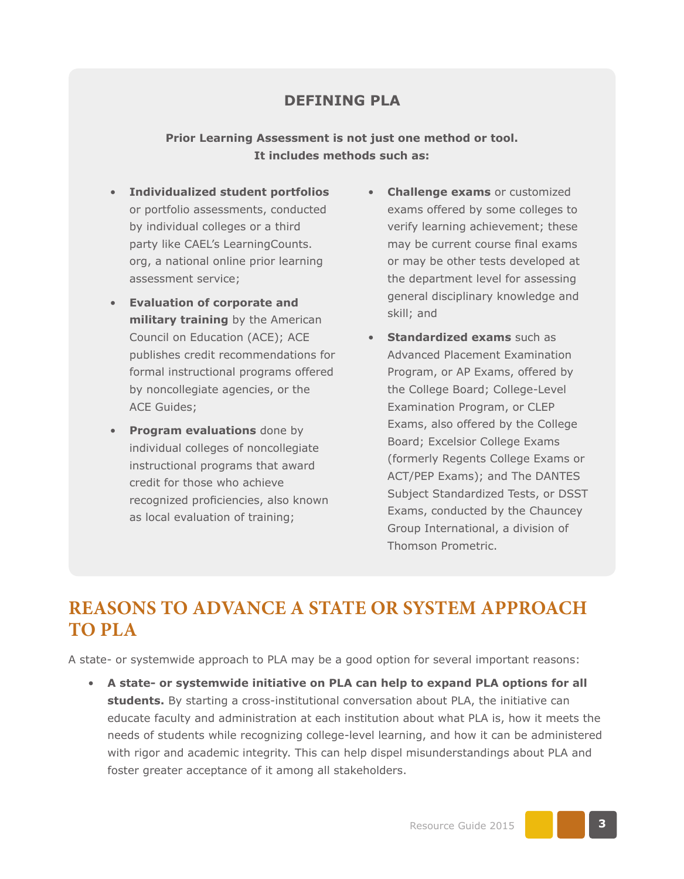### DEFINING PLA

**Prior Learning Assessment is not just one method or tool. It includes methods such as:**

- **Individualized student portfolios** or portfolio assessments, conducted by individual colleges or a third party like CAEL's LearningCounts.org, a national online prior learning assessment service;
- **Evaluation of corporate and military training** by the American Council on Education (ACE); ACE publishes credit recommendations for formal instructional programs offered by noncollegiate agencies, or the ACE Guides;
- **Program evaluations** done by individual colleges of noncollegiate instructional programs that award credit for those who achieve recognized proficiencies, also known as local evaluation of training;
- **Challenge exams** or customized exams offered by some colleges to verify learning achievement; these may be current course final exams or may be other tests developed at the department level for assessing general disciplinary knowledge and skill; and
- **Standardized exams** such as Advanced Placement Examination Program, or AP Exams, offered by the College Board; College-Level Examination Program, or CLEP Exams, also offered by the College Board; Excelsior College Exams (formerly Regents College Exams or ACT/PEP Exams); and The DANTES Subject Standardized Tests, or DSST Exams, conducted by the Chauncey Group International, a division of Thomson Prometric.

## REASONS TO ADVANCE A STATE OR SYSTEM APPROACH TO PLA

A state- or systemwide approach to PLA may be a good option for several important reasons:

- **A state- or systemwide initiative on PLA can help to expand PLA options for all students.** By starting a cross-institutional conversation about PLA, the initiative can educate faculty and administration at each institution about what PLA is, how it meets the needs of students while recognizing college-level learning, and how it can be administered with rigor and academic integrity. This can help dispel misunderstandings about PLA and foster greater acceptance of it among all stakeholders.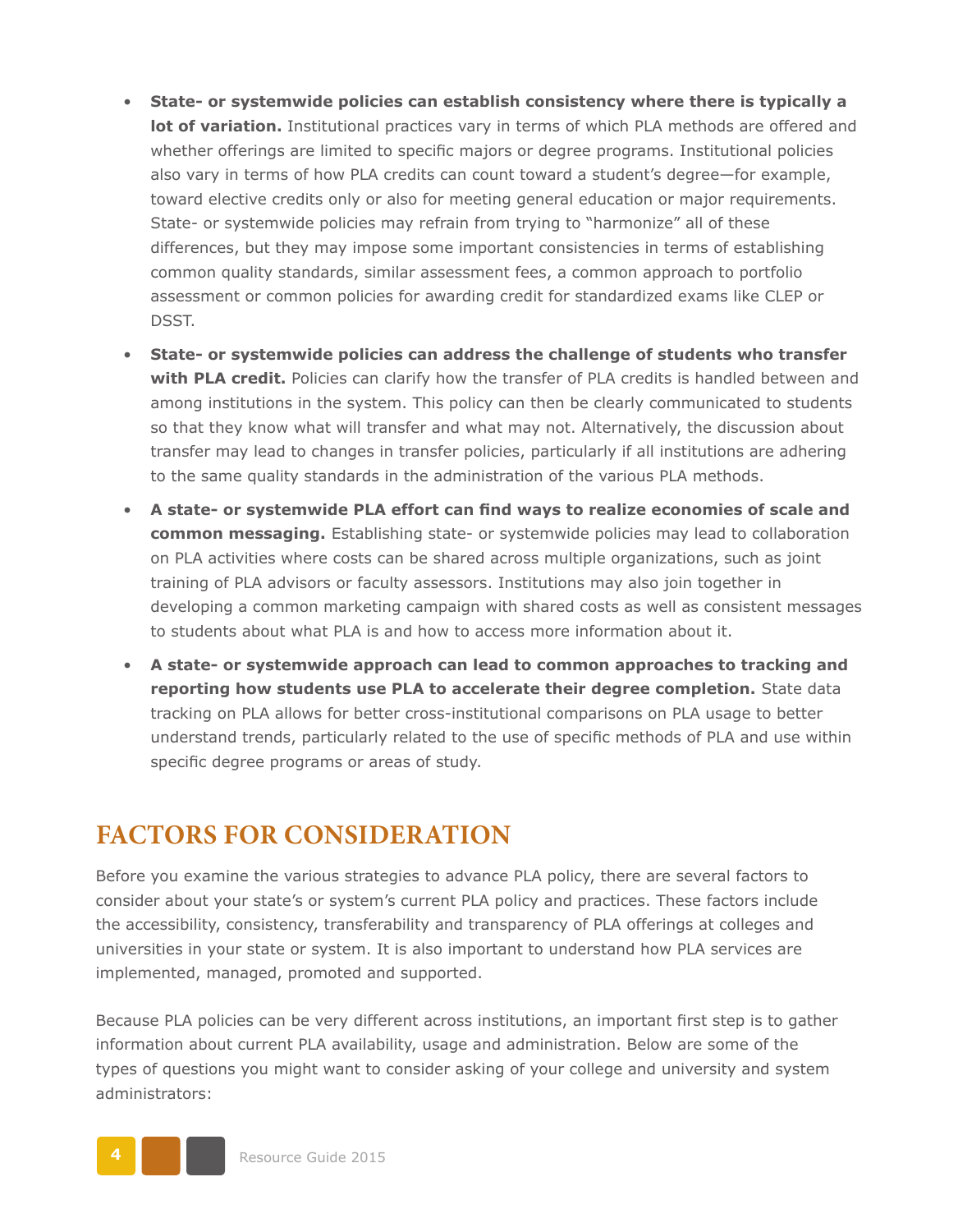- **State- or systemwide policies can establish consistency where there is typically a lot of variation.** Institutional practices vary in terms of which PLA methods are offered and whether offerings are limited to specific majors or degree programs. Institutional policies also vary in terms of how PLA credits can count toward a student's degree—for example, toward elective credits only or also for meeting general education or major requirements. State- or systemwide policies may refrain from trying to "harmonize" all of these differences, but they may impose some important consistencies in terms of establishing common quality standards, similar assessment fees, a common approach to portfolio assessment or common policies for awarding credit for standardized exams like CLEP or DSST.
- **State- or systemwide policies can address the challenge of students who transfer with PLA credit.** Policies can clarify how the transfer of PLA credits is handled between and among institutions in the system. This policy can then be clearly communicated to students so that they know what will transfer and what may not. Alternatively, the discussion about transfer may lead to changes in transfer policies, particularly if all institutions are adhering to the same quality standards in the administration of the various PLA methods.
- **A state- or systemwide PLA effort can find ways to realize economies of scale and common messaging.** Establishing state- or systemwide policies may lead to collaboration on PLA activities where costs can be shared across multiple organizations, such as joint training of PLA advisors or faculty assessors. Institutions may also join together in developing a common marketing campaign with shared costs as well as consistent messages to students about what PLA is and how to access more information about it.
- **A state- or systemwide approach can lead to common approaches to tracking and reporting how students use PLA to accelerate their degree completion.** State data tracking on PLA allows for better cross-institutional comparisons on PLA usage to better understand trends, particularly related to the use of specific methods of PLA and use within specific degree programs or areas of study.

## FACTORS FOR CONSIDERATION

Before you examine the various strategies to advance PLA policy, there are several factors to consider about your state's or system's current PLA policy and practices. These factors include the accessibility, consistency, transferability and transparency of PLA offerings at colleges and universities in your state or system. It is also important to understand how PLA services are implemented, managed, promoted and supported.

Because PLA policies can be very different across institutions, an important first step is to gather information about current PLA availability, usage and administration. Below are some of the types of questions you might want to consider asking of your college and university and system administrators: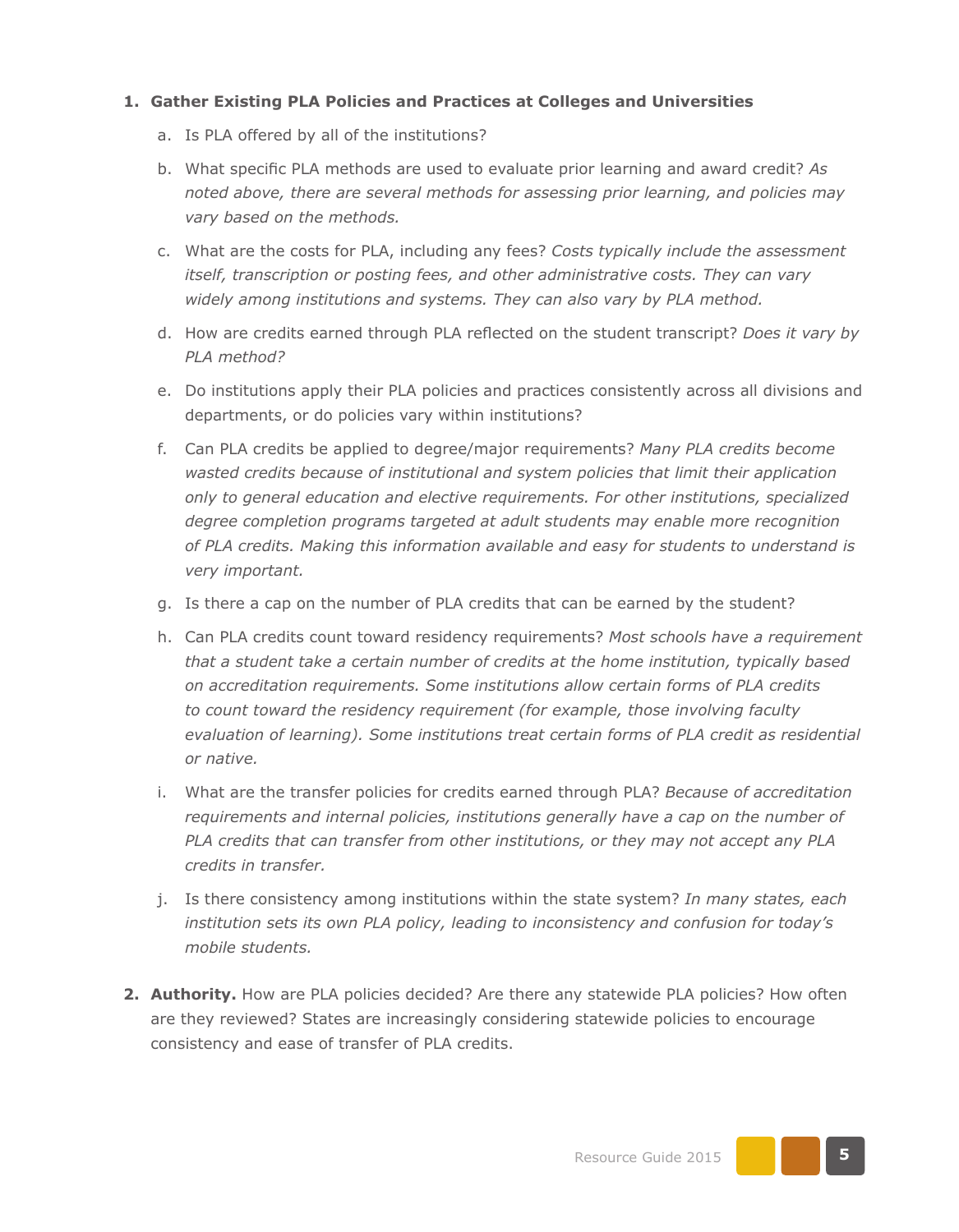1. **Gather Existing PLA Policies and Practices at Colleges and Universities**

    a. Is PLA offered by all of the institutions?

    b. What specific PLA methods are used to evaluate prior learning and award credit? *As noted above, there are several methods for assessing prior learning, and policies may vary based on the methods.*

    c. What are the costs for PLA, including any fees? *Costs typically include the assessment itself, transcription or posting fees, and other administrative costs. They can vary widely among institutions and systems. They can also vary by PLA method.*

    d. How are credits earned through PLA reflected on the student transcript? *Does it vary by PLA method?*

    e. Do institutions apply their PLA policies and practices consistently across all divisions and departments, or do policies vary within institutions?

    f. Can PLA credits be applied to degree/major requirements? *Many PLA credits become wasted credits because of institutional and system policies that limit their application only to general education and elective requirements. For other institutions, specialized degree completion programs targeted at adult students may enable more recognition of PLA credits. Making this information available and easy for students to understand is very important.*

    g. Is there a cap on the number of PLA credits that can be earned by the student?

    h. Can PLA credits count toward residency requirements? *Most schools have a requirement that a student take a certain number of credits at the home institution, typically based on accreditation requirements. Some institutions allow certain forms of PLA credits to count toward the residency requirement (for example, those involving faculty evaluation of learning). Some institutions treat certain forms of PLA credit as residential or native.*

    i. What are the transfer policies for credits earned through PLA? *Because of accreditation requirements and internal policies, institutions generally have a cap on the number of PLA credits that can transfer from other institutions, or they may not accept any PLA credits in transfer.*

    j. Is there consistency among institutions within the state system? *In many states, each institution sets its own PLA policy, leading to inconsistency and confusion for today's mobile students.*

2. **Authority.** How are PLA policies decided? Are there any statewide PLA policies? How often are they reviewed? States are increasingly considering statewide policies to encourage consistency and ease of transfer of PLA credits.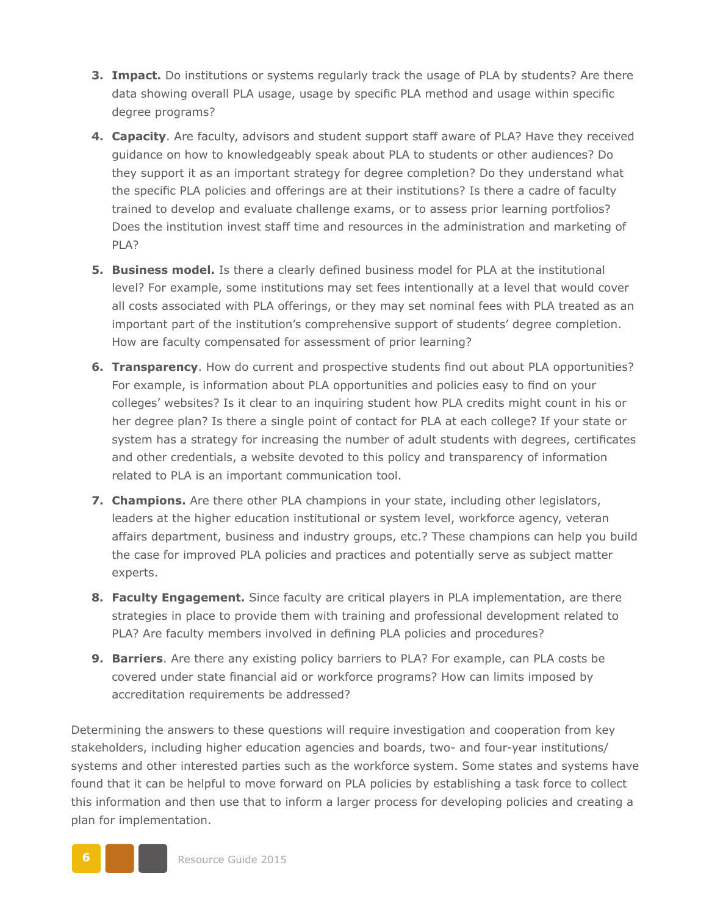3. **Impact.** Do institutions or systems regularly track the usage of PLA by students? Are there data showing overall PLA usage, usage by specific PLA method and usage within specific degree programs?

4. **Capacity**. Are faculty, advisors and student support staff aware of PLA? Have they received guidance on how to knowledgeably speak about PLA to students or other audiences? Do they support it as an important strategy for degree completion? Do they understand what the specific PLA policies and offerings are at their institutions? Is there a cadre of faculty trained to develop and evaluate challenge exams, or to assess prior learning portfolios? Does the institution invest staff time and resources in the administration and marketing of PLA?

5. **Business model.** Is there a clearly defined business model for PLA at the institutional level? For example, some institutions may set fees intentionally at a level that would cover all costs associated with PLA offerings, or they may set nominal fees with PLA treated as an important part of the institution's comprehensive support of students' degree completion. How are faculty compensated for assessment of prior learning?

6. **Transparency**. How do current and prospective students find out about PLA opportunities? For example, is information about PLA opportunities and policies easy to find on your colleges' websites? Is it clear to an inquiring student how PLA credits might count in his or her degree plan? Is there a single point of contact for PLA at each college? If your state or system has a strategy for increasing the number of adult students with degrees, certificates and other credentials, a website devoted to this policy and transparency of information related to PLA is an important communication tool.

7. **Champions.** Are there other PLA champions in your state, including other legislators, leaders at the higher education institutional or system level, workforce agency, veteran affairs department, business and industry groups, etc.? These champions can help you build the case for improved PLA policies and practices and potentially serve as subject matter experts.

8. **Faculty Engagement.** Since faculty are critical players in PLA implementation, are there strategies in place to provide them with training and professional development related to PLA? Are faculty members involved in defining PLA policies and procedures?

9. **Barriers**. Are there any existing policy barriers to PLA? For example, can PLA costs be covered under state financial aid or workforce programs? How can limits imposed by accreditation requirements be addressed?

Determining the answers to these questions will require investigation and cooperation from key stakeholders, including higher education agencies and boards, two- and four-year institutions/ systems and other interested parties such as the workforce system. Some states and systems have found that it can be helpful to move forward on PLA policies by establishing a task force to collect this information and then use that to inform a larger process for developing policies and creating a plan for implementation.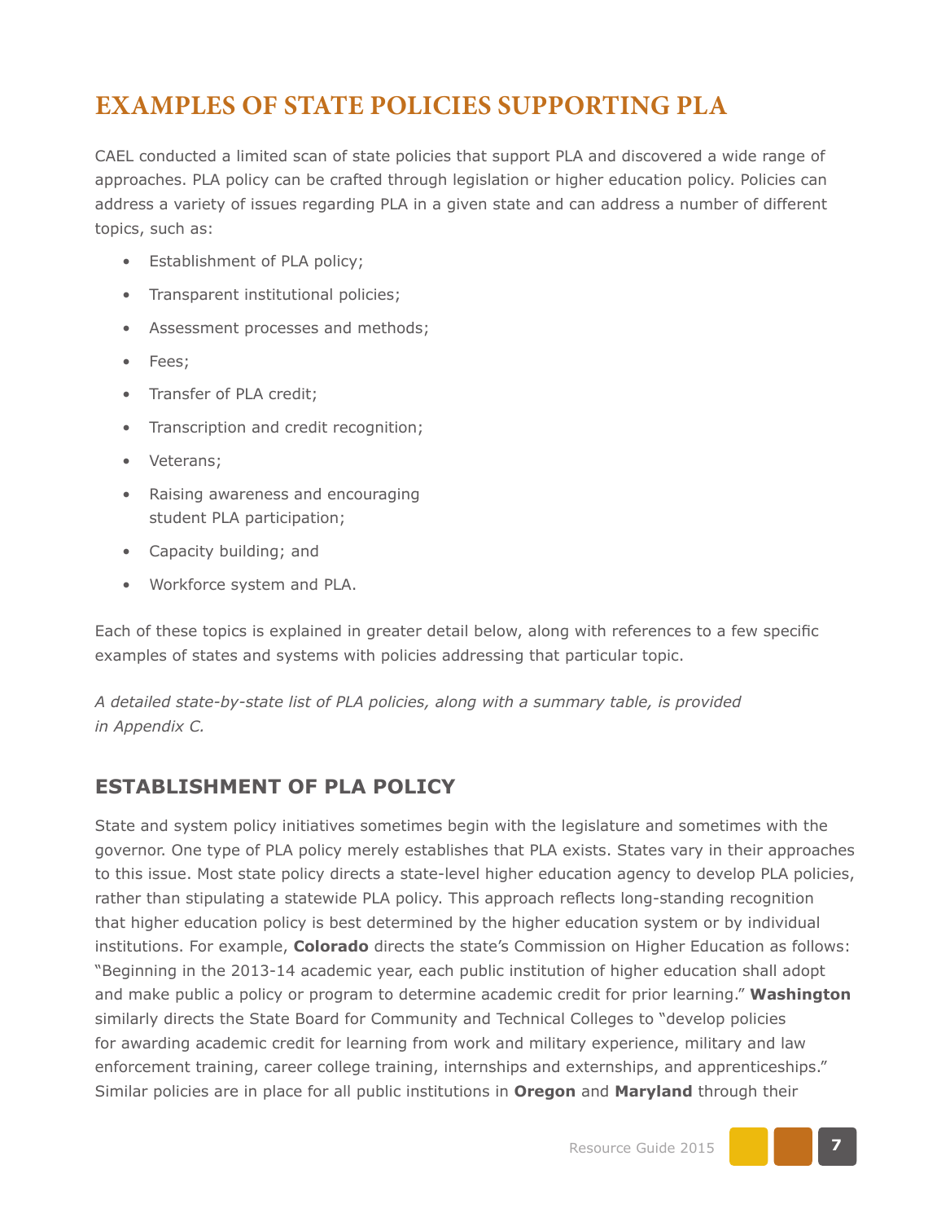# EXAMPLES OF STATE POLICIES SUPPORTING PLA

CAEL conducted a limited scan of state policies that support PLA and discovered a wide range of approaches. PLA policy can be crafted through legislation or higher education policy. Policies can address a variety of issues regarding PLA in a given state and can address a number of different topics, such as:

- Establishment of PLA policy;
- Transparent institutional policies;
- Assessment processes and methods;
- Fees;
- Transfer of PLA credit;
- Transcription and credit recognition;
- Veterans;
- Raising awareness and encouraging student PLA participation;
- Capacity building; and
- Workforce system and PLA.

Each of these topics is explained in greater detail below, along with references to a few specific examples of states and systems with policies addressing that particular topic.

*A detailed state-by-state list of PLA policies, along with a summary table, is provided in Appendix C.*

## ESTABLISHMENT OF PLA POLICY

State and system policy initiatives sometimes begin with the legislature and sometimes with the governor. One type of PLA policy merely establishes that PLA exists. States vary in their approaches to this issue. Most state policy directs a state-level higher education agency to develop PLA policies, rather than stipulating a statewide PLA policy. This approach reflects long-standing recognition that higher education policy is best determined by the higher education system or by individual institutions. For example, **Colorado** directs the state's Commission on Higher Education as follows: "Beginning in the 2013-14 academic year, each public institution of higher education shall adopt and make public a policy or program to determine academic credit for prior learning." **Washington** similarly directs the State Board for Community and Technical Colleges to "develop policies for awarding academic credit for learning from work and military experience, military and law enforcement training, career college training, internships and externships, and apprenticeships." Similar policies are in place for all public institutions in **Oregon** and **Maryland** through their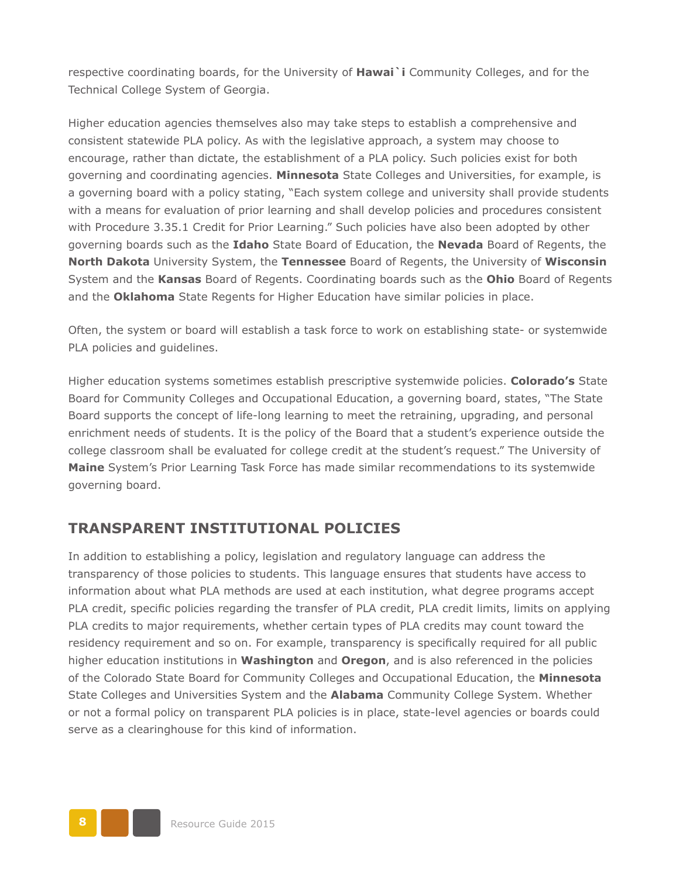respective coordinating boards, for the University of **Hawai`i** Community Colleges, and for the Technical College System of Georgia.

Higher education agencies themselves also may take steps to establish a comprehensive and consistent statewide PLA policy. As with the legislative approach, a system may choose to encourage, rather than dictate, the establishment of a PLA policy. Such policies exist for both governing and coordinating agencies. **Minnesota** State Colleges and Universities, for example, is a governing board with a policy stating, "Each system college and university shall provide students with a means for evaluation of prior learning and shall develop policies and procedures consistent with Procedure 3.35.1 Credit for Prior Learning." Such policies have also been adopted by other governing boards such as the **Idaho** State Board of Education, the **Nevada** Board of Regents, the **North Dakota** University System, the **Tennessee** Board of Regents, the University of **Wisconsin** System and the **Kansas** Board of Regents. Coordinating boards such as the **Ohio** Board of Regents and the **Oklahoma** State Regents for Higher Education have similar policies in place.

Often, the system or board will establish a task force to work on establishing state- or systemwide PLA policies and guidelines.

Higher education systems sometimes establish prescriptive systemwide policies. **Colorado's** State Board for Community Colleges and Occupational Education, a governing board, states, "The State Board supports the concept of life-long learning to meet the retraining, upgrading, and personal enrichment needs of students. It is the policy of the Board that a student's experience outside the college classroom shall be evaluated for college credit at the student's request." The University of **Maine** System's Prior Learning Task Force has made similar recommendations to its systemwide governing board.

## TRANSPARENT INSTITUTIONAL POLICIES

In addition to establishing a policy, legislation and regulatory language can address the transparency of those policies to students. This language ensures that students have access to information about what PLA methods are used at each institution, what degree programs accept PLA credit, specific policies regarding the transfer of PLA credit, PLA credit limits, limits on applying PLA credits to major requirements, whether certain types of PLA credits may count toward the residency requirement and so on. For example, transparency is specifically required for all public higher education institutions in **Washington** and **Oregon**, and is also referenced in the policies of the Colorado State Board for Community Colleges and Occupational Education, the **Minnesota** State Colleges and Universities System and the **Alabama** Community College System. Whether or not a formal policy on transparent PLA policies is in place, state-level agencies or boards could serve as a clearinghouse for this kind of information.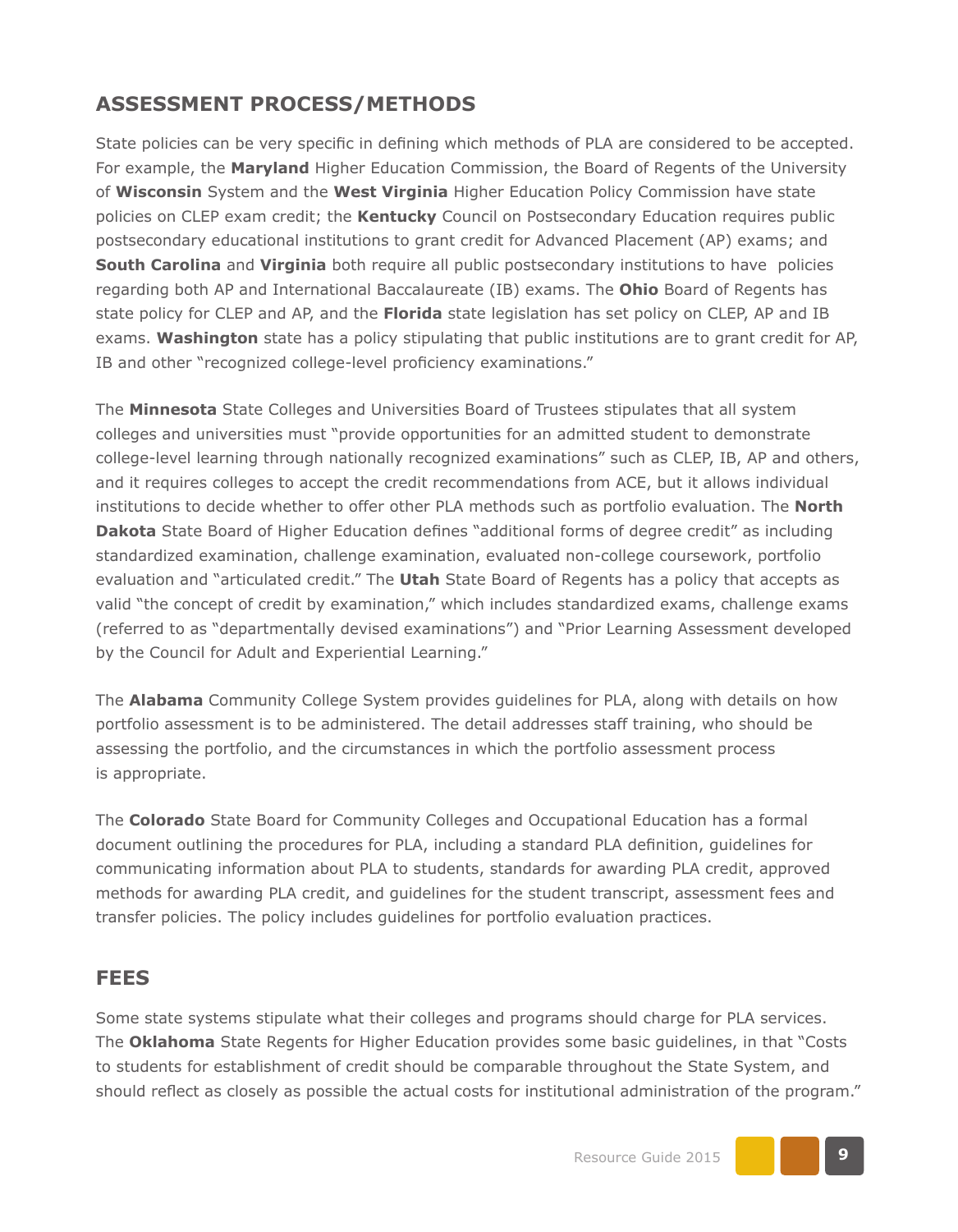## ASSESSMENT PROCESS/METHODS

State policies can be very specific in defining which methods of PLA are considered to be accepted. For example, the **Maryland** Higher Education Commission, the Board of Regents of the University of **Wisconsin** System and the **West Virginia** Higher Education Policy Commission have state policies on CLEP exam credit; the **Kentucky** Council on Postsecondary Education requires public postsecondary educational institutions to grant credit for Advanced Placement (AP) exams; and **South Carolina** and **Virginia** both require all public postsecondary institutions to have policies regarding both AP and International Baccalaureate (IB) exams. The **Ohio** Board of Regents has state policy for CLEP and AP, and the **Florida** state legislation has set policy on CLEP, AP and IB exams. **Washington** state has a policy stipulating that public institutions are to grant credit for AP, IB and other "recognized college-level proficiency examinations."

The **Minnesota** State Colleges and Universities Board of Trustees stipulates that all system colleges and universities must "provide opportunities for an admitted student to demonstrate college-level learning through nationally recognized examinations" such as CLEP, IB, AP and others, and it requires colleges to accept the credit recommendations from ACE, but it allows individual institutions to decide whether to offer other PLA methods such as portfolio evaluation. The **North Dakota** State Board of Higher Education defines "additional forms of degree credit" as including standardized examination, challenge examination, evaluated non-college coursework, portfolio evaluation and "articulated credit." The **Utah** State Board of Regents has a policy that accepts as valid "the concept of credit by examination," which includes standardized exams, challenge exams (referred to as "departmentally devised examinations") and "Prior Learning Assessment developed by the Council for Adult and Experiential Learning."

The **Alabama** Community College System provides guidelines for PLA, along with details on how portfolio assessment is to be administered. The detail addresses staff training, who should be assessing the portfolio, and the circumstances in which the portfolio assessment process is appropriate.

The **Colorado** State Board for Community Colleges and Occupational Education has a formal document outlining the procedures for PLA, including a standard PLA definition, guidelines for communicating information about PLA to students, standards for awarding PLA credit, approved methods for awarding PLA credit, and guidelines for the student transcript, assessment fees and transfer policies. The policy includes guidelines for portfolio evaluation practices.

## FEES

Some state systems stipulate what their colleges and programs should charge for PLA services. The **Oklahoma** State Regents for Higher Education provides some basic guidelines, in that "Costs to students for establishment of credit should be comparable throughout the State System, and should reflect as closely as possible the actual costs for institutional administration of the program."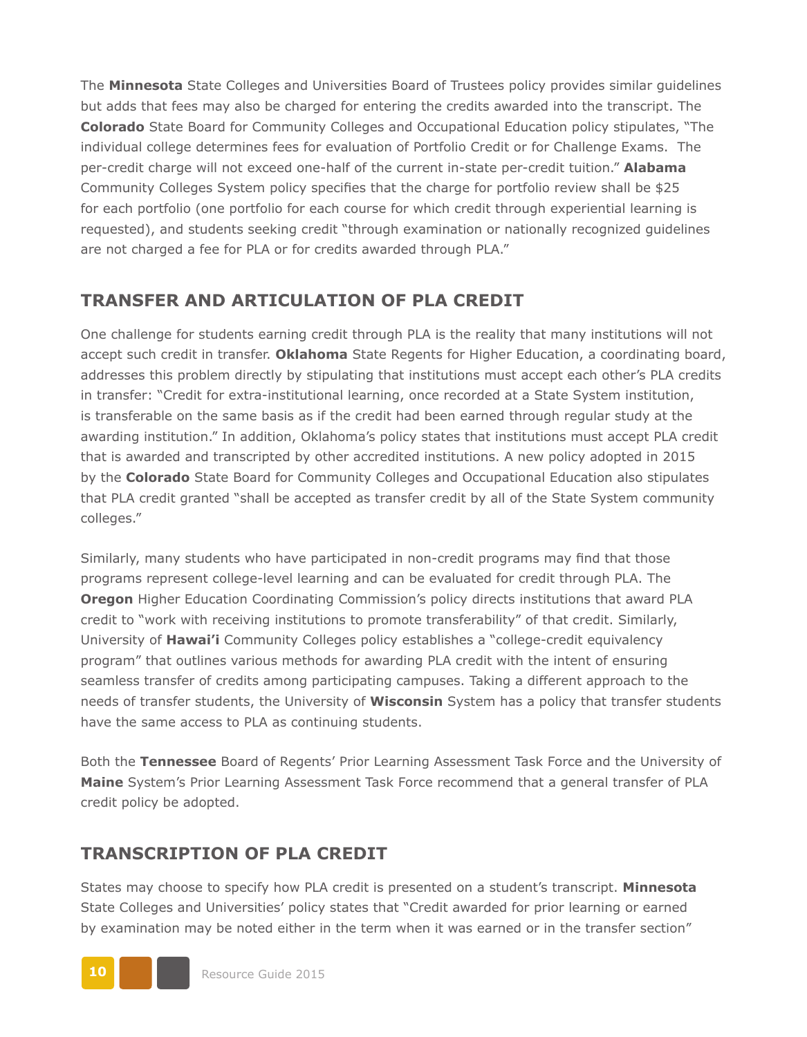The **Minnesota** State Colleges and Universities Board of Trustees policy provides similar guidelines but adds that fees may also be charged for entering the credits awarded into the transcript. The **Colorado** State Board for Community Colleges and Occupational Education policy stipulates, "The individual college determines fees for evaluation of Portfolio Credit or for Challenge Exams. The per-credit charge will not exceed one-half of the current in-state per-credit tuition." **Alabama** Community Colleges System policy specifies that the charge for portfolio review shall be $25 for each portfolio (one portfolio for each course for which credit through experiential learning is requested), and students seeking credit "through examination or nationally recognized guidelines are not charged a fee for PLA or for credits awarded through PLA."

## TRANSFER AND ARTICULATION OF PLA CREDIT

One challenge for students earning credit through PLA is the reality that many institutions will not accept such credit in transfer. **Oklahoma** State Regents for Higher Education, a coordinating board, addresses this problem directly by stipulating that institutions must accept each other's PLA credits in transfer: "Credit for extra-institutional learning, once recorded at a State System institution, is transferable on the same basis as if the credit had been earned through regular study at the awarding institution." In addition, Oklahoma's policy states that institutions must accept PLA credit that is awarded and transcripted by other accredited institutions. A new policy adopted in 2015 by the **Colorado** State Board for Community Colleges and Occupational Education also stipulates that PLA credit granted "shall be accepted as transfer credit by all of the State System community colleges."

Similarly, many students who have participated in non-credit programs may find that those programs represent college-level learning and can be evaluated for credit through PLA. The **Oregon** Higher Education Coordinating Commission's policy directs institutions that award PLA credit to "work with receiving institutions to promote transferability" of that credit. Similarly, University of **Hawai'i** Community Colleges policy establishes a "college-credit equivalency program" that outlines various methods for awarding PLA credit with the intent of ensuring seamless transfer of credits among participating campuses. Taking a different approach to the needs of transfer students, the University of **Wisconsin** System has a policy that transfer students have the same access to PLA as continuing students.

Both the **Tennessee** Board of Regents' Prior Learning Assessment Task Force and the University of **Maine** System's Prior Learning Assessment Task Force recommend that a general transfer of PLA credit policy be adopted.

## TRANSCRIPTION OF PLA CREDIT

States may choose to specify how PLA credit is presented on a student's transcript. **Minnesota** State Colleges and Universities' policy states that "Credit awarded for prior learning or earned by examination may be noted either in the term when it was earned or in the transfer section"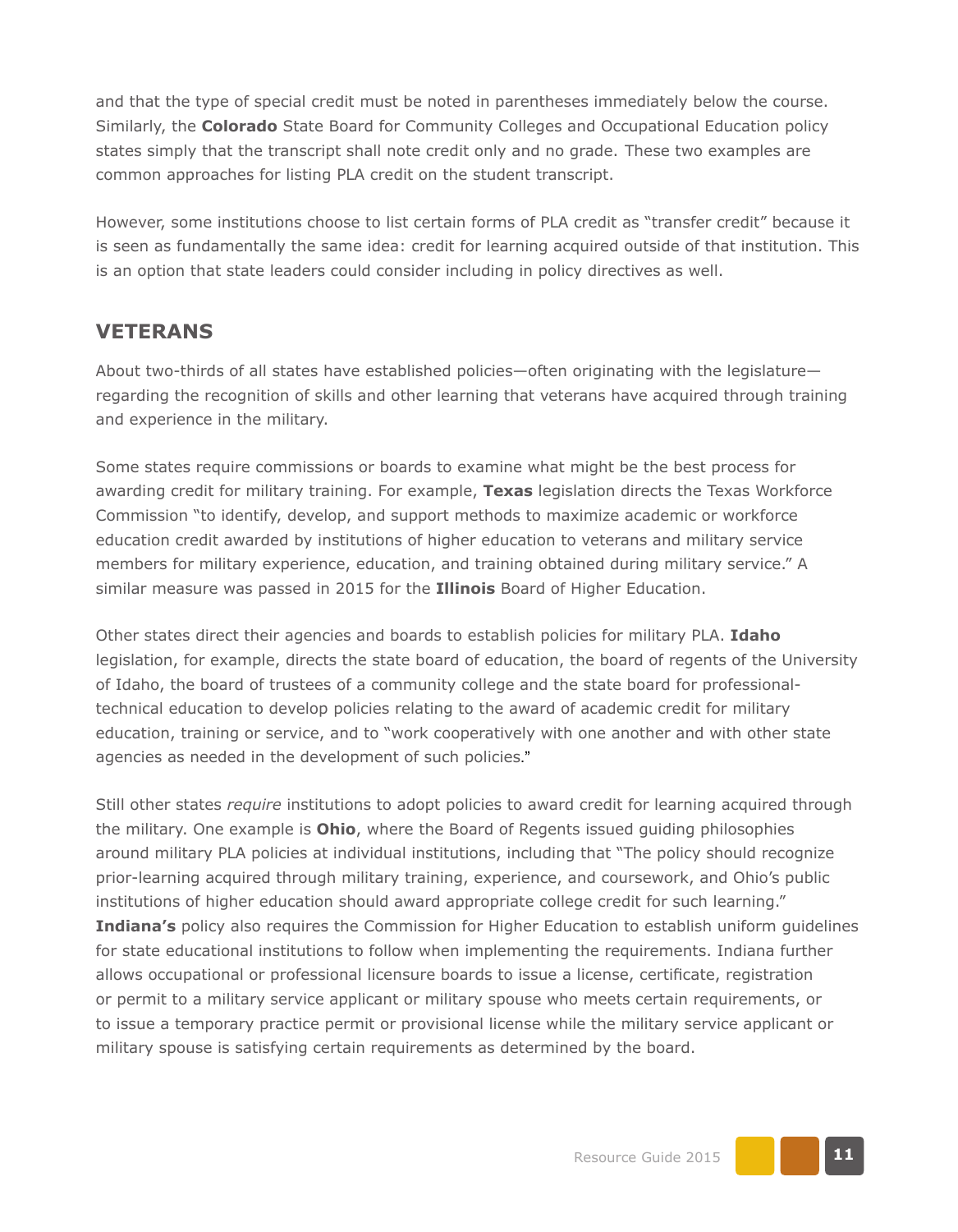and that the type of special credit must be noted in parentheses immediately below the course. Similarly, the **Colorado** State Board for Community Colleges and Occupational Education policy states simply that the transcript shall note credit only and no grade. These two examples are common approaches for listing PLA credit on the student transcript.

However, some institutions choose to list certain forms of PLA credit as "transfer credit" because it is seen as fundamentally the same idea: credit for learning acquired outside of that institution. This is an option that state leaders could consider including in policy directives as well.

## VETERANS

About two-thirds of all states have established policies—often originating with the legislature—regarding the recognition of skills and other learning that veterans have acquired through training and experience in the military.

Some states require commissions or boards to examine what might be the best process for awarding credit for military training. For example, **Texas** legislation directs the Texas Workforce Commission "to identify, develop, and support methods to maximize academic or workforce education credit awarded by institutions of higher education to veterans and military service members for military experience, education, and training obtained during military service." A similar measure was passed in 2015 for the **Illinois** Board of Higher Education.

Other states direct their agencies and boards to establish policies for military PLA. **Idaho** legislation, for example, directs the state board of education, the board of regents of the University of Idaho, the board of trustees of a community college and the state board for professional-technical education to develop policies relating to the award of academic credit for military education, training or service, and to "work cooperatively with one another and with other state agencies as needed in the development of such policies."

Still other states *require* institutions to adopt policies to award credit for learning acquired through the military. One example is **Ohio**, where the Board of Regents issued guiding philosophies around military PLA policies at individual institutions, including that "The policy should recognize prior-learning acquired through military training, experience, and coursework, and Ohio's public institutions of higher education should award appropriate college credit for such learning." **Indiana's** policy also requires the Commission for Higher Education to establish uniform guidelines for state educational institutions to follow when implementing the requirements. Indiana further allows occupational or professional licensure boards to issue a license, certificate, registration or permit to a military service applicant or military spouse who meets certain requirements, or to issue a temporary practice permit or provisional license while the military service applicant or military spouse is satisfying certain requirements as determined by the board.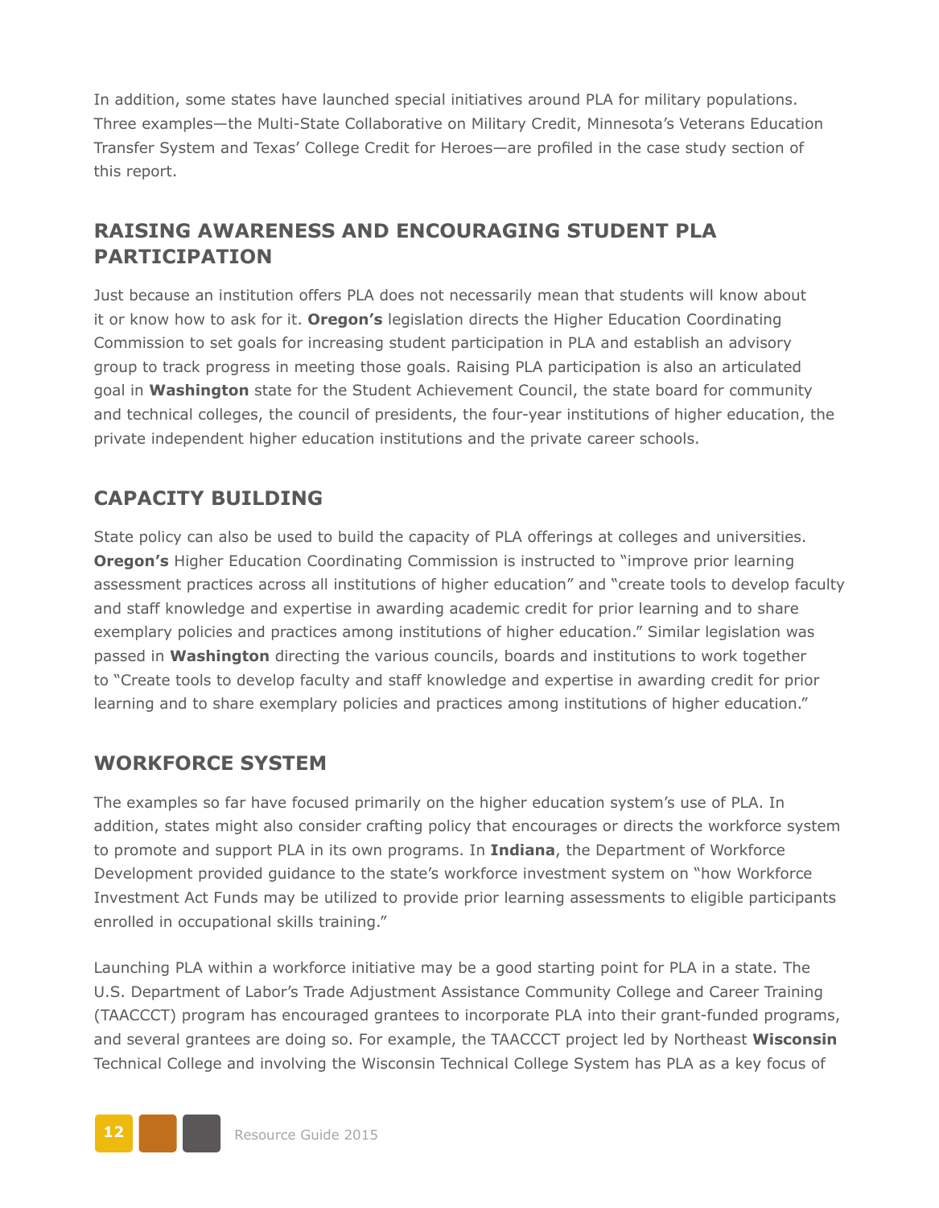In addition, some states have launched special initiatives around PLA for military populations. Three examples—the Multi-State Collaborative on Military Credit, Minnesota's Veterans Education Transfer System and Texas' College Credit for Heroes—are profiled in the case study section of this report.

## RAISING AWARENESS AND ENCOURAGING STUDENT PLA PARTICIPATION

Just because an institution offers PLA does not necessarily mean that students will know about it or know how to ask for it. **Oregon's** legislation directs the Higher Education Coordinating Commission to set goals for increasing student participation in PLA and establish an advisory group to track progress in meeting those goals. Raising PLA participation is also an articulated goal in **Washington** state for the Student Achievement Council, the state board for community and technical colleges, the council of presidents, the four-year institutions of higher education, the private independent higher education institutions and the private career schools.

## CAPACITY BUILDING

State policy can also be used to build the capacity of PLA offerings at colleges and universities. **Oregon's** Higher Education Coordinating Commission is instructed to "improve prior learning assessment practices across all institutions of higher education" and "create tools to develop faculty and staff knowledge and expertise in awarding academic credit for prior learning and to share exemplary policies and practices among institutions of higher education." Similar legislation was passed in **Washington** directing the various councils, boards and institutions to work together to "Create tools to develop faculty and staff knowledge and expertise in awarding credit for prior learning and to share exemplary policies and practices among institutions of higher education."

## WORKFORCE SYSTEM

The examples so far have focused primarily on the higher education system's use of PLA. In addition, states might also consider crafting policy that encourages or directs the workforce system to promote and support PLA in its own programs. In **Indiana**, the Department of Workforce Development provided guidance to the state's workforce investment system on "how Workforce Investment Act Funds may be utilized to provide prior learning assessments to eligible participants enrolled in occupational skills training."

Launching PLA within a workforce initiative may be a good starting point for PLA in a state. The U.S. Department of Labor's Trade Adjustment Assistance Community College and Career Training (TAACCCT) program has encouraged grantees to incorporate PLA into their grant-funded programs, and several grantees are doing so. For example, the TAACCCT project led by Northeast **Wisconsin** Technical College and involving the Wisconsin Technical College System has PLA as a key focus of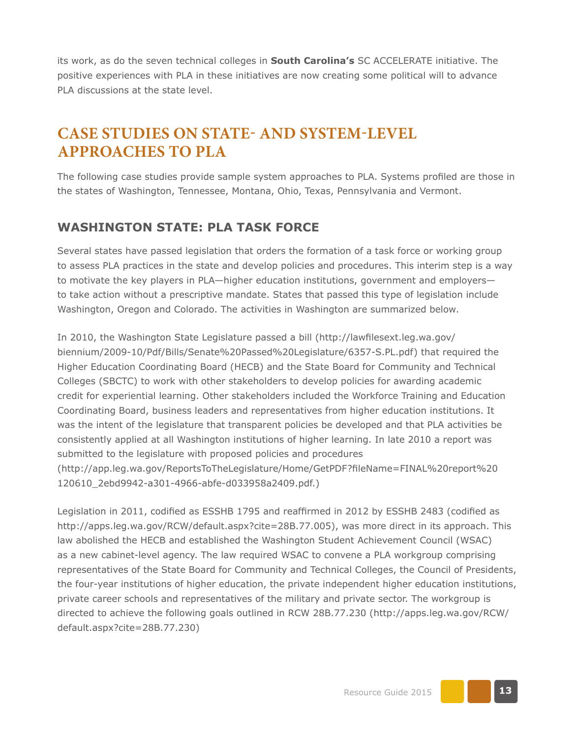its work, as do the seven technical colleges in **South Carolina's** SC ACCELERATE initiative. The positive experiences with PLA in these initiatives are now creating some political will to advance PLA discussions at the state level.

## CASE STUDIES ON STATE- AND SYSTEM-LEVEL APPROACHES TO PLA

The following case studies provide sample system approaches to PLA. Systems profiled are those in the states of Washington, Tennessee, Montana, Ohio, Texas, Pennsylvania and Vermont.

### WASHINGTON STATE: PLA TASK FORCE

Several states have passed legislation that orders the formation of a task force or working group to assess PLA practices in the state and develop policies and procedures. This interim step is a way to motivate the key players in PLA—higher education institutions, government and employers—to take action without a prescriptive mandate. States that passed this type of legislation include Washington, Oregon and Colorado. The activities in Washington are summarized below.

In 2010, the Washington State Legislature passed a bill (http://lawfilesext.leg.wa.gov/biennium/2009-10/Pdf/Bills/Senate%20Passed%20Legislature/6357-S.PL.pdf) that required the Higher Education Coordinating Board (HECB) and the State Board for Community and Technical Colleges (SBCTC) to work with other stakeholders to develop policies for awarding academic credit for experiential learning. Other stakeholders included the Workforce Training and Education Coordinating Board, business leaders and representatives from higher education institutions. It was the intent of the legislature that transparent policies be developed and that PLA activities be consistently applied at all Washington institutions of higher learning. In late 2010 a report was submitted to the legislature with proposed policies and procedures (http://app.leg.wa.gov/ReportsToTheLegislature/Home/GetPDF?fileName=FINAL%20report%20120610_2ebd9942-a301-4966-abfe-d033958a2409.pdf.)

Legislation in 2011, codified as ESSHB 1795 and reaffirmed in 2012 by ESSHB 2483 (codified as http://apps.leg.wa.gov/RCW/default.aspx?cite=28B.77.005), was more direct in its approach. This law abolished the HECB and established the Washington Student Achievement Council (WSAC) as a new cabinet-level agency. The law required WSAC to convene a PLA workgroup comprising representatives of the State Board for Community and Technical Colleges, the Council of Presidents, the four-year institutions of higher education, the private independent higher education institutions, private career schools and representatives of the military and private sector. The workgroup is directed to achieve the following goals outlined in RCW 28B.77.230 (http://apps.leg.wa.gov/RCW/default.aspx?cite=28B.77.230)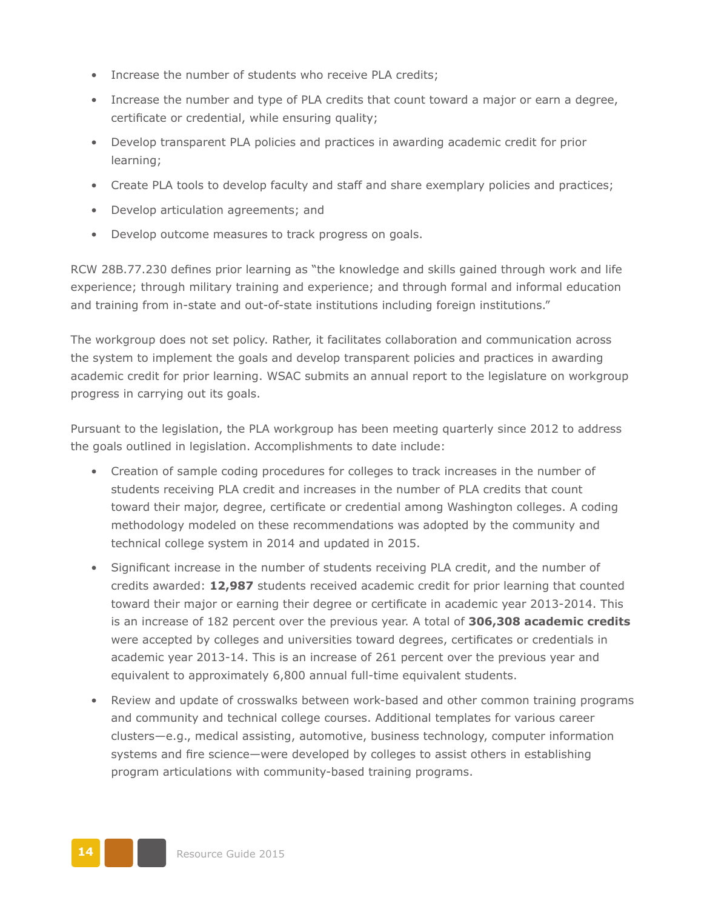- Increase the number of students who receive PLA credits;
- Increase the number and type of PLA credits that count toward a major or earn a degree, certificate or credential, while ensuring quality;
- Develop transparent PLA policies and practices in awarding academic credit for prior learning;
- Create PLA tools to develop faculty and staff and share exemplary policies and practices;
- Develop articulation agreements; and
- Develop outcome measures to track progress on goals.

RCW 28B.77.230 defines prior learning as "the knowledge and skills gained through work and life experience; through military training and experience; and through formal and informal education and training from in-state and out-of-state institutions including foreign institutions."

The workgroup does not set policy. Rather, it facilitates collaboration and communication across the system to implement the goals and develop transparent policies and practices in awarding academic credit for prior learning. WSAC submits an annual report to the legislature on workgroup progress in carrying out its goals.

Pursuant to the legislation, the PLA workgroup has been meeting quarterly since 2012 to address the goals outlined in legislation. Accomplishments to date include:

- Creation of sample coding procedures for colleges to track increases in the number of students receiving PLA credit and increases in the number of PLA credits that count toward their major, degree, certificate or credential among Washington colleges. A coding methodology modeled on these recommendations was adopted by the community and technical college system in 2014 and updated in 2015.
- Significant increase in the number of students receiving PLA credit, and the number of credits awarded: **12,987** students received academic credit for prior learning that counted toward their major or earning their degree or certificate in academic year 2013-2014. This is an increase of 182 percent over the previous year. A total of **306,308 academic credits** were accepted by colleges and universities toward degrees, certificates or credentials in academic year 2013-14. This is an increase of 261 percent over the previous year and equivalent to approximately 6,800 annual full-time equivalent students.
- Review and update of crosswalks between work-based and other common training programs and community and technical college courses. Additional templates for various career clusters—e.g., medical assisting, automotive, business technology, computer information systems and fire science—were developed by colleges to assist others in establishing program articulations with community-based training programs.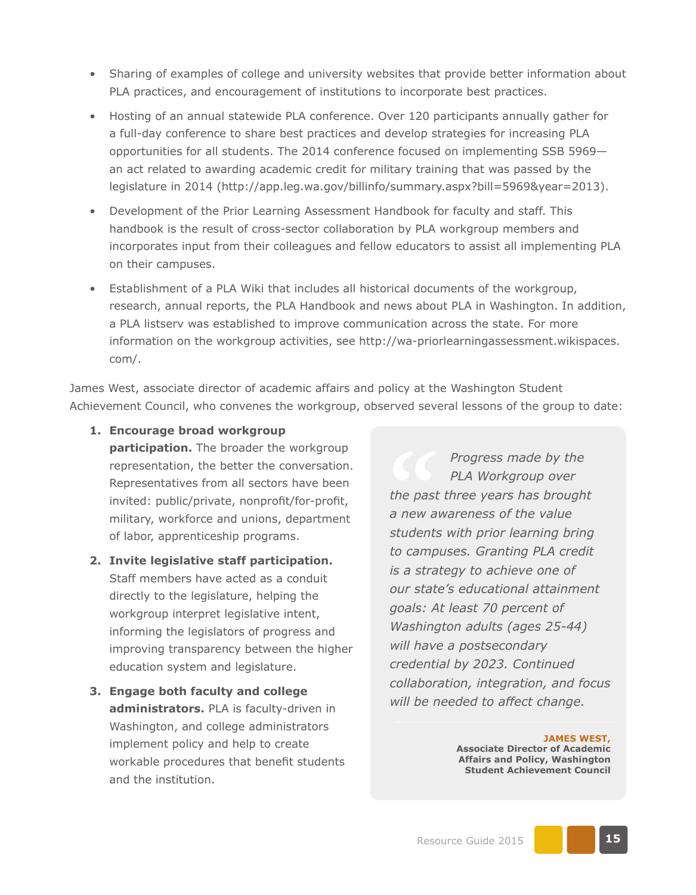- Sharing of examples of college and university websites that provide better information about PLA practices, and encouragement of institutions to incorporate best practices.
- Hosting of an annual statewide PLA conference. Over 120 participants annually gather for a full-day conference to share best practices and develop strategies for increasing PLA opportunities for all students. The 2014 conference focused on implementing SSB 5969—an act related to awarding academic credit for military training that was passed by the legislature in 2014 (http://app.leg.wa.gov/billinfo/summary.aspx?bill=5969&year=2013).
- Development of the Prior Learning Assessment Handbook for faculty and staff. This handbook is the result of cross-sector collaboration by PLA workgroup members and incorporates input from their colleagues and fellow educators to assist all implementing PLA on their campuses.
- Establishment of a PLA Wiki that includes all historical documents of the workgroup, research, annual reports, the PLA Handbook and news about PLA in Washington. In addition, a PLA listserv was established to improve communication across the state. For more information on the workgroup activities, see http://wa-priorlearningassessment.wikispaces.com/.

James West, associate director of academic affairs and policy at the Washington Student Achievement Council, who convenes the workgroup, observed several lessons of the group to date:

1. **Encourage broad workgroup participation.** The broader the workgroup representation, the better the conversation. Representatives from all sectors have been invited: public/private, nonprofit/for-profit, military, workforce and unions, department of labor, apprenticeship programs.
2. **Invite legislative staff participation.** Staff members have acted as a conduit directly to the legislature, helping the workgroup interpret legislative intent, informing the legislators of progress and improving transparency between the higher education system and legislature.
3. **Engage both faculty and college administrators.** PLA is faculty-driven in Washington, and college administrators implement policy and help to create workable procedures that benefit students and the institution.

> *Progress made by the PLA Workgroup over the past three years has brought a new awareness of the value students with prior learning bring to campuses. Granting PLA credit is a strategy to achieve one of our state's educational attainment goals: At least 70 percent of Washington adults (ages 25-44) will have a postsecondary credential by 2023. Continued collaboration, integration, and focus will be needed to affect change.*
>
> **JAMES WEST,**
> **Associate Director of Academic Affairs and Policy, Washington Student Achievement Council**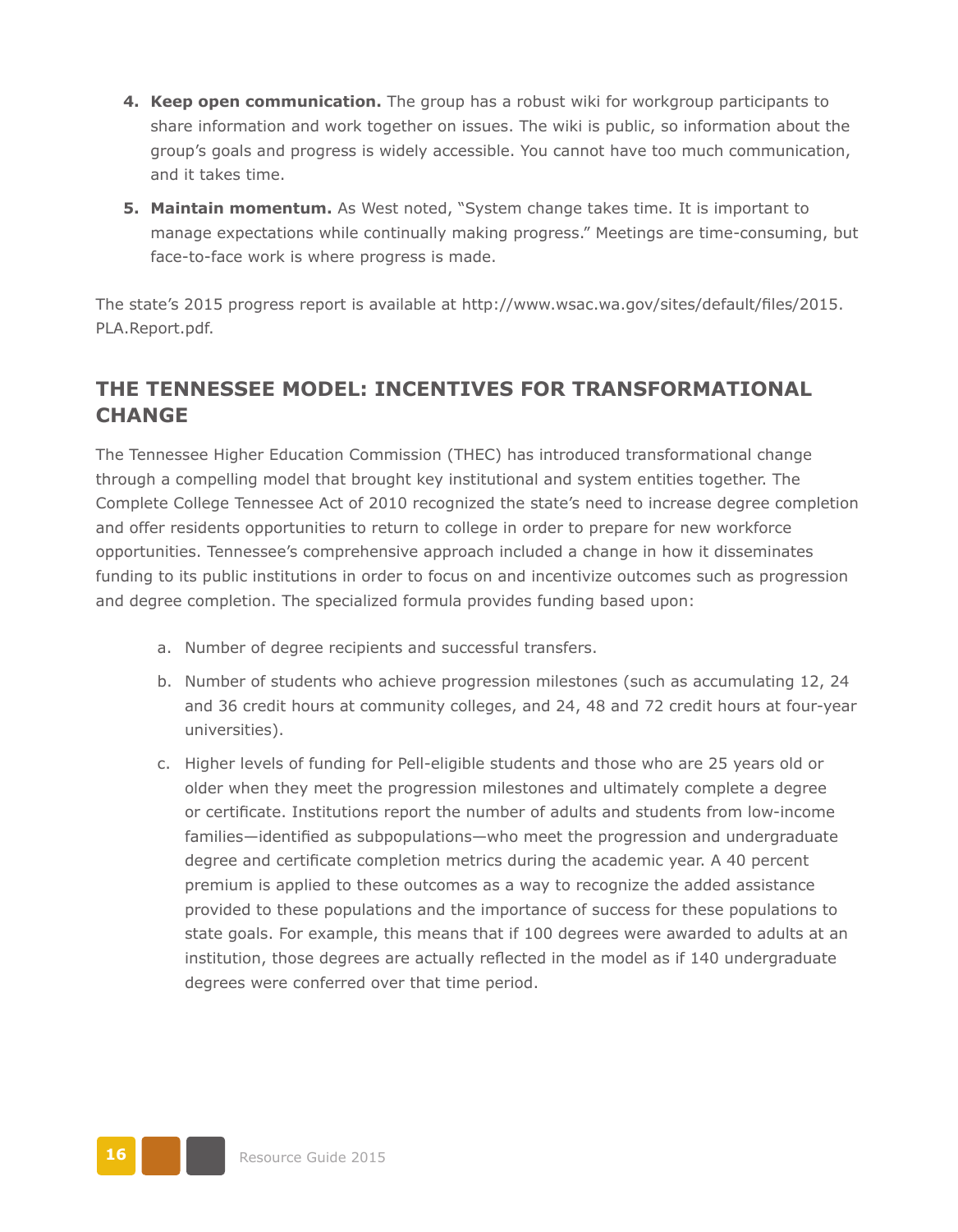4. **Keep open communication.** The group has a robust wiki for workgroup participants to share information and work together on issues. The wiki is public, so information about the group's goals and progress is widely accessible. You cannot have too much communication, and it takes time.
5. **Maintain momentum.** As West noted, "System change takes time. It is important to manage expectations while continually making progress." Meetings are time-consuming, but face-to-face work is where progress is made.

The state's 2015 progress report is available at http://www.wsac.wa.gov/sites/default/files/2015.PLA.Report.pdf.

## THE TENNESSEE MODEL: INCENTIVES FOR TRANSFORMATIONAL CHANGE

The Tennessee Higher Education Commission (THEC) has introduced transformational change through a compelling model that brought key institutional and system entities together. The Complete College Tennessee Act of 2010 recognized the state's need to increase degree completion and offer residents opportunities to return to college in order to prepare for new workforce opportunities. Tennessee's comprehensive approach included a change in how it disseminates funding to its public institutions in order to focus on and incentivize outcomes such as progression and degree completion. The specialized formula provides funding based upon:

a. Number of degree recipients and successful transfers.

b. Number of students who achieve progression milestones (such as accumulating 12, 24 and 36 credit hours at community colleges, and 24, 48 and 72 credit hours at four-year universities).

c. Higher levels of funding for Pell-eligible students and those who are 25 years old or older when they meet the progression milestones and ultimately complete a degree or certificate. Institutions report the number of adults and students from low-income families—identified as subpopulations—who meet the progression and undergraduate degree and certificate completion metrics during the academic year. A 40 percent premium is applied to these outcomes as a way to recognize the added assistance provided to these populations and the importance of success for these populations to state goals. For example, this means that if 100 degrees were awarded to adults at an institution, those degrees are actually reflected in the model as if 140 undergraduate degrees were conferred over that time period.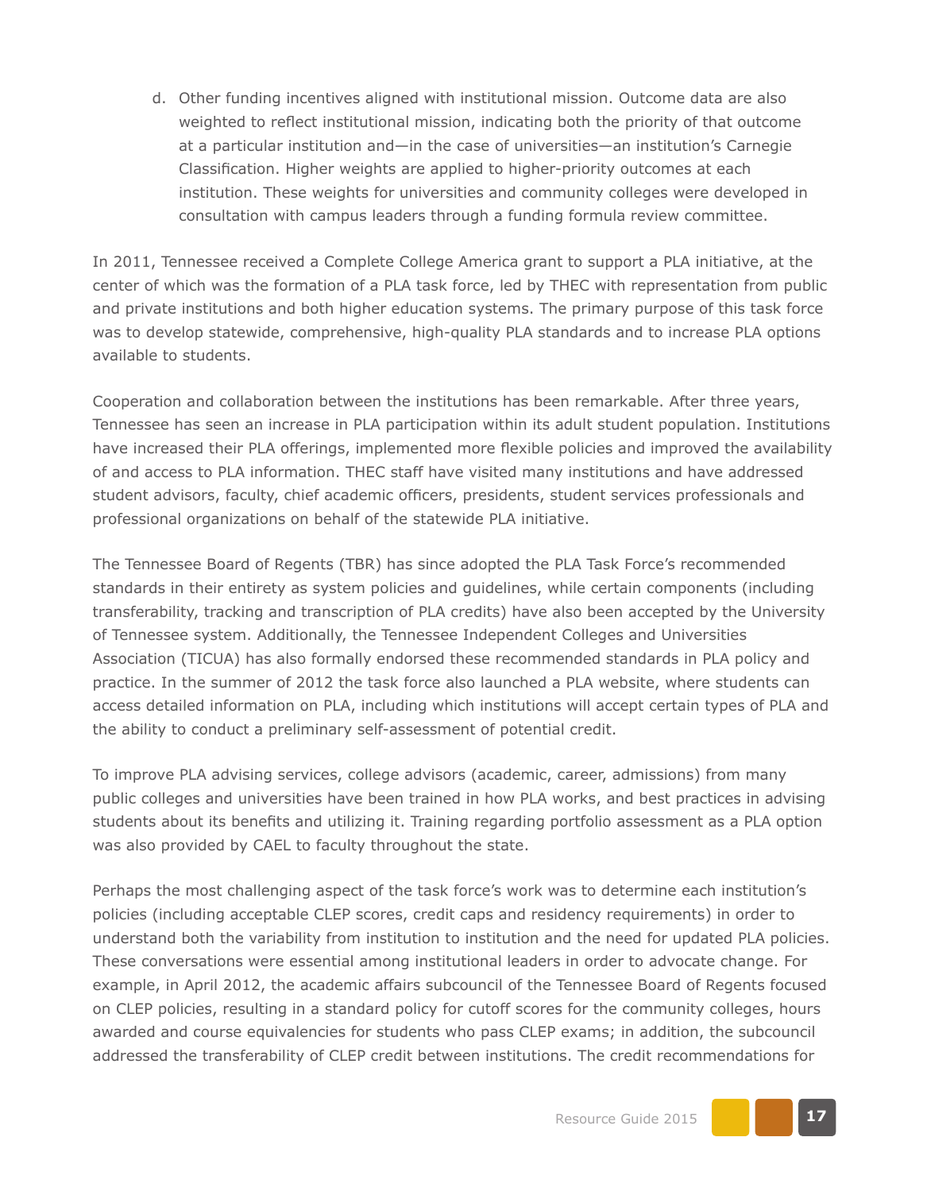d. Other funding incentives aligned with institutional mission. Outcome data are also weighted to reflect institutional mission, indicating both the priority of that outcome at a particular institution and—in the case of universities—an institution's Carnegie Classification. Higher weights are applied to higher-priority outcomes at each institution. These weights for universities and community colleges were developed in consultation with campus leaders through a funding formula review committee.

In 2011, Tennessee received a Complete College America grant to support a PLA initiative, at the center of which was the formation of a PLA task force, led by THEC with representation from public and private institutions and both higher education systems. The primary purpose of this task force was to develop statewide, comprehensive, high-quality PLA standards and to increase PLA options available to students.

Cooperation and collaboration between the institutions has been remarkable. After three years, Tennessee has seen an increase in PLA participation within its adult student population. Institutions have increased their PLA offerings, implemented more flexible policies and improved the availability of and access to PLA information. THEC staff have visited many institutions and have addressed student advisors, faculty, chief academic officers, presidents, student services professionals and professional organizations on behalf of the statewide PLA initiative.

The Tennessee Board of Regents (TBR) has since adopted the PLA Task Force's recommended standards in their entirety as system policies and guidelines, while certain components (including transferability, tracking and transcription of PLA credits) have also been accepted by the University of Tennessee system. Additionally, the Tennessee Independent Colleges and Universities Association (TICUA) has also formally endorsed these recommended standards in PLA policy and practice. In the summer of 2012 the task force also launched a PLA website, where students can access detailed information on PLA, including which institutions will accept certain types of PLA and the ability to conduct a preliminary self-assessment of potential credit.

To improve PLA advising services, college advisors (academic, career, admissions) from many public colleges and universities have been trained in how PLA works, and best practices in advising students about its benefits and utilizing it. Training regarding portfolio assessment as a PLA option was also provided by CAEL to faculty throughout the state.

Perhaps the most challenging aspect of the task force's work was to determine each institution's policies (including acceptable CLEP scores, credit caps and residency requirements) in order to understand both the variability from institution to institution and the need for updated PLA policies. These conversations were essential among institutional leaders in order to advocate change. For example, in April 2012, the academic affairs subcouncil of the Tennessee Board of Regents focused on CLEP policies, resulting in a standard policy for cutoff scores for the community colleges, hours awarded and course equivalencies for students who pass CLEP exams; in addition, the subcouncil addressed the transferability of CLEP credit between institutions. The credit recommendations for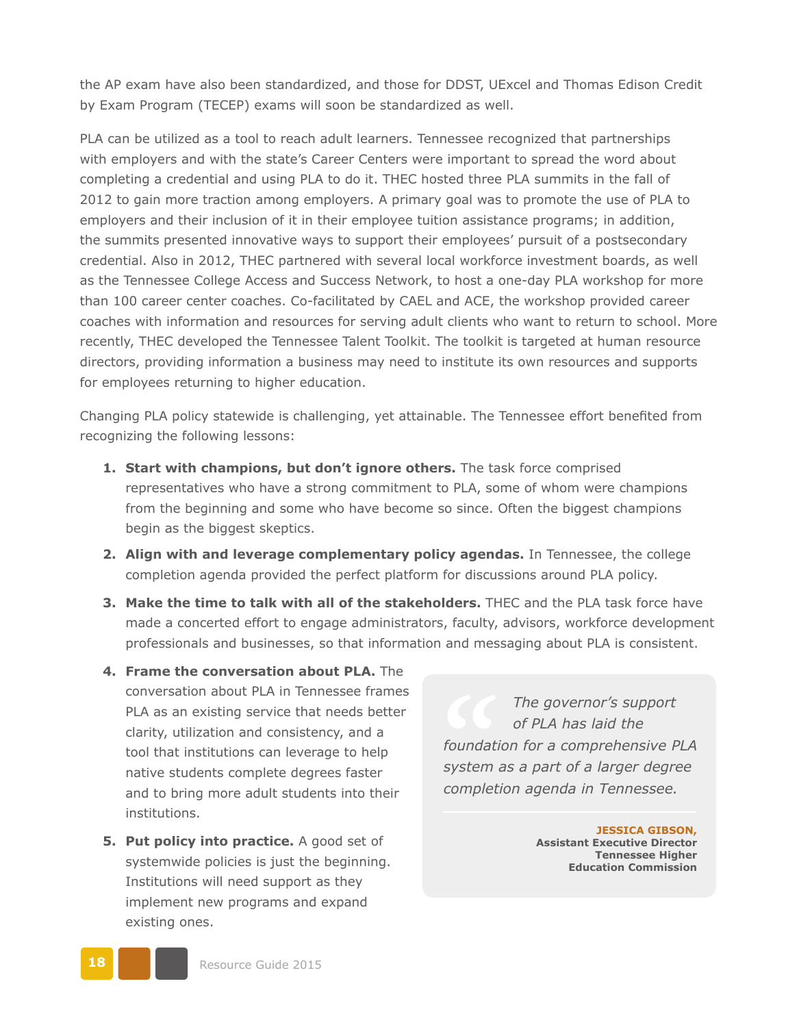the AP exam have also been standardized, and those for DDST, UExcel and Thomas Edison Credit by Exam Program (TECEP) exams will soon be standardized as well.

PLA can be utilized as a tool to reach adult learners. Tennessee recognized that partnerships with employers and with the state's Career Centers were important to spread the word about completing a credential and using PLA to do it. THEC hosted three PLA summits in the fall of 2012 to gain more traction among employers. A primary goal was to promote the use of PLA to employers and their inclusion of it in their employee tuition assistance programs; in addition, the summits presented innovative ways to support their employees' pursuit of a postsecondary credential. Also in 2012, THEC partnered with several local workforce investment boards, as well as the Tennessee College Access and Success Network, to host a one-day PLA workshop for more than 100 career center coaches. Co-facilitated by CAEL and ACE, the workshop provided career coaches with information and resources for serving adult clients who want to return to school. More recently, THEC developed the Tennessee Talent Toolkit. The toolkit is targeted at human resource directors, providing information a business may need to institute its own resources and supports for employees returning to higher education.

Changing PLA policy statewide is challenging, yet attainable. The Tennessee effort benefited from recognizing the following lessons:

1. **Start with champions, but don't ignore others.** The task force comprised representatives who have a strong commitment to PLA, some of whom were champions from the beginning and some who have become so since. Often the biggest champions begin as the biggest skeptics.
2. **Align with and leverage complementary policy agendas.** In Tennessee, the college completion agenda provided the perfect platform for discussions around PLA policy.
3. **Make the time to talk with all of the stakeholders.** THEC and the PLA task force have made a concerted effort to engage administrators, faculty, advisors, workforce development professionals and businesses, so that information and messaging about PLA is consistent.
4. **Frame the conversation about PLA.** The conversation about PLA in Tennessee frames PLA as an existing service that needs better clarity, utilization and consistency, and a tool that institutions can leverage to help native students complete degrees faster and to bring more adult students into their institutions.
5. **Put policy into practice.** A good set of systemwide policies is just the beginning. Institutions will need support as they implement new programs and expand existing ones.

> *"The governor's support of PLA has laid the foundation for a comprehensive PLA system as a part of a larger degree completion agenda in Tennessee.*
>
> **JESSICA GIBSON,**
> **Assistant Executive Director**
> **Tennessee Higher Education Commission**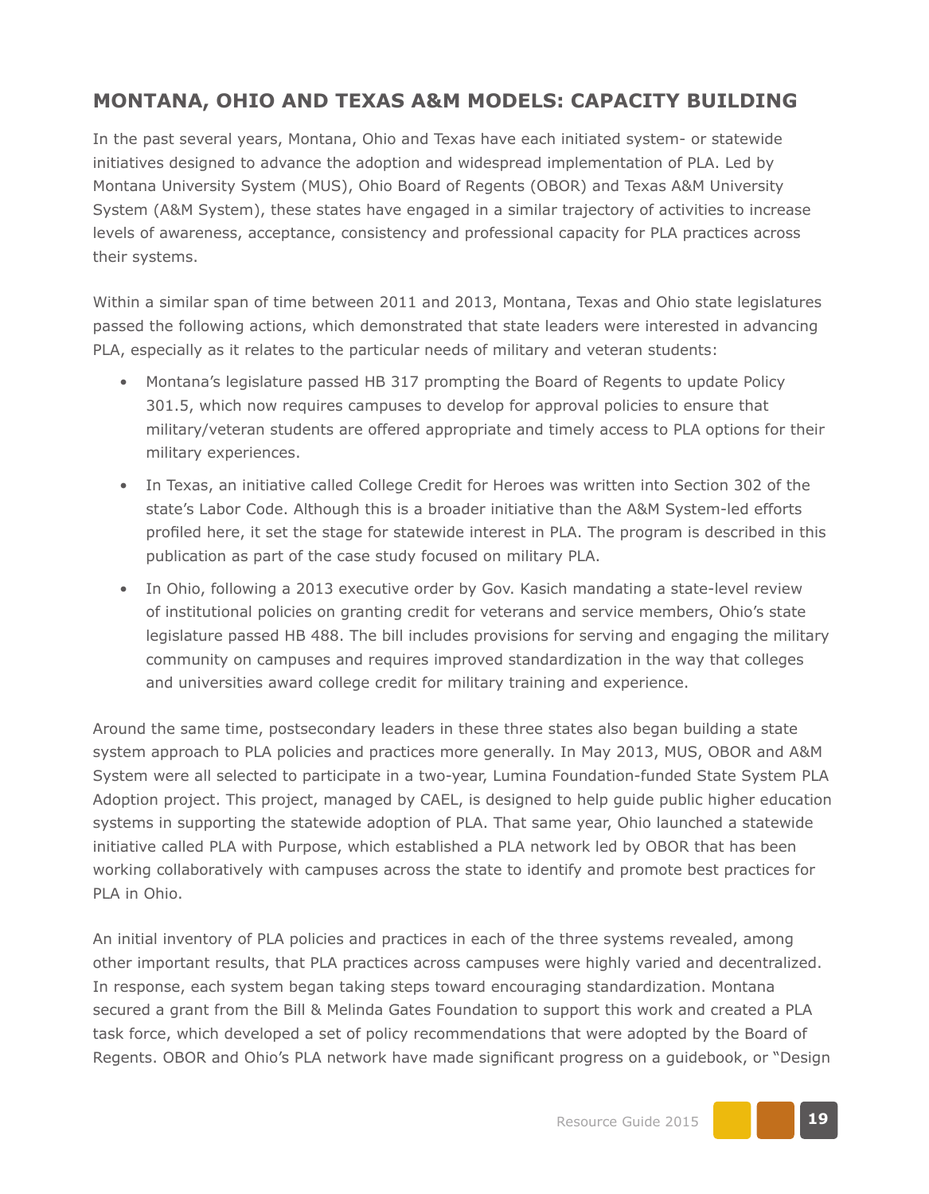## MONTANA, OHIO AND TEXAS A&M MODELS: CAPACITY BUILDING

In the past several years, Montana, Ohio and Texas have each initiated system- or statewide initiatives designed to advance the adoption and widespread implementation of PLA. Led by Montana University System (MUS), Ohio Board of Regents (OBOR) and Texas A&M University System (A&M System), these states have engaged in a similar trajectory of activities to increase levels of awareness, acceptance, consistency and professional capacity for PLA practices across their systems.

Within a similar span of time between 2011 and 2013, Montana, Texas and Ohio state legislatures passed the following actions, which demonstrated that state leaders were interested in advancing PLA, especially as it relates to the particular needs of military and veteran students:

- Montana's legislature passed HB 317 prompting the Board of Regents to update Policy 301.5, which now requires campuses to develop for approval policies to ensure that military/veteran students are offered appropriate and timely access to PLA options for their military experiences.
- In Texas, an initiative called College Credit for Heroes was written into Section 302 of the state's Labor Code. Although this is a broader initiative than the A&M System-led efforts profiled here, it set the stage for statewide interest in PLA. The program is described in this publication as part of the case study focused on military PLA.
- In Ohio, following a 2013 executive order by Gov. Kasich mandating a state-level review of institutional policies on granting credit for veterans and service members, Ohio's state legislature passed HB 488. The bill includes provisions for serving and engaging the military community on campuses and requires improved standardization in the way that colleges and universities award college credit for military training and experience.

Around the same time, postsecondary leaders in these three states also began building a state system approach to PLA policies and practices more generally. In May 2013, MUS, OBOR and A&M System were all selected to participate in a two-year, Lumina Foundation-funded State System PLA Adoption project. This project, managed by CAEL, is designed to help guide public higher education systems in supporting the statewide adoption of PLA. That same year, Ohio launched a statewide initiative called PLA with Purpose, which established a PLA network led by OBOR that has been working collaboratively with campuses across the state to identify and promote best practices for PLA in Ohio.

An initial inventory of PLA policies and practices in each of the three systems revealed, among other important results, that PLA practices across campuses were highly varied and decentralized. In response, each system began taking steps toward encouraging standardization. Montana secured a grant from the Bill & Melinda Gates Foundation to support this work and created a PLA task force, which developed a set of policy recommendations that were adopted by the Board of Regents. OBOR and Ohio's PLA network have made significant progress on a guidebook, or "Design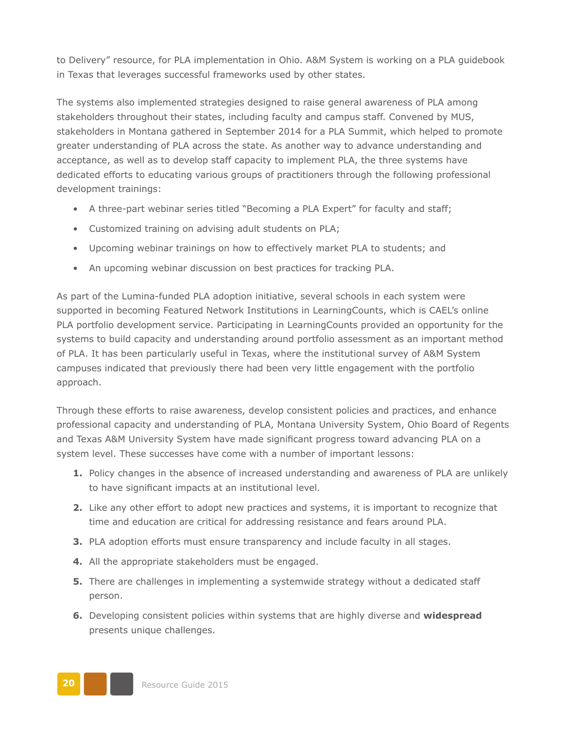to Delivery" resource, for PLA implementation in Ohio. A&M System is working on a PLA guidebook in Texas that leverages successful frameworks used by other states.

The systems also implemented strategies designed to raise general awareness of PLA among stakeholders throughout their states, including faculty and campus staff. Convened by MUS, stakeholders in Montana gathered in September 2014 for a PLA Summit, which helped to promote greater understanding of PLA across the state. As another way to advance understanding and acceptance, as well as to develop staff capacity to implement PLA, the three systems have dedicated efforts to educating various groups of practitioners through the following professional development trainings:

- A three-part webinar series titled "Becoming a PLA Expert" for faculty and staff;
- Customized training on advising adult students on PLA;
- Upcoming webinar trainings on how to effectively market PLA to students; and
- An upcoming webinar discussion on best practices for tracking PLA.

As part of the Lumina-funded PLA adoption initiative, several schools in each system were supported in becoming Featured Network Institutions in LearningCounts, which is CAEL's online PLA portfolio development service. Participating in LearningCounts provided an opportunity for the systems to build capacity and understanding around portfolio assessment as an important method of PLA. It has been particularly useful in Texas, where the institutional survey of A&M System campuses indicated that previously there had been very little engagement with the portfolio approach.

Through these efforts to raise awareness, develop consistent policies and practices, and enhance professional capacity and understanding of PLA, Montana University System, Ohio Board of Regents and Texas A&M University System have made significant progress toward advancing PLA on a system level. These successes have come with a number of important lessons:

1. Policy changes in the absence of increased understanding and awareness of PLA are unlikely to have significant impacts at an institutional level.
2. Like any other effort to adopt new practices and systems, it is important to recognize that time and education are critical for addressing resistance and fears around PLA.
3. PLA adoption efforts must ensure transparency and include faculty in all stages.
4. All the appropriate stakeholders must be engaged.
5. There are challenges in implementing a systemwide strategy without a dedicated staff person.
6. Developing consistent policies within systems that are highly diverse and **widespread** presents unique challenges.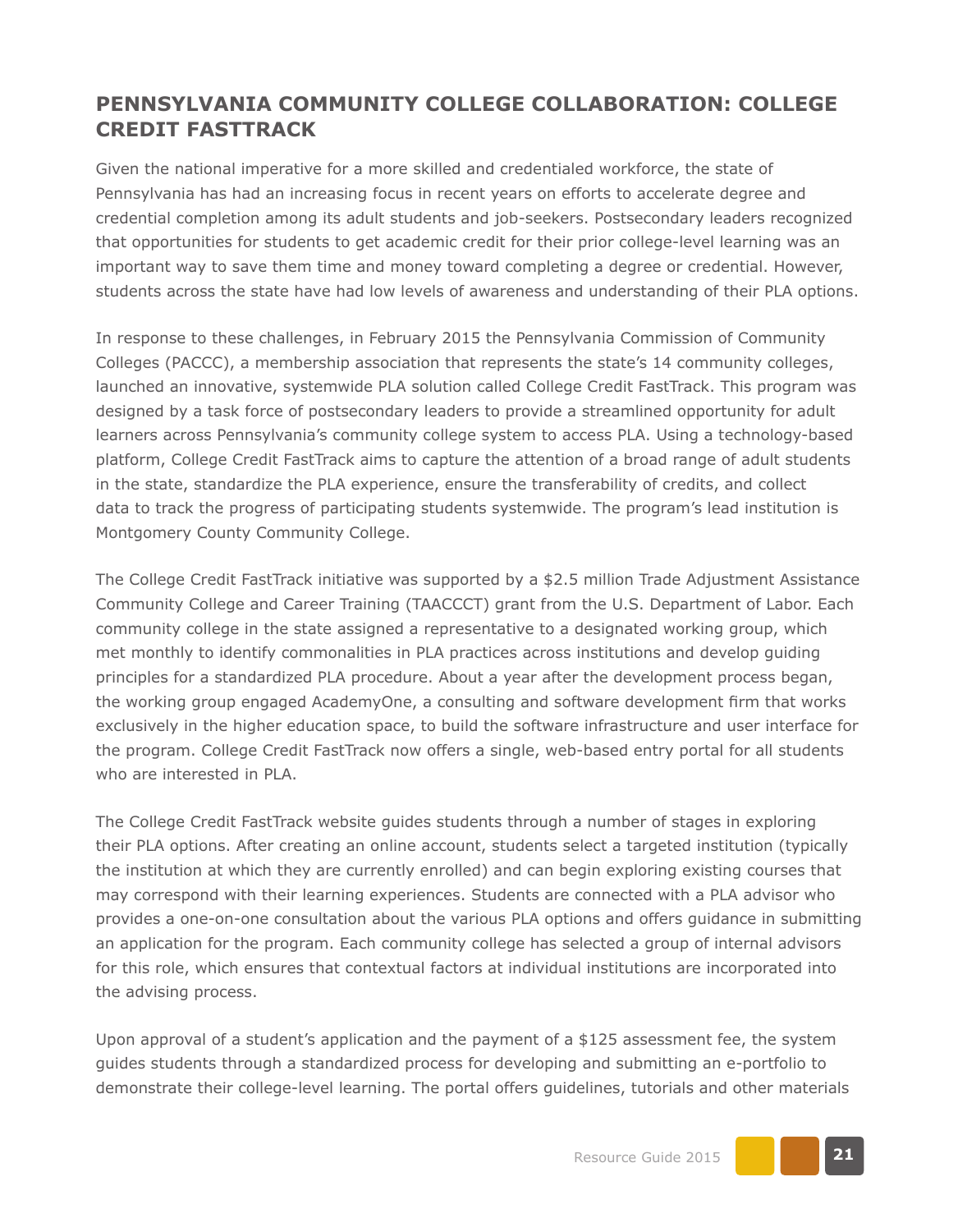## PENNSYLVANIA COMMUNITY COLLEGE COLLABORATION: COLLEGE CREDIT FASTTRACK

Given the national imperative for a more skilled and credentialed workforce, the state of Pennsylvania has had an increasing focus in recent years on efforts to accelerate degree and credential completion among its adult students and job-seekers. Postsecondary leaders recognized that opportunities for students to get academic credit for their prior college-level learning was an important way to save them time and money toward completing a degree or credential. However, students across the state have had low levels of awareness and understanding of their PLA options.

In response to these challenges, in February 2015 the Pennsylvania Commission of Community Colleges (PACCC), a membership association that represents the state's 14 community colleges, launched an innovative, systemwide PLA solution called College Credit FastTrack. This program was designed by a task force of postsecondary leaders to provide a streamlined opportunity for adult learners across Pennsylvania's community college system to access PLA. Using a technology-based platform, College Credit FastTrack aims to capture the attention of a broad range of adult students in the state, standardize the PLA experience, ensure the transferability of credits, and collect data to track the progress of participating students systemwide. The program's lead institution is Montgomery County Community College.

The College Credit FastTrack initiative was supported by a $2.5 million Trade Adjustment Assistance Community College and Career Training (TAACCCT) grant from the U.S. Department of Labor. Each community college in the state assigned a representative to a designated working group, which met monthly to identify commonalities in PLA practices across institutions and develop guiding principles for a standardized PLA procedure. About a year after the development process began, the working group engaged AcademyOne, a consulting and software development firm that works exclusively in the higher education space, to build the software infrastructure and user interface for the program. College Credit FastTrack now offers a single, web-based entry portal for all students who are interested in PLA.

The College Credit FastTrack website guides students through a number of stages in exploring their PLA options. After creating an online account, students select a targeted institution (typically the institution at which they are currently enrolled) and can begin exploring existing courses that may correspond with their learning experiences. Students are connected with a PLA advisor who provides a one-on-one consultation about the various PLA options and offers guidance in submitting an application for the program. Each community college has selected a group of internal advisors for this role, which ensures that contextual factors at individual institutions are incorporated into the advising process.

Upon approval of a student's application and the payment of a $125 assessment fee, the system guides students through a standardized process for developing and submitting an e-portfolio to demonstrate their college-level learning. The portal offers guidelines, tutorials and other materials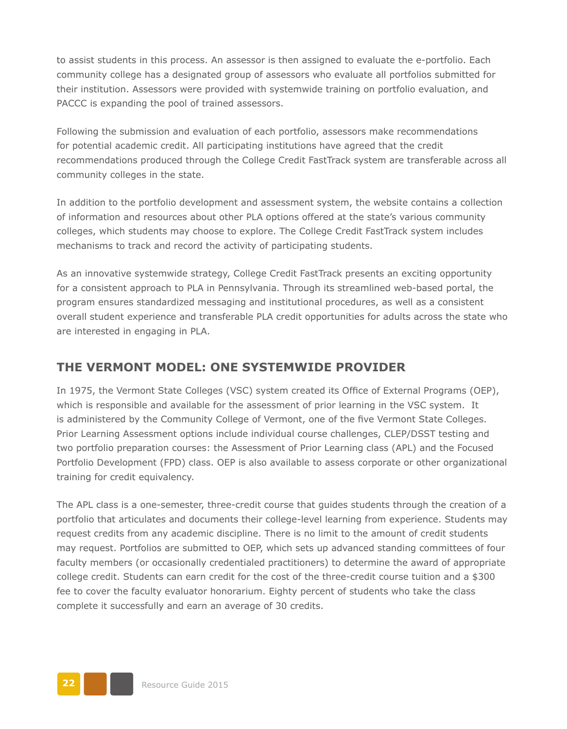to assist students in this process. An assessor is then assigned to evaluate the e-portfolio. Each community college has a designated group of assessors who evaluate all portfolios submitted for their institution. Assessors were provided with systemwide training on portfolio evaluation, and PACCC is expanding the pool of trained assessors.

Following the submission and evaluation of each portfolio, assessors make recommendations for potential academic credit. All participating institutions have agreed that the credit recommendations produced through the College Credit FastTrack system are transferable across all community colleges in the state.

In addition to the portfolio development and assessment system, the website contains a collection of information and resources about other PLA options offered at the state's various community colleges, which students may choose to explore. The College Credit FastTrack system includes mechanisms to track and record the activity of participating students.

As an innovative systemwide strategy, College Credit FastTrack presents an exciting opportunity for a consistent approach to PLA in Pennsylvania. Through its streamlined web-based portal, the program ensures standardized messaging and institutional procedures, as well as a consistent overall student experience and transferable PLA credit opportunities for adults across the state who are interested in engaging in PLA.

## THE VERMONT MODEL: ONE SYSTEMWIDE PROVIDER

In 1975, the Vermont State Colleges (VSC) system created its Office of External Programs (OEP), which is responsible and available for the assessment of prior learning in the VSC system. It is administered by the Community College of Vermont, one of the five Vermont State Colleges. Prior Learning Assessment options include individual course challenges, CLEP/DSST testing and two portfolio preparation courses: the Assessment of Prior Learning class (APL) and the Focused Portfolio Development (FPD) class. OEP is also available to assess corporate or other organizational training for credit equivalency.

The APL class is a one-semester, three-credit course that guides students through the creation of a portfolio that articulates and documents their college-level learning from experience. Students may request credits from any academic discipline. There is no limit to the amount of credit students may request. Portfolios are submitted to OEP, which sets up advanced standing committees of four faculty members (or occasionally credentialed practitioners) to determine the award of appropriate college credit. Students can earn credit for the cost of the three-credit course tuition and a $300 fee to cover the faculty evaluator honorarium. Eighty percent of students who take the class complete it successfully and earn an average of 30 credits.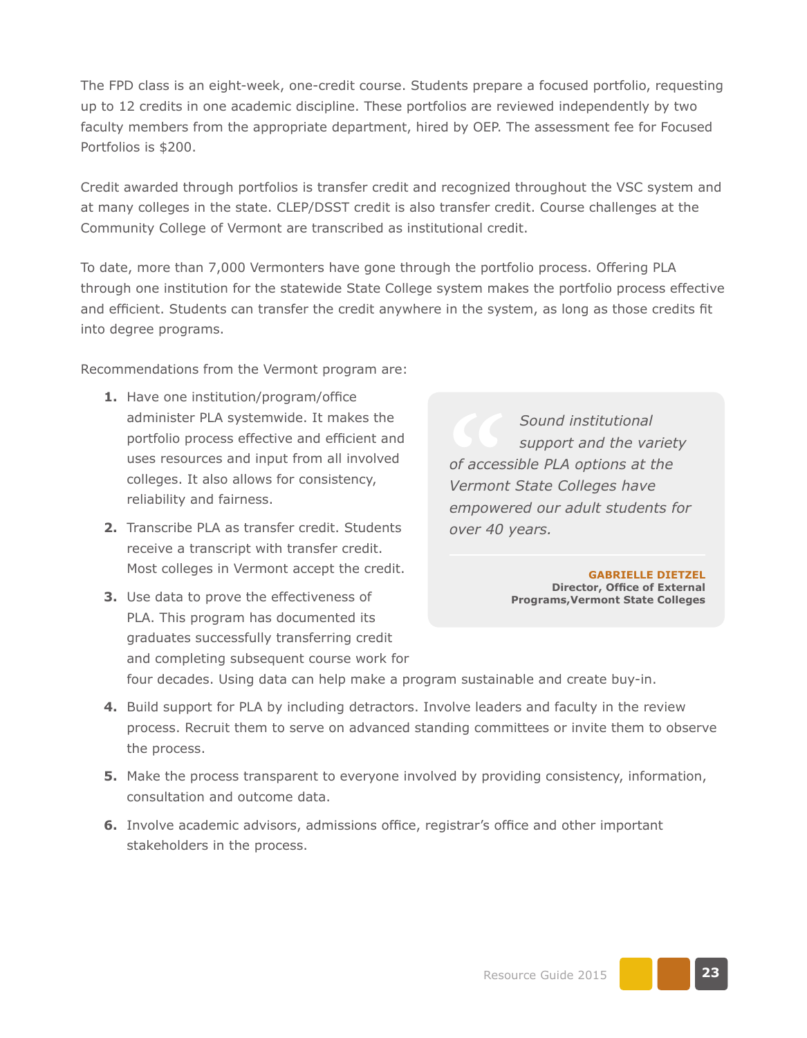The FPD class is an eight-week, one-credit course. Students prepare a focused portfolio, requesting up to 12 credits in one academic discipline. These portfolios are reviewed independently by two faculty members from the appropriate department, hired by OEP. The assessment fee for Focused Portfolios is $200.

Credit awarded through portfolios is transfer credit and recognized throughout the VSC system and at many colleges in the state. CLEP/DSST credit is also transfer credit. Course challenges at the Community College of Vermont are transcribed as institutional credit.

To date, more than 7,000 Vermonters have gone through the portfolio process. Offering PLA through one institution for the statewide State College system makes the portfolio process effective and efficient. Students can transfer the credit anywhere in the system, as long as those credits fit into degree programs.

Recommendations from the Vermont program are:

1. Have one institution/program/office administer PLA systemwide. It makes the portfolio process effective and efficient and uses resources and input from all involved colleges. It also allows for consistency, reliability and fairness.
2. Transcribe PLA as transfer credit. Students receive a transcript with transfer credit. Most colleges in Vermont accept the credit.
3. Use data to prove the effectiveness of PLA. This program has documented its graduates successfully transferring credit and completing subsequent course work for four decades. Using data can help make a program sustainable and create buy-in.
4. Build support for PLA by including detractors. Involve leaders and faculty in the review process. Recruit them to serve on advanced standing committees or invite them to observe the process.
5. Make the process transparent to everyone involved by providing consistency, information, consultation and outcome data.
6. Involve academic advisors, admissions office, registrar's office and other important stakeholders in the process.

> *"Sound institutional support and the variety of accessible PLA options at the Vermont State Colleges have empowered our adult students for over 40 years.*
>
> **GABRIELLE DIETZEL**
> **Director, Office of External Programs,Vermont State Colleges**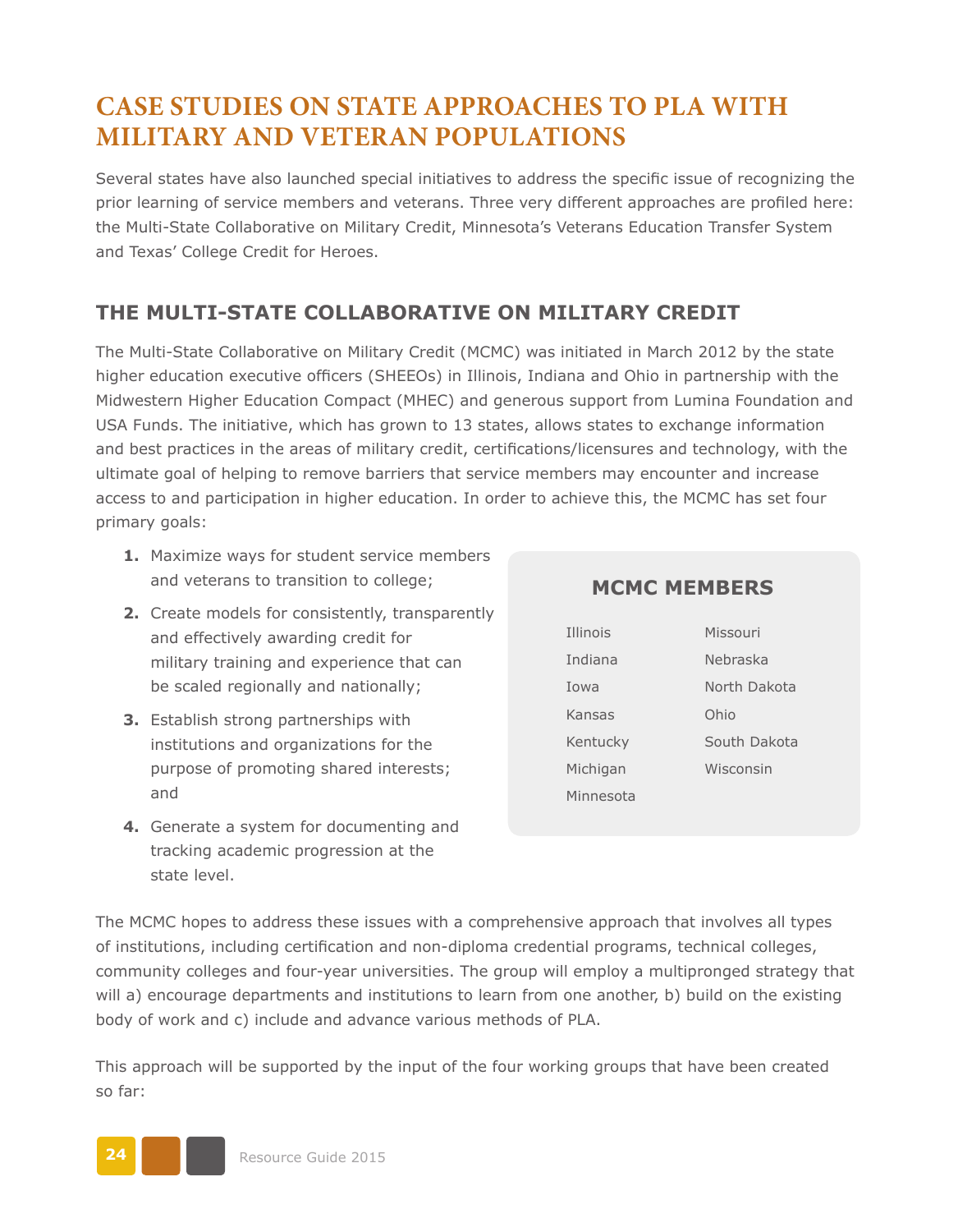# CASE STUDIES ON STATE APPROACHES TO PLA WITH MILITARY AND VETERAN POPULATIONS

Several states have also launched special initiatives to address the specific issue of recognizing the prior learning of service members and veterans. Three very different approaches are profiled here: the Multi-State Collaborative on Military Credit, Minnesota's Veterans Education Transfer System and Texas' College Credit for Heroes.

## THE MULTI-STATE COLLABORATIVE ON MILITARY CREDIT

The Multi-State Collaborative on Military Credit (MCMC) was initiated in March 2012 by the state higher education executive officers (SHEEOs) in Illinois, Indiana and Ohio in partnership with the Midwestern Higher Education Compact (MHEC) and generous support from Lumina Foundation and USA Funds. The initiative, which has grown to 13 states, allows states to exchange information and best practices in the areas of military credit, certifications/licensures and technology, with the ultimate goal of helping to remove barriers that service members may encounter and increase access to and participation in higher education. In order to achieve this, the MCMC has set four primary goals:

1. Maximize ways for student service members and veterans to transition to college;
2. Create models for consistently, transparently and effectively awarding credit for military training and experience that can be scaled regionally and nationally;
3. Establish strong partnerships with institutions and organizations for the purpose of promoting shared interests; and
4. Generate a system for documenting and tracking academic progression at the state level.

### MCMC MEMBERS

- Illinois
- Indiana
- Iowa
- Kansas
- Kentucky
- Michigan
- Minnesota
- Missouri
- Nebraska
- North Dakota
- Ohio
- South Dakota
- Wisconsin

The MCMC hopes to address these issues with a comprehensive approach that involves all types of institutions, including certification and non-diploma credential programs, technical colleges, community colleges and four-year universities. The group will employ a multipronged strategy that will a) encourage departments and institutions to learn from one another, b) build on the existing body of work and c) include and advance various methods of PLA.

This approach will be supported by the input of the four working groups that have been created so far: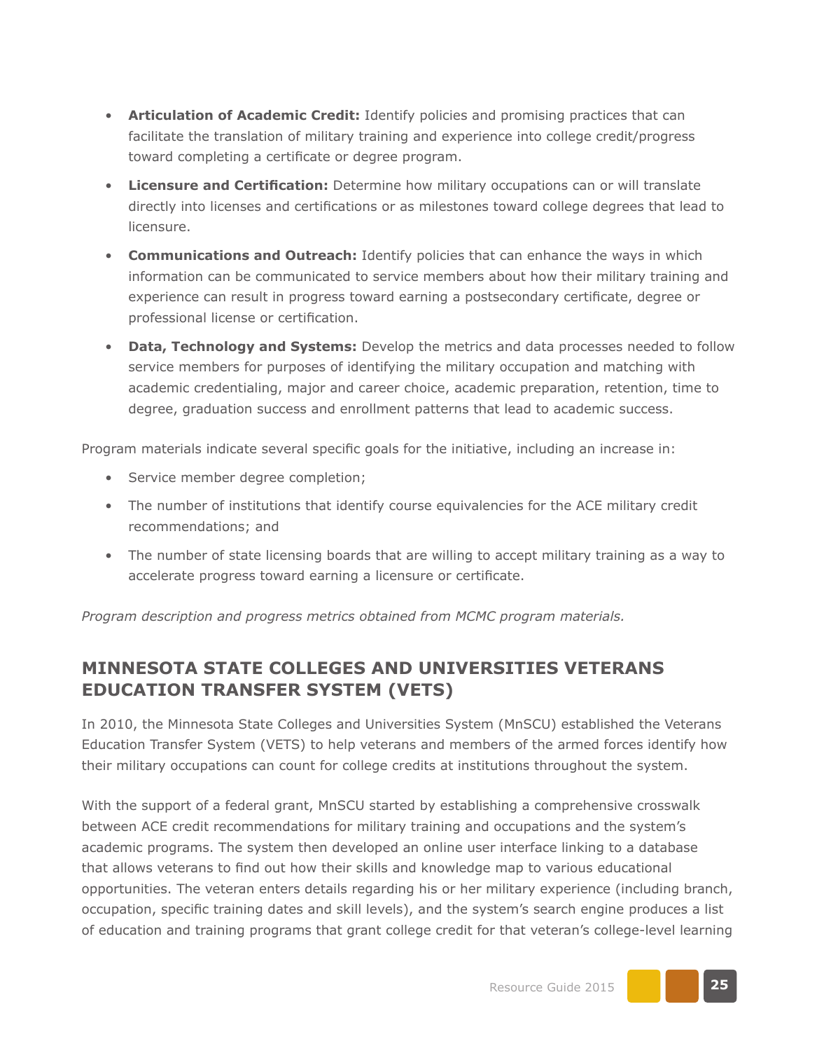- **Articulation of Academic Credit:** Identify policies and promising practices that can facilitate the translation of military training and experience into college credit/progress toward completing a certificate or degree program.
- **Licensure and Certification:** Determine how military occupations can or will translate directly into licenses and certifications or as milestones toward college degrees that lead to licensure.
- **Communications and Outreach:** Identify policies that can enhance the ways in which information can be communicated to service members about how their military training and experience can result in progress toward earning a postsecondary certificate, degree or professional license or certification.
- **Data, Technology and Systems:** Develop the metrics and data processes needed to follow service members for purposes of identifying the military occupation and matching with academic credentialing, major and career choice, academic preparation, retention, time to degree, graduation success and enrollment patterns that lead to academic success.

Program materials indicate several specific goals for the initiative, including an increase in:

- Service member degree completion;
- The number of institutions that identify course equivalencies for the ACE military credit recommendations; and
- The number of state licensing boards that are willing to accept military training as a way to accelerate progress toward earning a licensure or certificate.

*Program description and progress metrics obtained from MCMC program materials.*

## MINNESOTA STATE COLLEGES AND UNIVERSITIES VETERANS EDUCATION TRANSFER SYSTEM (VETS)

In 2010, the Minnesota State Colleges and Universities System (MnSCU) established the Veterans Education Transfer System (VETS) to help veterans and members of the armed forces identify how their military occupations can count for college credits at institutions throughout the system.

With the support of a federal grant, MnSCU started by establishing a comprehensive crosswalk between ACE credit recommendations for military training and occupations and the system's academic programs. The system then developed an online user interface linking to a database that allows veterans to find out how their skills and knowledge map to various educational opportunities. The veteran enters details regarding his or her military experience (including branch, occupation, specific training dates and skill levels), and the system's search engine produces a list of education and training programs that grant college credit for that veteran's college-level learning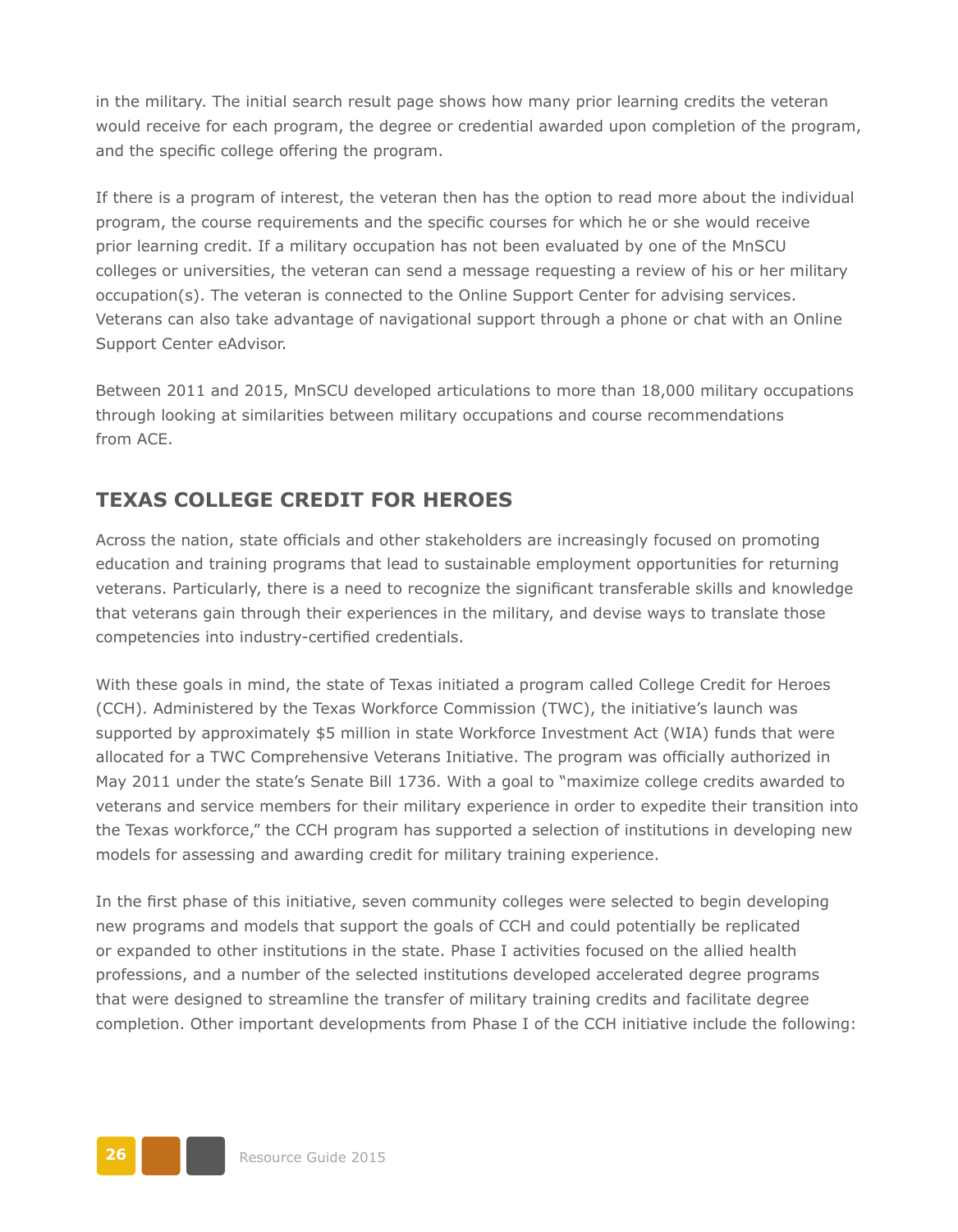in the military. The initial search result page shows how many prior learning credits the veteran would receive for each program, the degree or credential awarded upon completion of the program, and the specific college offering the program.

If there is a program of interest, the veteran then has the option to read more about the individual program, the course requirements and the specific courses for which he or she would receive prior learning credit. If a military occupation has not been evaluated by one of the MnSCU colleges or universities, the veteran can send a message requesting a review of his or her military occupation(s). The veteran is connected to the Online Support Center for advising services. Veterans can also take advantage of navigational support through a phone or chat with an Online Support Center eAdvisor.

Between 2011 and 2015, MnSCU developed articulations to more than 18,000 military occupations through looking at similarities between military occupations and course recommendations from ACE.

## TEXAS COLLEGE CREDIT FOR HEROES

Across the nation, state officials and other stakeholders are increasingly focused on promoting education and training programs that lead to sustainable employment opportunities for returning veterans. Particularly, there is a need to recognize the significant transferable skills and knowledge that veterans gain through their experiences in the military, and devise ways to translate those competencies into industry-certified credentials.

With these goals in mind, the state of Texas initiated a program called College Credit for Heroes (CCH). Administered by the Texas Workforce Commission (TWC), the initiative's launch was supported by approximately $5 million in state Workforce Investment Act (WIA) funds that were allocated for a TWC Comprehensive Veterans Initiative. The program was officially authorized in May 2011 under the state's Senate Bill 1736. With a goal to "maximize college credits awarded to veterans and service members for their military experience in order to expedite their transition into the Texas workforce," the CCH program has supported a selection of institutions in developing new models for assessing and awarding credit for military training experience.

In the first phase of this initiative, seven community colleges were selected to begin developing new programs and models that support the goals of CCH and could potentially be replicated or expanded to other institutions in the state. Phase I activities focused on the allied health professions, and a number of the selected institutions developed accelerated degree programs that were designed to streamline the transfer of military training credits and facilitate degree completion. Other important developments from Phase I of the CCH initiative include the following: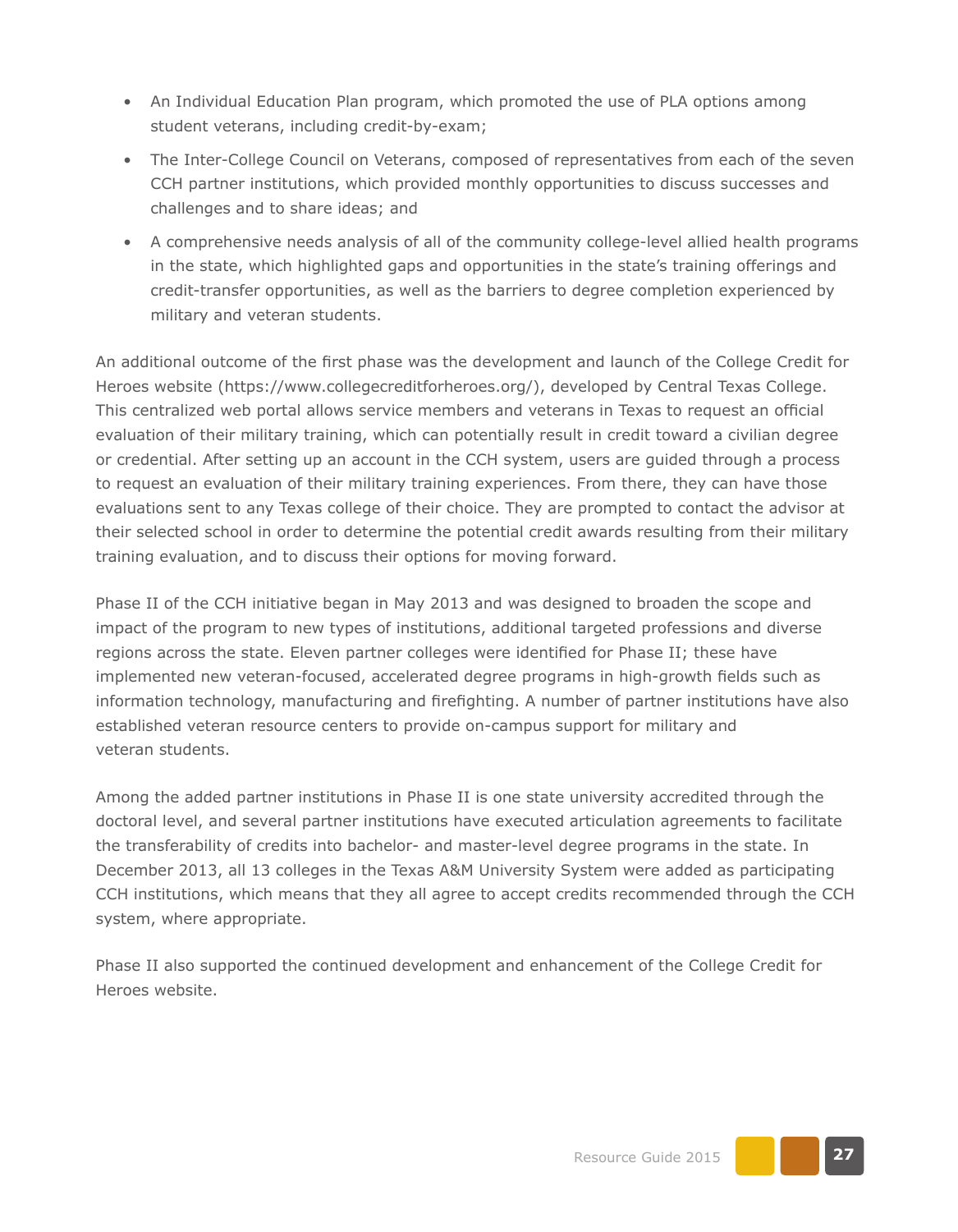- An Individual Education Plan program, which promoted the use of PLA options among student veterans, including credit-by-exam;
- The Inter-College Council on Veterans, composed of representatives from each of the seven CCH partner institutions, which provided monthly opportunities to discuss successes and challenges and to share ideas; and
- A comprehensive needs analysis of all of the community college-level allied health programs in the state, which highlighted gaps and opportunities in the state's training offerings and credit-transfer opportunities, as well as the barriers to degree completion experienced by military and veteran students.

An additional outcome of the first phase was the development and launch of the College Credit for Heroes website (https://www.collegecreditforheroes.org/), developed by Central Texas College. This centralized web portal allows service members and veterans in Texas to request an official evaluation of their military training, which can potentially result in credit toward a civilian degree or credential. After setting up an account in the CCH system, users are guided through a process to request an evaluation of their military training experiences. From there, they can have those evaluations sent to any Texas college of their choice. They are prompted to contact the advisor at their selected school in order to determine the potential credit awards resulting from their military training evaluation, and to discuss their options for moving forward.

Phase II of the CCH initiative began in May 2013 and was designed to broaden the scope and impact of the program to new types of institutions, additional targeted professions and diverse regions across the state. Eleven partner colleges were identified for Phase II; these have implemented new veteran-focused, accelerated degree programs in high-growth fields such as information technology, manufacturing and firefighting. A number of partner institutions have also established veteran resource centers to provide on-campus support for military and veteran students.

Among the added partner institutions in Phase II is one state university accredited through the doctoral level, and several partner institutions have executed articulation agreements to facilitate the transferability of credits into bachelor- and master-level degree programs in the state. In December 2013, all 13 colleges in the Texas A&M University System were added as participating CCH institutions, which means that they all agree to accept credits recommended through the CCH system, where appropriate.

Phase II also supported the continued development and enhancement of the College Credit for Heroes website.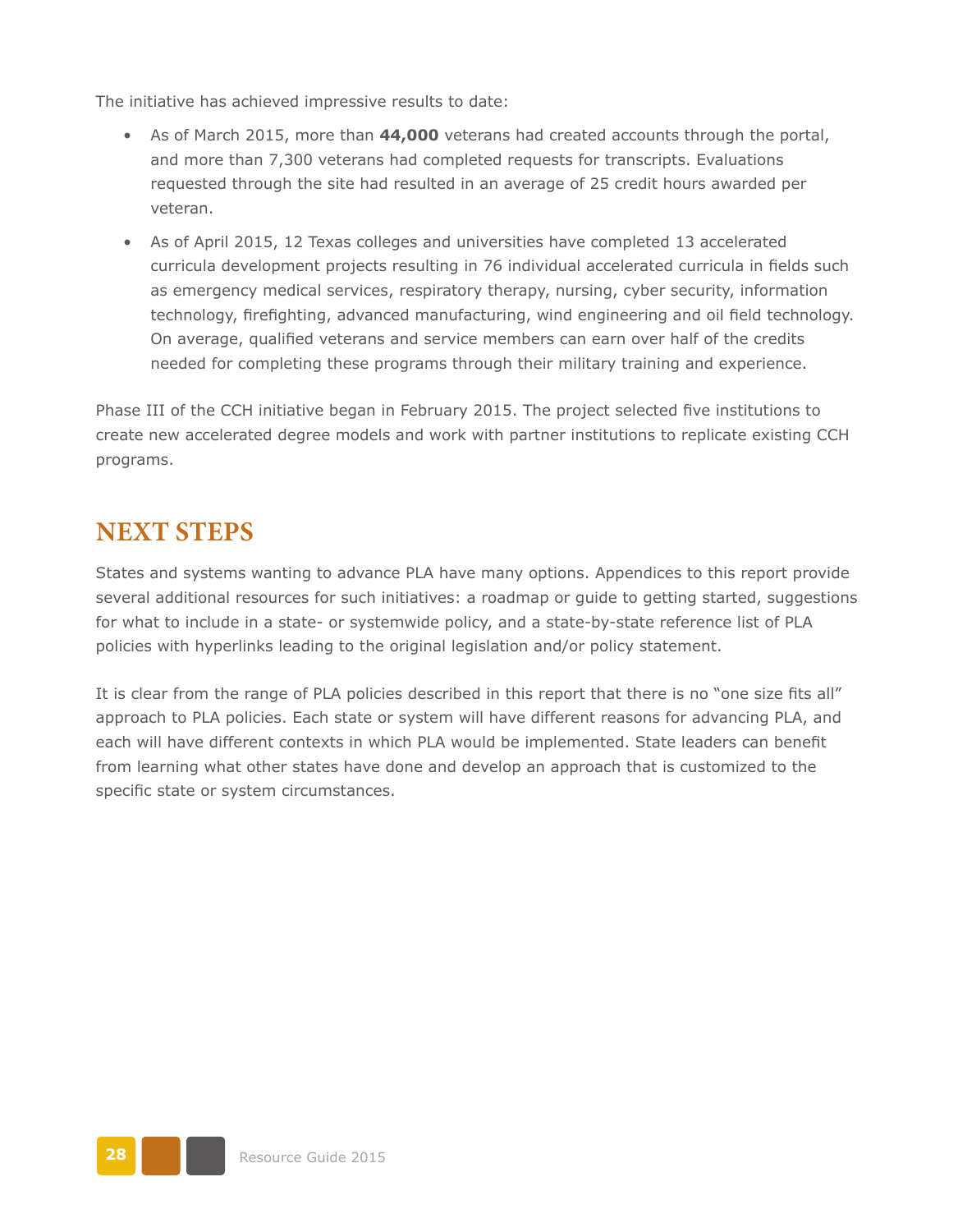The initiative has achieved impressive results to date:

- As of March 2015, more than **44,000** veterans had created accounts through the portal, and more than 7,300 veterans had completed requests for transcripts. Evaluations requested through the site had resulted in an average of 25 credit hours awarded per veteran.
- As of April 2015, 12 Texas colleges and universities have completed 13 accelerated curricula development projects resulting in 76 individual accelerated curricula in fields such as emergency medical services, respiratory therapy, nursing, cyber security, information technology, firefighting, advanced manufacturing, wind engineering and oil field technology. On average, qualified veterans and service members can earn over half of the credits needed for completing these programs through their military training and experience.

Phase III of the CCH initiative began in February 2015. The project selected five institutions to create new accelerated degree models and work with partner institutions to replicate existing CCH programs.

## NEXT STEPS

States and systems wanting to advance PLA have many options. Appendices to this report provide several additional resources for such initiatives: a roadmap or guide to getting started, suggestions for what to include in a state- or systemwide policy, and a state-by-state reference list of PLA policies with hyperlinks leading to the original legislation and/or policy statement.

It is clear from the range of PLA policies described in this report that there is no "one size fits all" approach to PLA policies. Each state or system will have different reasons for advancing PLA, and each will have different contexts in which PLA would be implemented. State leaders can benefit from learning what other states have done and develop an approach that is customized to the specific state or system circumstances.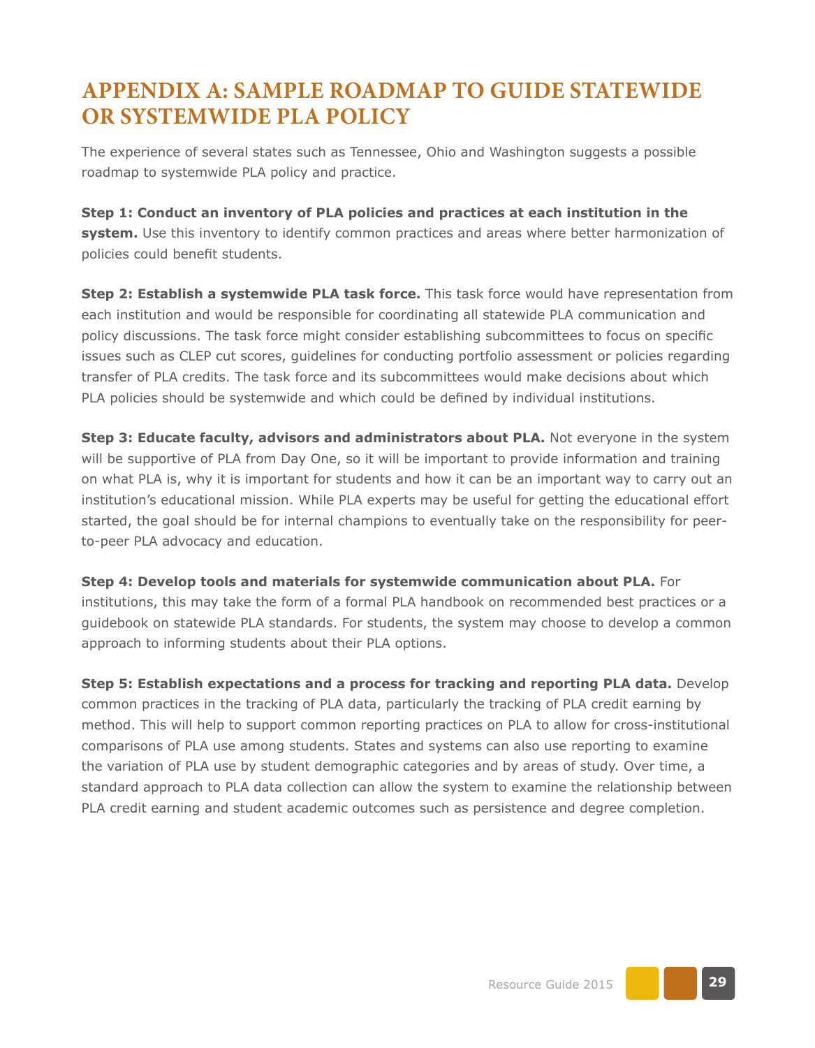# APPENDIX A: SAMPLE ROADMAP TO GUIDE STATEWIDE OR SYSTEMWIDE PLA POLICY

The experience of several states such as Tennessee, Ohio and Washington suggests a possible roadmap to systemwide PLA policy and practice.

**Step 1: Conduct an inventory of PLA policies and practices at each institution in the system.** Use this inventory to identify common practices and areas where better harmonization of policies could benefit students.

**Step 2: Establish a systemwide PLA task force.** This task force would have representation from each institution and would be responsible for coordinating all statewide PLA communication and policy discussions. The task force might consider establishing subcommittees to focus on specific issues such as CLEP cut scores, guidelines for conducting portfolio assessment or policies regarding transfer of PLA credits. The task force and its subcommittees would make decisions about which PLA policies should be systemwide and which could be defined by individual institutions.

**Step 3: Educate faculty, advisors and administrators about PLA.** Not everyone in the system will be supportive of PLA from Day One, so it will be important to provide information and training on what PLA is, why it is important for students and how it can be an important way to carry out an institution's educational mission. While PLA experts may be useful for getting the educational effort started, the goal should be for internal champions to eventually take on the responsibility for peer-to-peer PLA advocacy and education.

**Step 4: Develop tools and materials for systemwide communication about PLA.** For institutions, this may take the form of a formal PLA handbook on recommended best practices or a guidebook on statewide PLA standards. For students, the system may choose to develop a common approach to informing students about their PLA options.

**Step 5: Establish expectations and a process for tracking and reporting PLA data.** Develop common practices in the tracking of PLA data, particularly the tracking of PLA credit earning by method. This will help to support common reporting practices on PLA to allow for cross-institutional comparisons of PLA use among students. States and systems can also use reporting to examine the variation of PLA use by student demographic categories and by areas of study. Over time, a standard approach to PLA data collection can allow the system to examine the relationship between PLA credit earning and student academic outcomes such as persistence and degree completion.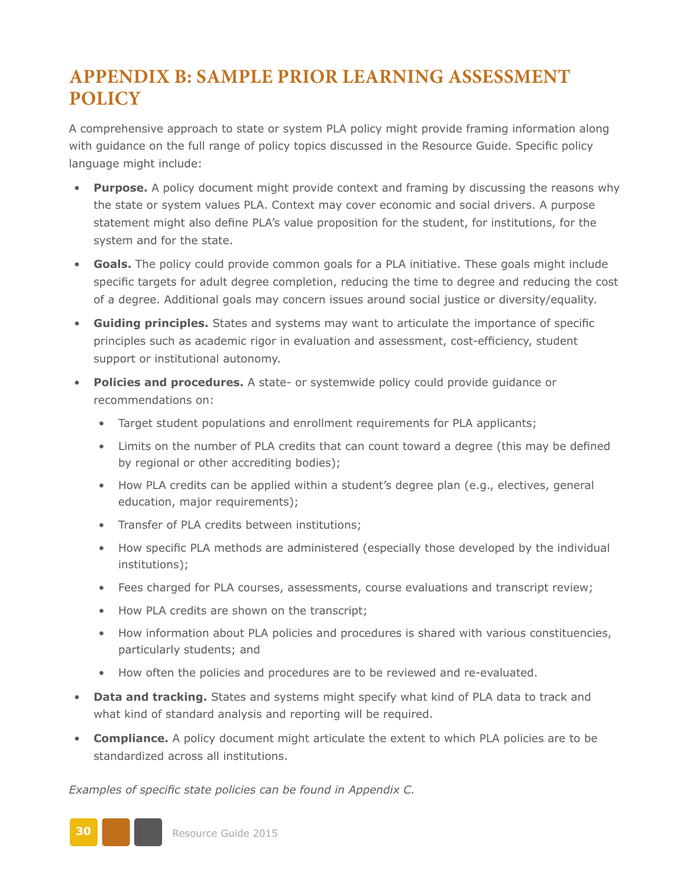# APPENDIX B: SAMPLE PRIOR LEARNING ASSESSMENT POLICY

A comprehensive approach to state or system PLA policy might provide framing information along with guidance on the full range of policy topics discussed in the Resource Guide. Specific policy language might include:

- **Purpose.** A policy document might provide context and framing by discussing the reasons why the state or system values PLA. Context may cover economic and social drivers. A purpose statement might also define PLA's value proposition for the student, for institutions, for the system and for the state.
- **Goals.** The policy could provide common goals for a PLA initiative. These goals might include specific targets for adult degree completion, reducing the time to degree and reducing the cost of a degree. Additional goals may concern issues around social justice or diversity/equality.
- **Guiding principles.** States and systems may want to articulate the importance of specific principles such as academic rigor in evaluation and assessment, cost-efficiency, student support or institutional autonomy.
- **Policies and procedures.** A state- or systemwide policy could provide guidance or recommendations on:
  - Target student populations and enrollment requirements for PLA applicants;
  - Limits on the number of PLA credits that can count toward a degree (this may be defined by regional or other accrediting bodies);
  - How PLA credits can be applied within a student's degree plan (e.g., electives, general education, major requirements);
  - Transfer of PLA credits between institutions;
  - How specific PLA methods are administered (especially those developed by the individual institutions);
  - Fees charged for PLA courses, assessments, course evaluations and transcript review;
  - How PLA credits are shown on the transcript;
  - How information about PLA policies and procedures is shared with various constituencies, particularly students; and
  - How often the policies and procedures are to be reviewed and re-evaluated.
- **Data and tracking.** States and systems might specify what kind of PLA data to track and what kind of standard analysis and reporting will be required.
- **Compliance.** A policy document might articulate the extent to which PLA policies are to be standardized across all institutions.

*Examples of specific state policies can be found in Appendix C.*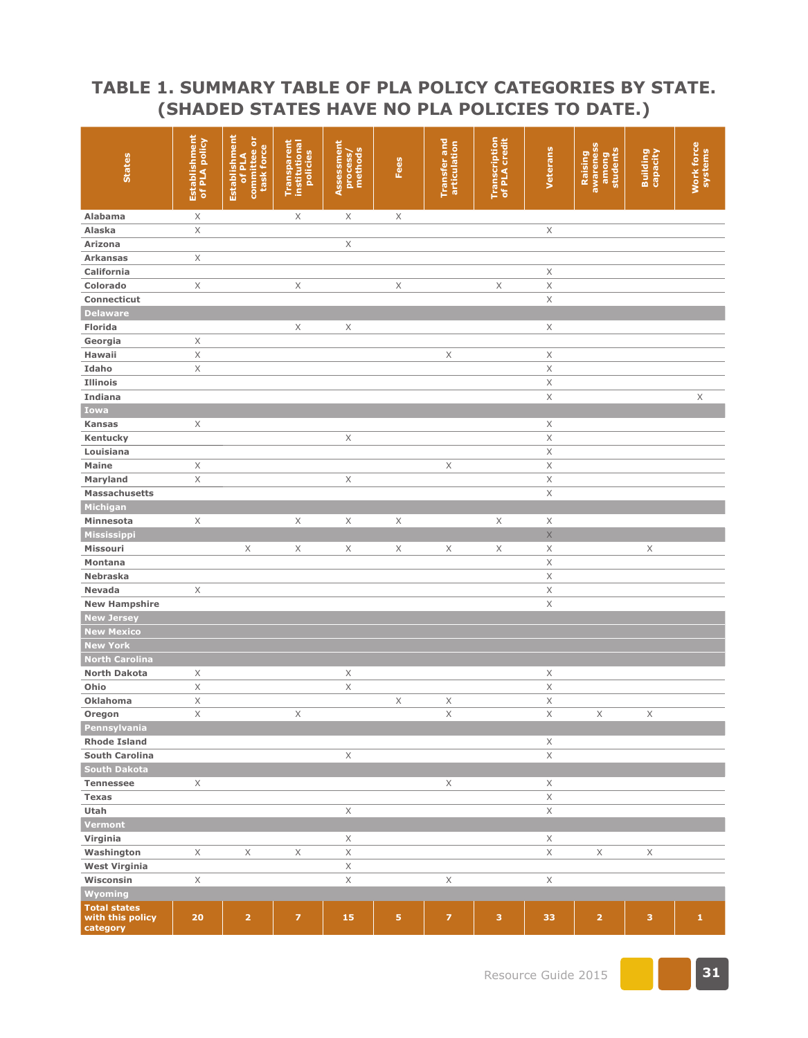# TABLE 1. SUMMARY TABLE OF PLA POLICY CATEGORIES BY STATE. (SHADED STATES HAVE NO PLA POLICIES TO DATE.)

| States | Establishment of PLA policy | Establishment of PLA committee or task force | Transparent institutional policies | Assessment process/ methods | Fees | Transfer and articulation | Transcription of PLA credit | Veterans | Raising awareness among students | Building capacity | Work force systems |
|---|---|---|---|---|---|---|---|---|---|---|---|
| Alabama | X | | X | X | X | | | | | | |
| Alaska | X | | | | | | | X | | | |
| Arizona | | | | X | | | | | | | |
| Arkansas | X | | | | | | | | | | |
| California | | | | | | | | X | | | |
| Colorado | X | | X | | X | | X | X | | | |
| Connecticut | | | | | | | | X | | | |
| Delaware | | | | | | | | | | | |
| Florida | | | X | X | | | | X | | | |
| Georgia | X | | | | | | | | | | |
| Hawaii | X | | | | | X | | X | | | |
| Idaho | X | | | | | | | X | | | |
| Illinois | | | | | | | | X | | | |
| Indiana | | | | | | | | X | | | X |
| Iowa | | | | | | | | | | | |
| Kansas | X | | | | | | | X | | | |
| Kentucky | | | | X | | | | X | | | |
| Louisiana | | | | | | | | X | | | |
| Maine | X | | | | | X | | X | | | |
| Maryland | X | | | X | | | | X | | | |
| Massachusetts | | | | | | | | X | | | |
| Michigan | | | | | | | | | | | |
| Minnesota | X | | X | X | X | | X | X | | | |
| Mississippi | | | | | | | | X | | | |
| Missouri | | X | X | X | X | X | X | X | | X | |
| Montana | | | | | | | | X | | | |
| Nebraska | | | | | | | | X | | | |
| Nevada | X | | | | | | | X | | | |
| New Hampshire | | | | | | | | X | | | |
| New Jersey | | | | | | | | | | | |
| New Mexico | | | | | | | | | | | |
| New York | | | | | | | | | | | |
| North Carolina | | | | | | | | | | | |
| North Dakota | X | | | X | | | | X | | | |
| Ohio | X | | | X | | | | X | | | |
| Oklahoma | X | | | | X | X | | X | | | |
| Oregon | X | | X | | | X | | X | X | X | |
| Pennsylvania | | | | | | | | | | | |
| Rhode Island | | | | | | | | X | | | |
| South Carolina | | | | X | | | | X | | | |
| South Dakota | | | | | | | | | | | |
| Tennessee | X | | | | | X | | X | | | |
| Texas | | | | | | | | X | | | |
| Utah | | | | X | | | | X | | | |
| Vermont | | | | | | | | | | | |
| Virginia | | | | X | | | | X | | | |
| Washington | X | X | X | X | | | | X | X | X | |
| West Virginia | | | | X | | | | | | | |
| Wisconsin | X | | | X | | X | | X | | | |
| Wyoming | | | | | | | | | | | |
| Total states with this policy category | 20 | 2 | 7 | 15 | 5 | 7 | 3 | 33 | 2 | 3 | 1 |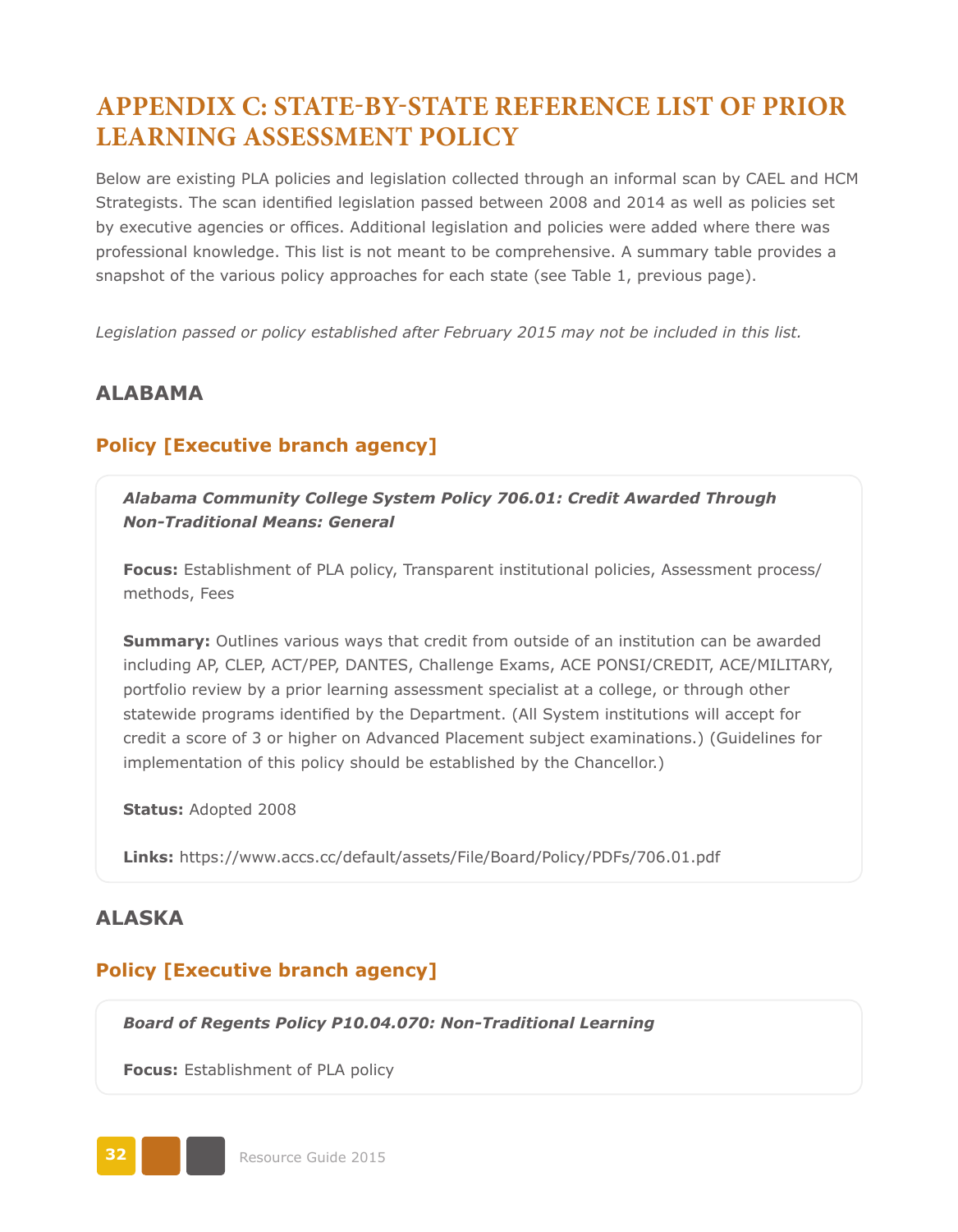# APPENDIX C: STATE-BY-STATE REFERENCE LIST OF PRIOR LEARNING ASSESSMENT POLICY

Below are existing PLA policies and legislation collected through an informal scan by CAEL and HCM Strategists. The scan identified legislation passed between 2008 and 2014 as well as policies set by executive agencies or offices. Additional legislation and policies were added where there was professional knowledge. This list is not meant to be comprehensive. A summary table provides a snapshot of the various policy approaches for each state (see Table 1, previous page).

*Legislation passed or policy established after February 2015 may not be included in this list.*

## ALABAMA

### Policy [Executive branch agency]

***Alabama Community College System Policy 706.01: Credit Awarded Through Non-Traditional Means: General***

**Focus:** Establishment of PLA policy, Transparent institutional policies, Assessment process/methods, Fees

**Summary:** Outlines various ways that credit from outside of an institution can be awarded including AP, CLEP, ACT/PEP, DANTES, Challenge Exams, ACE PONSI/CREDIT, ACE/MILITARY, portfolio review by a prior learning assessment specialist at a college, or through other statewide programs identified by the Department. (All System institutions will accept for credit a score of 3 or higher on Advanced Placement subject examinations.) (Guidelines for implementation of this policy should be established by the Chancellor.)

**Status:** Adopted 2008

**Links:** https://www.accs.cc/default/assets/File/Board/Policy/PDFs/706.01.pdf

## ALASKA

### Policy [Executive branch agency]

***Board of Regents Policy P10.04.070: Non-Traditional Learning***

**Focus:** Establishment of PLA policy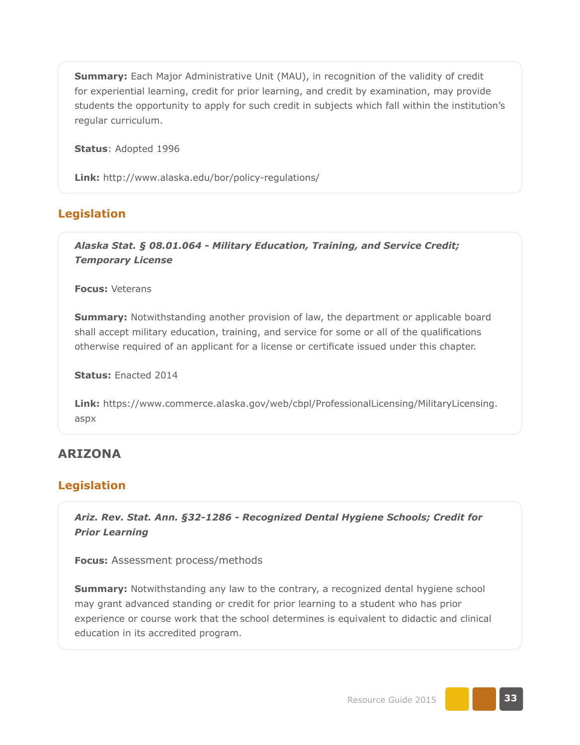**Summary:** Each Major Administrative Unit (MAU), in recognition of the validity of credit for experiential learning, credit for prior learning, and credit by examination, may provide students the opportunity to apply for such credit in subjects which fall within the institution's regular curriculum.

**Status**: Adopted 1996

**Link:** http://www.alaska.edu/bor/policy-regulations/

### Legislation

***Alaska Stat. § 08.01.064 - Military Education, Training, and Service Credit; Temporary License***

**Focus:** Veterans

**Summary:** Notwithstanding another provision of law, the department or applicable board shall accept military education, training, and service for some or all of the qualifications otherwise required of an applicant for a license or certificate issued under this chapter.

**Status:** Enacted 2014

**Link:** https://www.commerce.alaska.gov/web/cbpl/ProfessionalLicensing/MilitaryLicensing.aspx

## ARIZONA

### Legislation

***Ariz. Rev. Stat. Ann. §32-1286 - Recognized Dental Hygiene Schools; Credit for Prior Learning***

**Focus:** Assessment process/methods

**Summary:** Notwithstanding any law to the contrary, a recognized dental hygiene school may grant advanced standing or credit for prior learning to a student who has prior experience or course work that the school determines is equivalent to didactic and clinical education in its accredited program.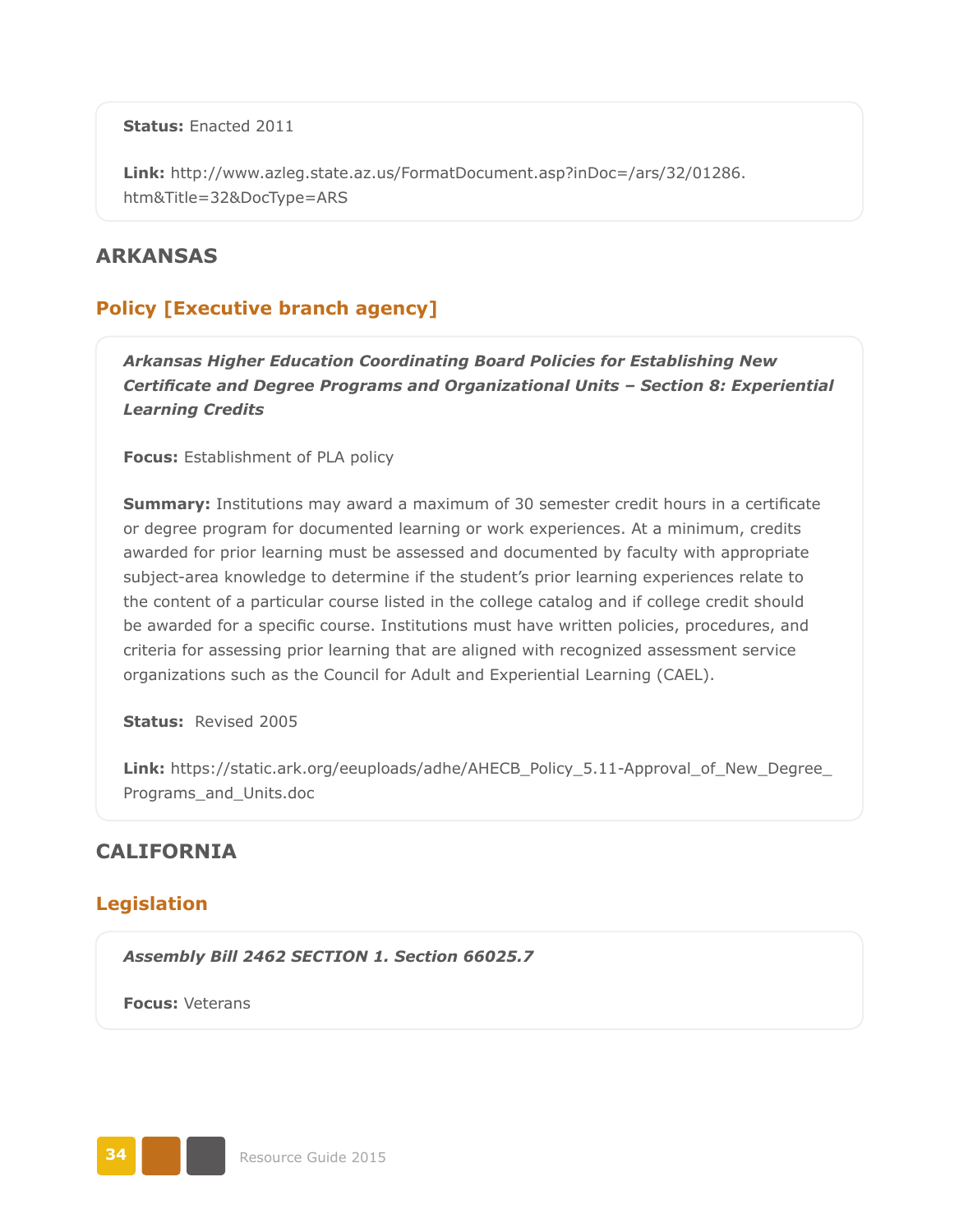**Status:** Enacted 2011

**Link:** http://www.azleg.state.az.us/FormatDocument.asp?inDoc=/ars/32/01286.htm&Title=32&DocType=ARS

## ARKANSAS

### Policy [Executive branch agency]

***Arkansas Higher Education Coordinating Board Policies for Establishing New Certificate and Degree Programs and Organizational Units – Section 8: Experiential Learning Credits***

**Focus:** Establishment of PLA policy

**Summary:** Institutions may award a maximum of 30 semester credit hours in a certificate or degree program for documented learning or work experiences. At a minimum, credits awarded for prior learning must be assessed and documented by faculty with appropriate subject-area knowledge to determine if the student's prior learning experiences relate to the content of a particular course listed in the college catalog and if college credit should be awarded for a specific course. Institutions must have written policies, procedures, and criteria for assessing prior learning that are aligned with recognized assessment service organizations such as the Council for Adult and Experiential Learning (CAEL).

**Status:** Revised 2005

**Link:** https://static.ark.org/eeuploads/adhe/AHECB_Policy_5.11-Approval_of_New_Degree_Programs_and_Units.doc

## CALIFORNIA

### Legislation

***Assembly Bill 2462 SECTION 1. Section 66025.7***

**Focus:** Veterans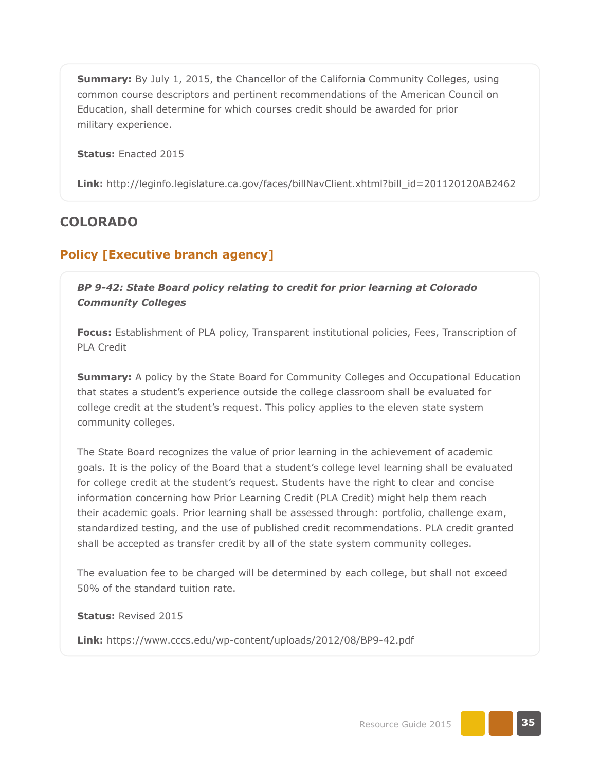**Summary:** By July 1, 2015, the Chancellor of the California Community Colleges, using common course descriptors and pertinent recommendations of the American Council on Education, shall determine for which courses credit should be awarded for prior military experience.

**Status:** Enacted 2015

**Link:** http://leginfo.legislature.ca.gov/faces/billNavClient.xhtml?bill_id=201120120AB2462

## COLORADO

### Policy [Executive branch agency]

***BP 9-42: State Board policy relating to credit for prior learning at Colorado Community Colleges***

**Focus:** Establishment of PLA policy, Transparent institutional policies, Fees, Transcription of PLA Credit

**Summary:** A policy by the State Board for Community Colleges and Occupational Education that states a student's experience outside the college classroom shall be evaluated for college credit at the student's request. This policy applies to the eleven state system community colleges.

The State Board recognizes the value of prior learning in the achievement of academic goals. It is the policy of the Board that a student's college level learning shall be evaluated for college credit at the student's request. Students have the right to clear and concise information concerning how Prior Learning Credit (PLA Credit) might help them reach their academic goals. Prior learning shall be assessed through: portfolio, challenge exam, standardized testing, and the use of published credit recommendations. PLA credit granted shall be accepted as transfer credit by all of the state system community colleges.

The evaluation fee to be charged will be determined by each college, but shall not exceed 50% of the standard tuition rate.

**Status:** Revised 2015

**Link:** https://www.cccs.edu/wp-content/uploads/2012/08/BP9-42.pdf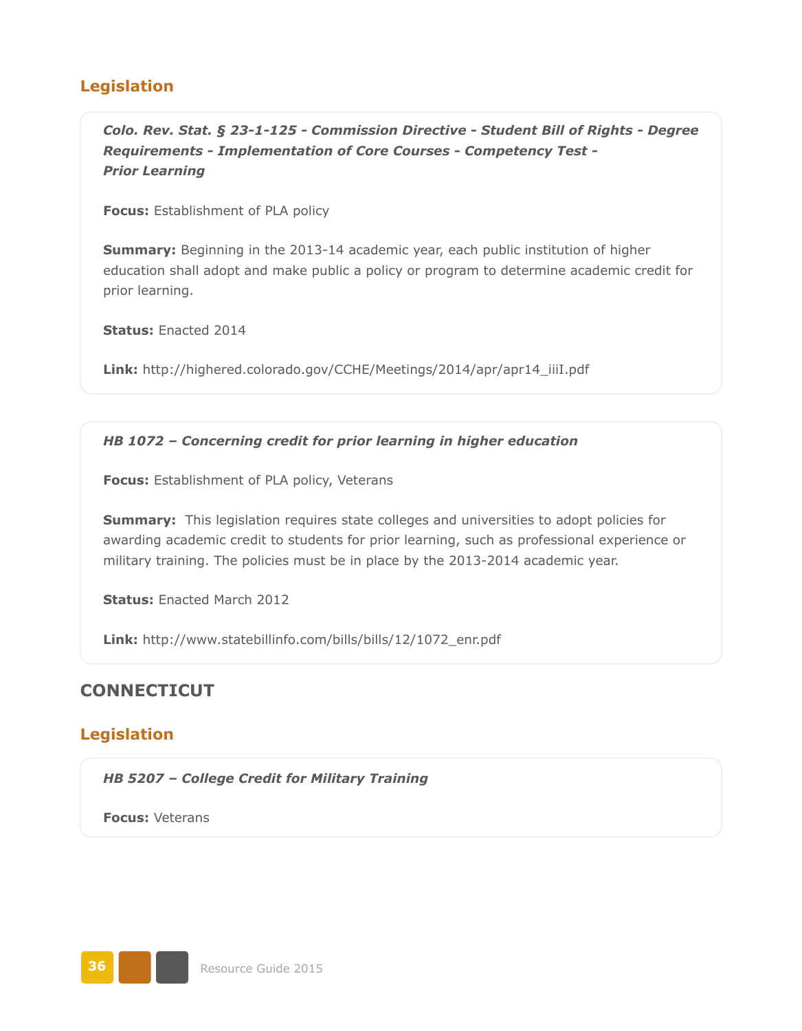### Legislation

***Colo. Rev. Stat. § 23-1-125 - Commission Directive - Student Bill of Rights - Degree Requirements - Implementation of Core Courses - Competency Test - Prior Learning***

**Focus:** Establishment of PLA policy

**Summary:** Beginning in the 2013-14 academic year, each public institution of higher education shall adopt and make public a policy or program to determine academic credit for prior learning.

**Status:** Enacted 2014

**Link:** http://highered.colorado.gov/CCHE/Meetings/2014/apr/apr14_iiiI.pdf

***HB 1072 – Concerning credit for prior learning in higher education***

**Focus:** Establishment of PLA policy, Veterans

**Summary:** This legislation requires state colleges and universities to adopt policies for awarding academic credit to students for prior learning, such as professional experience or military training. The policies must be in place by the 2013-2014 academic year.

**Status:** Enacted March 2012

**Link:** http://www.statebillinfo.com/bills/bills/12/1072_enr.pdf

## CONNECTICUT

### Legislation

***HB 5207 – College Credit for Military Training***

**Focus:** Veterans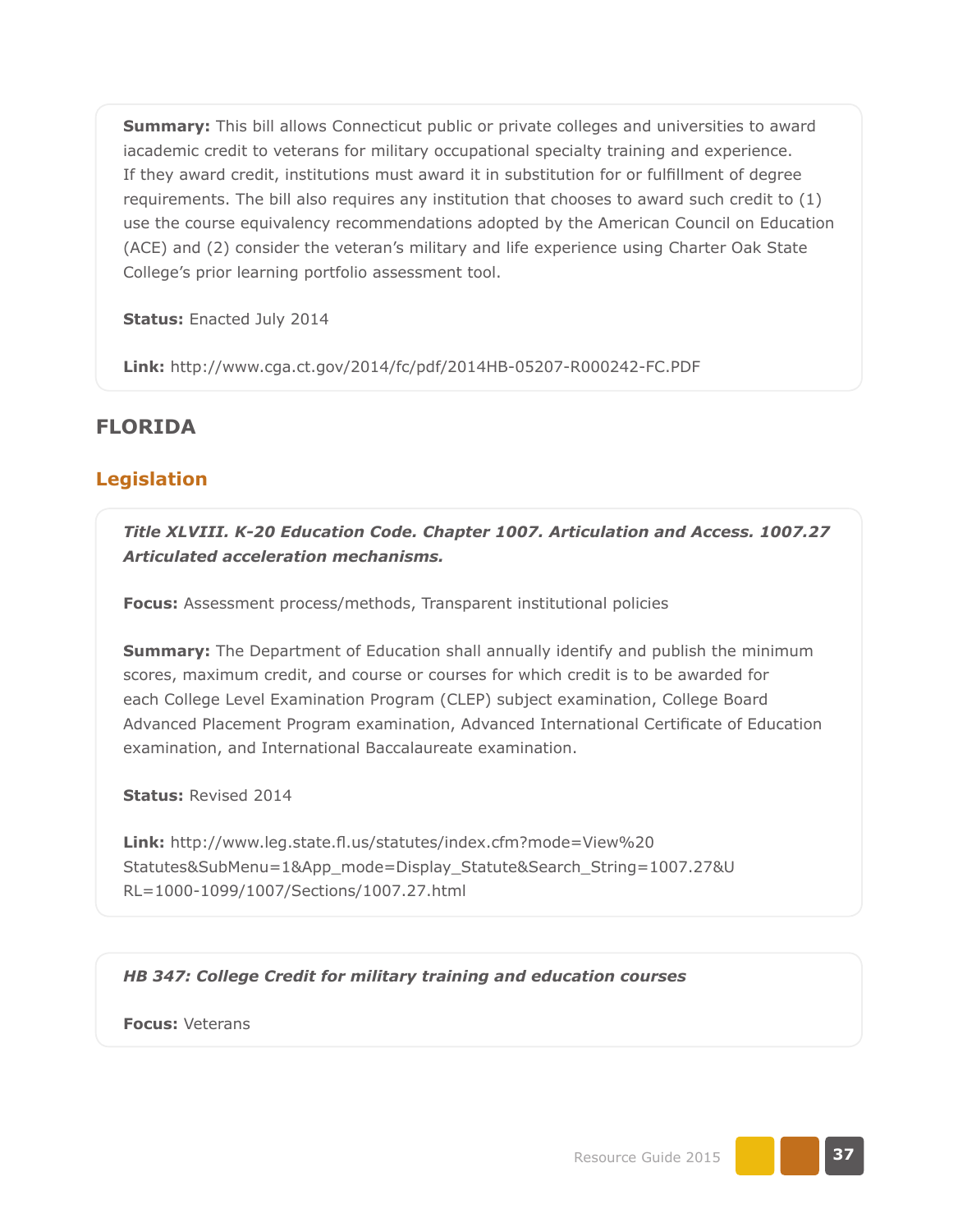**Summary:** This bill allows Connecticut public or private colleges and universities to award iacademic credit to veterans for military occupational specialty training and experience. If they award credit, institutions must award it in substitution for or fulfillment of degree requirements. The bill also requires any institution that chooses to award such credit to (1) use the course equivalency recommendations adopted by the American Council on Education (ACE) and (2) consider the veteran's military and life experience using Charter Oak State College's prior learning portfolio assessment tool.

**Status:** Enacted July 2014

**Link:** http://www.cga.ct.gov/2014/fc/pdf/2014HB-05207-R000242-FC.PDF

## FLORIDA

### Legislation

***Title XLVIII. K-20 Education Code. Chapter 1007. Articulation and Access. 1007.27 Articulated acceleration mechanisms.***

**Focus:** Assessment process/methods, Transparent institutional policies

**Summary:** The Department of Education shall annually identify and publish the minimum scores, maximum credit, and course or courses for which credit is to be awarded for each College Level Examination Program (CLEP) subject examination, College Board Advanced Placement Program examination, Advanced International Certificate of Education examination, and International Baccalaureate examination.

**Status:** Revised 2014

**Link:** http://www.leg.state.fl.us/statutes/index.cfm?mode=View%20Statutes&SubMenu=1&App_mode=Display_Statute&Search_String=1007.27&URL=1000-1099/1007/Sections/1007.27.html

***HB 347: College Credit for military training and education courses***

**Focus:** Veterans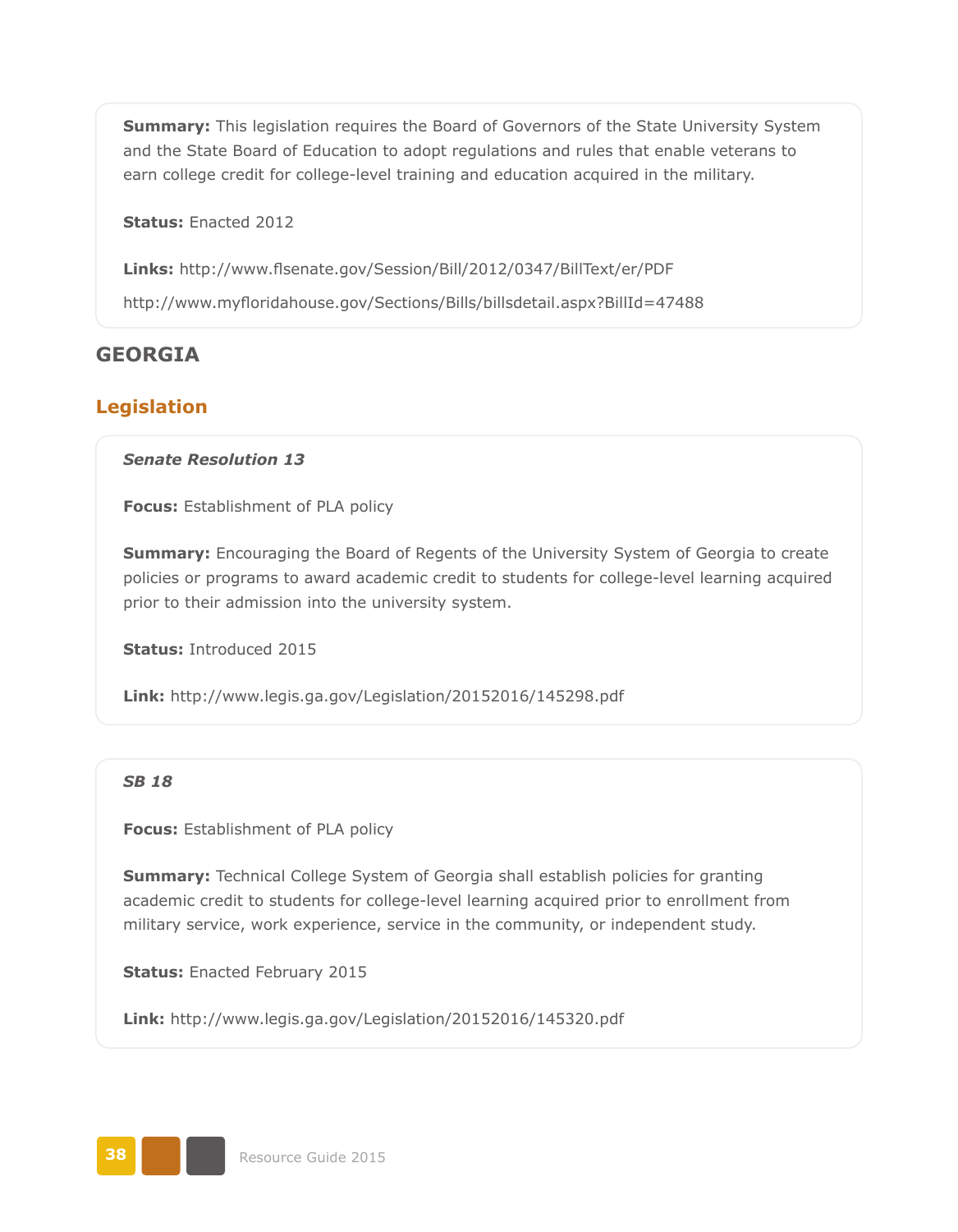**Summary:** This legislation requires the Board of Governors of the State University System and the State Board of Education to adopt regulations and rules that enable veterans to earn college credit for college-level training and education acquired in the military.

**Status:** Enacted 2012

**Links:** http://www.flsenate.gov/Session/Bill/2012/0347/BillText/er/PDF

http://www.myfloridahouse.gov/Sections/Bills/billsdetail.aspx?BillId=47488

## GEORGIA

### Legislation

***Senate Resolution 13***

**Focus:** Establishment of PLA policy

**Summary:** Encouraging the Board of Regents of the University System of Georgia to create policies or programs to award academic credit to students for college-level learning acquired prior to their admission into the university system.

**Status:** Introduced 2015

**Link:** http://www.legis.ga.gov/Legislation/20152016/145298.pdf

***SB 18***

**Focus:** Establishment of PLA policy

**Summary:** Technical College System of Georgia shall establish policies for granting academic credit to students for college-level learning acquired prior to enrollment from military service, work experience, service in the community, or independent study.

**Status:** Enacted February 2015

**Link:** http://www.legis.ga.gov/Legislation/20152016/145320.pdf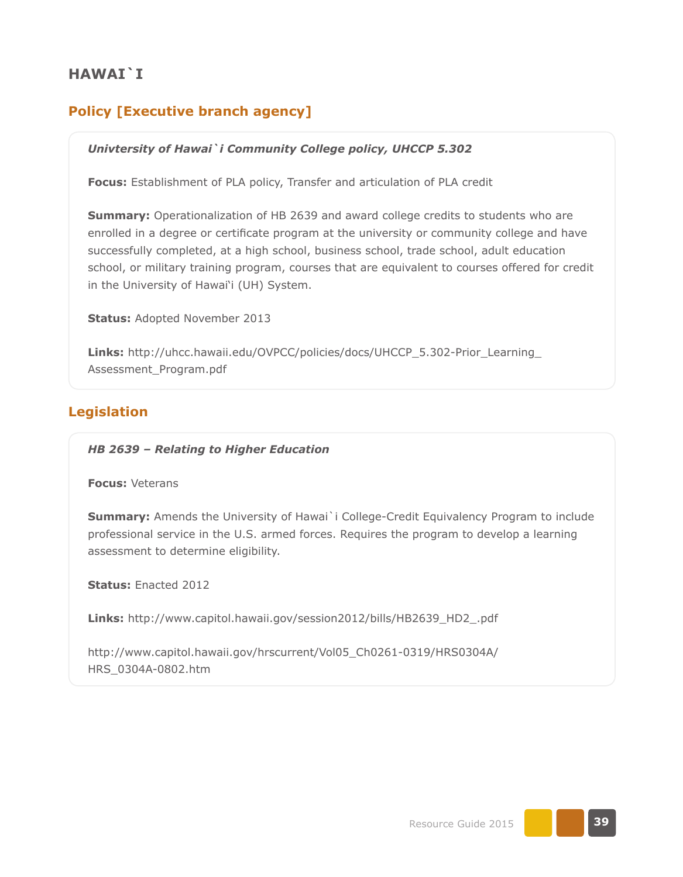## HAWAI`I

### Policy [Executive branch agency]

***Univtersity of Hawai`i Community College policy, UHCCP 5.302***

**Focus:** Establishment of PLA policy, Transfer and articulation of PLA credit

**Summary:** Operationalization of HB 2639 and award college credits to students who are enrolled in a degree or certificate program at the university or community college and have successfully completed, at a high school, business school, trade school, adult education school, or military training program, courses that are equivalent to courses offered for credit in the University of Hawai'i (UH) System.

**Status:** Adopted November 2013

**Links:** http://uhcc.hawaii.edu/OVPCC/policies/docs/UHCCP_5.302-Prior_Learning_Assessment_Program.pdf

### Legislation

***HB 2639 – Relating to Higher Education***

**Focus:** Veterans

**Summary:** Amends the University of Hawai`i College-Credit Equivalency Program to include professional service in the U.S. armed forces. Requires the program to develop a learning assessment to determine eligibility.

**Status:** Enacted 2012

**Links:** http://www.capitol.hawaii.gov/session2012/bills/HB2639_HD2_.pdf

http://www.capitol.hawaii.gov/hrscurrent/Vol05_Ch0261-0319/HRS0304A/HRS_0304A-0802.htm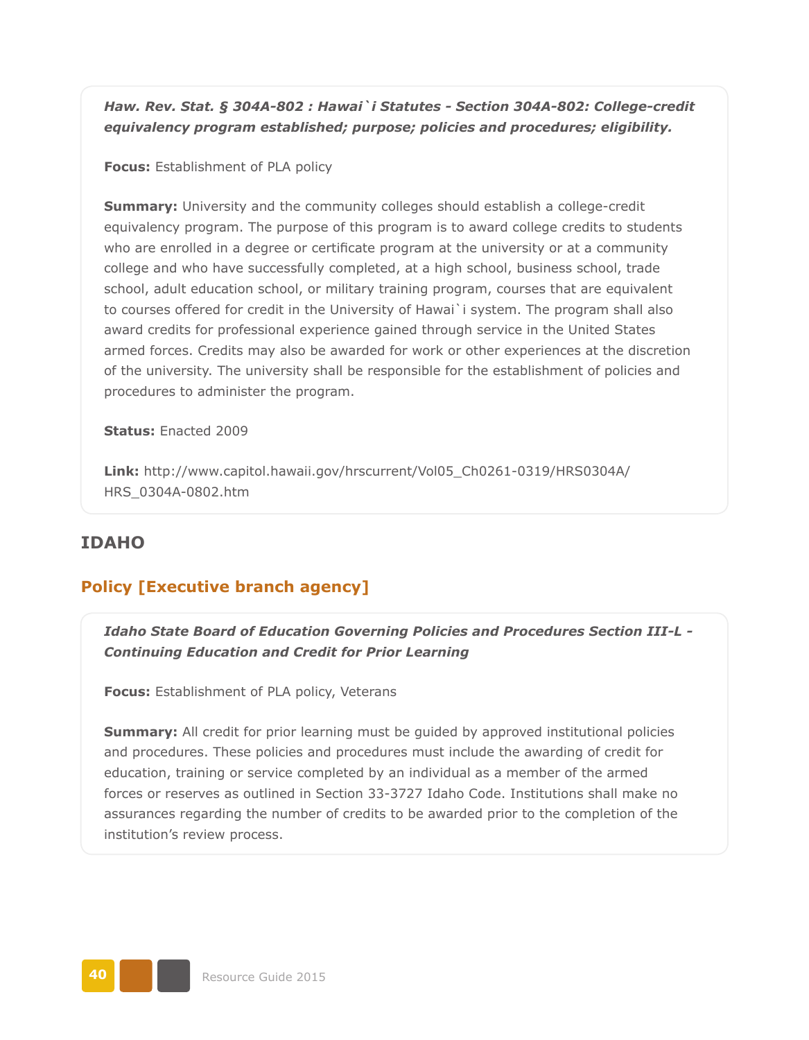***Haw. Rev. Stat. § 304A-802 : Hawai`i Statutes - Section 304A-802: College-credit equivalency program established; purpose; policies and procedures; eligibility.***

**Focus:** Establishment of PLA policy

**Summary:** University and the community colleges should establish a college-credit equivalency program. The purpose of this program is to award college credits to students who are enrolled in a degree or certificate program at the university or at a community college and who have successfully completed, at a high school, business school, trade school, adult education school, or military training program, courses that are equivalent to courses offered for credit in the University of Hawai`i system. The program shall also award credits for professional experience gained through service in the United States armed forces. Credits may also be awarded for work or other experiences at the discretion of the university. The university shall be responsible for the establishment of policies and procedures to administer the program.

**Status:** Enacted 2009

**Link:** http://www.capitol.hawaii.gov/hrscurrent/Vol05_Ch0261-0319/HRS0304A/HRS_0304A-0802.htm

## IDAHO

### Policy [Executive branch agency]

***Idaho State Board of Education Governing Policies and Procedures Section III-L - Continuing Education and Credit for Prior Learning***

**Focus:** Establishment of PLA policy, Veterans

**Summary:** All credit for prior learning must be guided by approved institutional policies and procedures. These policies and procedures must include the awarding of credit for education, training or service completed by an individual as a member of the armed forces or reserves as outlined in Section 33-3727 Idaho Code. Institutions shall make no assurances regarding the number of credits to be awarded prior to the completion of the institution's review process.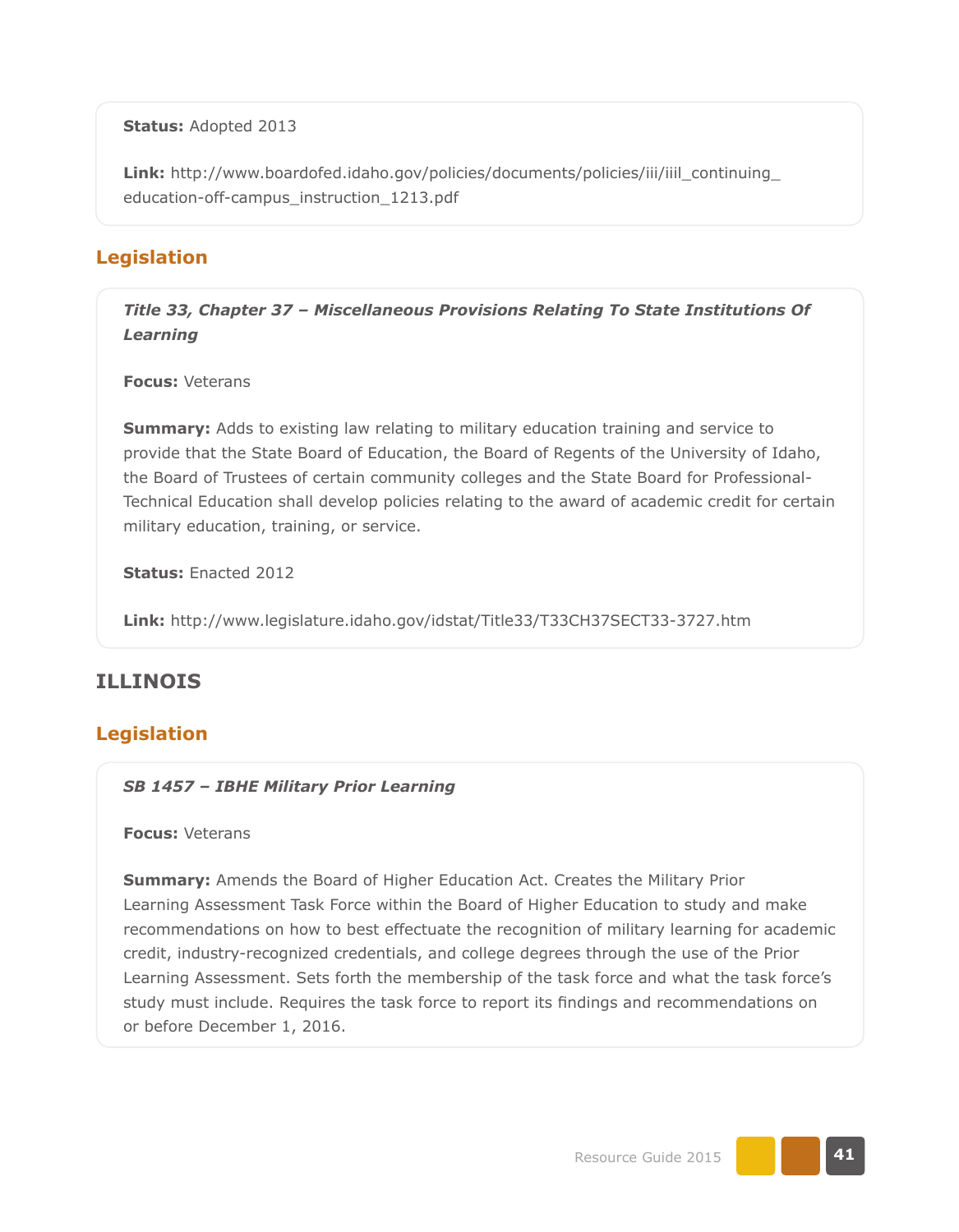**Status:** Adopted 2013

**Link:** http://www.boardofed.idaho.gov/policies/documents/policies/iii/iiil_continuing_education-off-campus_instruction_1213.pdf

## Legislation

***Title 33, Chapter 37 – Miscellaneous Provisions Relating To State Institutions Of Learning***

**Focus:** Veterans

**Summary:** Adds to existing law relating to military education training and service to provide that the State Board of Education, the Board of Regents of the University of Idaho, the Board of Trustees of certain community colleges and the State Board for Professional-Technical Education shall develop policies relating to the award of academic credit for certain military education, training, or service.

**Status:** Enacted 2012

**Link:** http://www.legislature.idaho.gov/idstat/Title33/T33CH37SECT33-3727.htm

# ILLINOIS

## Legislation

***SB 1457 – IBHE Military Prior Learning***

**Focus:** Veterans

**Summary:** Amends the Board of Higher Education Act. Creates the Military Prior Learning Assessment Task Force within the Board of Higher Education to study and make recommendations on how to best effectuate the recognition of military learning for academic credit, industry-recognized credentials, and college degrees through the use of the Prior Learning Assessment. Sets forth the membership of the task force and what the task force's study must include. Requires the task force to report its findings and recommendations on or before December 1, 2016.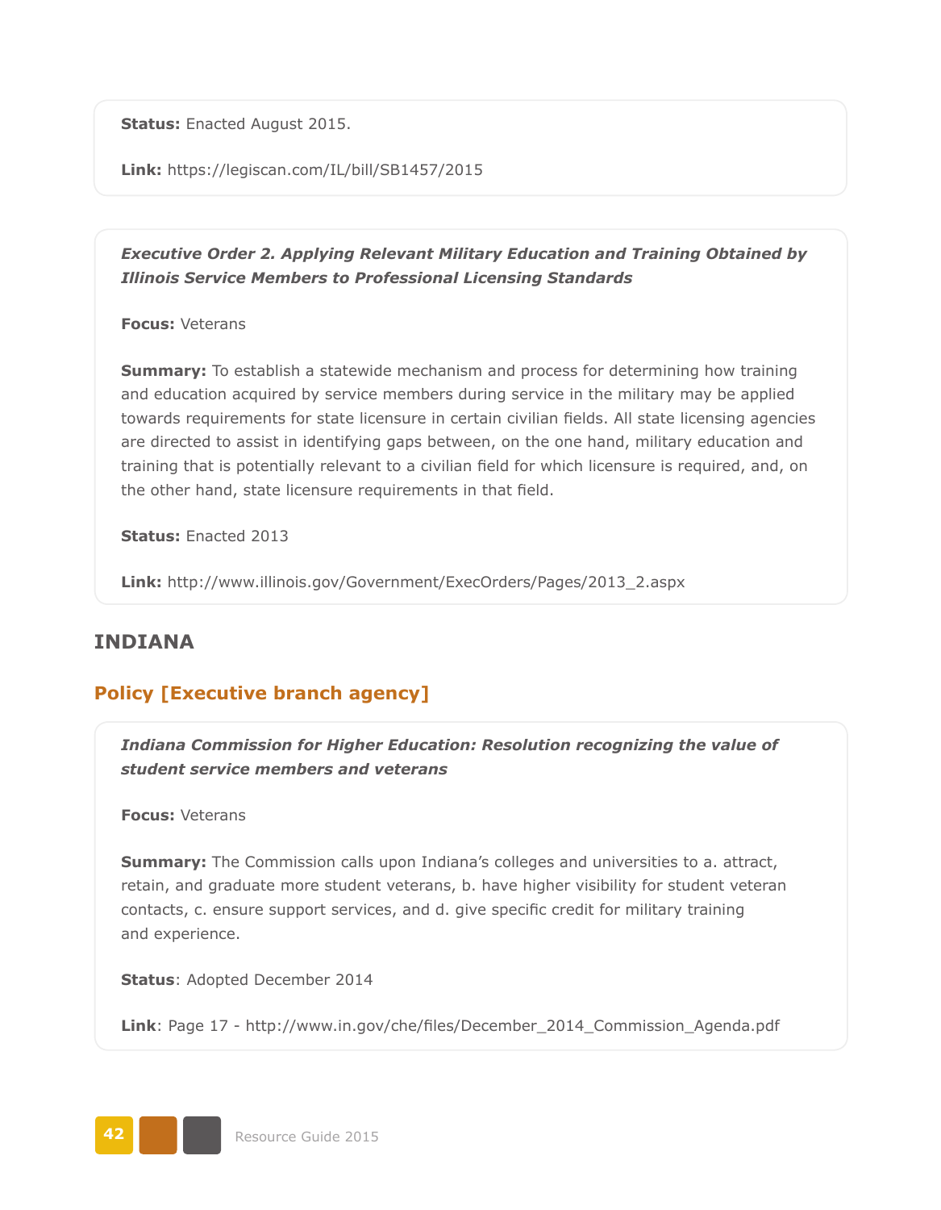**Status:** Enacted August 2015.

**Link:** https://legiscan.com/IL/bill/SB1457/2015

***Executive Order 2. Applying Relevant Military Education and Training Obtained by Illinois Service Members to Professional Licensing Standards***

**Focus:** Veterans

**Summary:** To establish a statewide mechanism and process for determining how training and education acquired by service members during service in the military may be applied towards requirements for state licensure in certain civilian fields. All state licensing agencies are directed to assist in identifying gaps between, on the one hand, military education and training that is potentially relevant to a civilian field for which licensure is required, and, on the other hand, state licensure requirements in that field.

**Status:** Enacted 2013

**Link:** http://www.illinois.gov/Government/ExecOrders/Pages/2013_2.aspx

## INDIANA

### Policy [Executive branch agency]

***Indiana Commission for Higher Education: Resolution recognizing the value of student service members and veterans***

**Focus:** Veterans

**Summary:** The Commission calls upon Indiana's colleges and universities to a. attract, retain, and graduate more student veterans, b. have higher visibility for student veteran contacts, c. ensure support services, and d. give specific credit for military training and experience.

**Status**: Adopted December 2014

**Link**: Page 17 - http://www.in.gov/che/files/December_2014_Commission_Agenda.pdf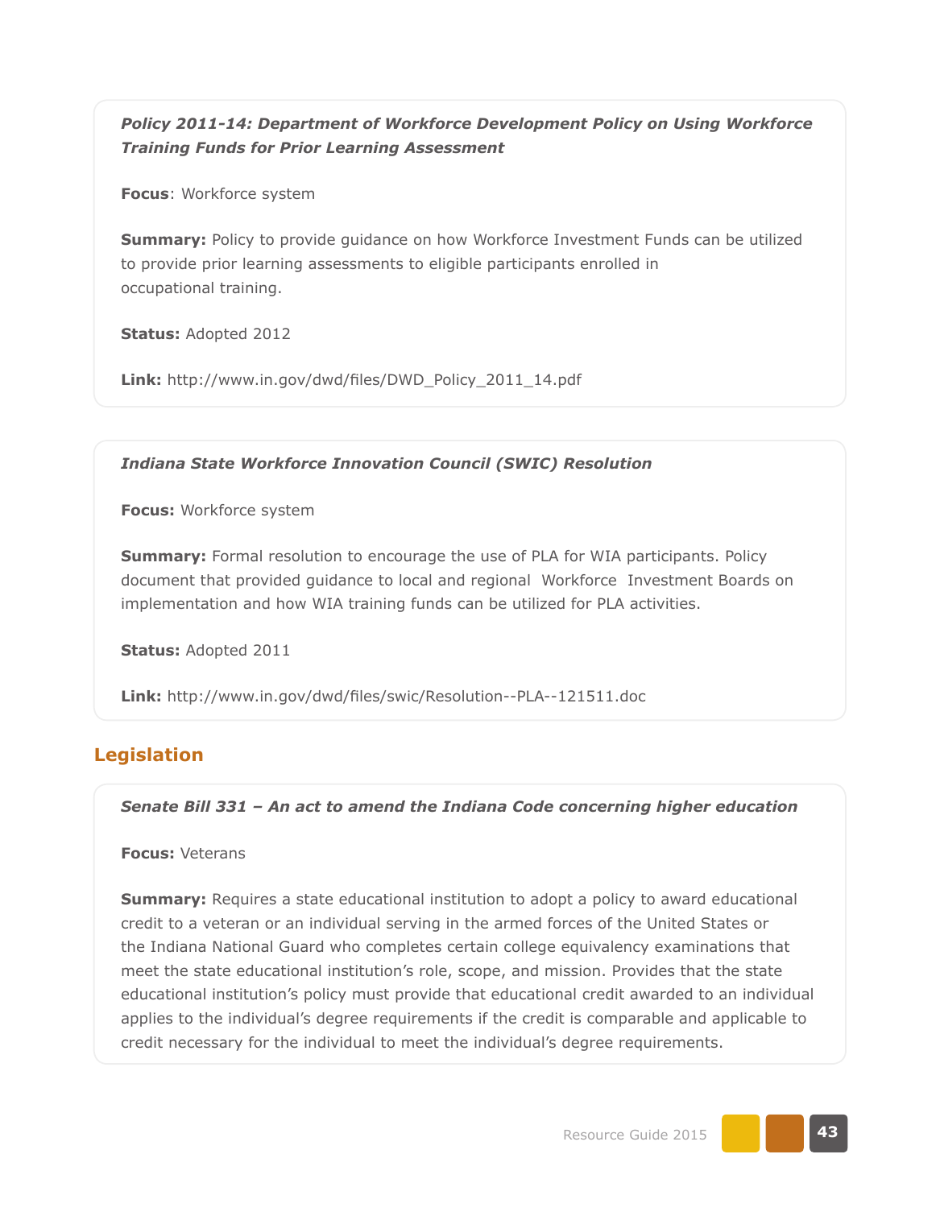***Policy 2011-14: Department of Workforce Development Policy on Using Workforce Training Funds for Prior Learning Assessment***

**Focus**: Workforce system

**Summary:** Policy to provide guidance on how Workforce Investment Funds can be utilized to provide prior learning assessments to eligible participants enrolled in occupational training.

**Status:** Adopted 2012

**Link:** http://www.in.gov/dwd/files/DWD_Policy_2011_14.pdf

***Indiana State Workforce Innovation Council (SWIC) Resolution***

**Focus:** Workforce system

**Summary:** Formal resolution to encourage the use of PLA for WIA participants. Policy document that provided guidance to local and regional Workforce Investment Boards on implementation and how WIA training funds can be utilized for PLA activities.

**Status:** Adopted 2011

**Link:** http://www.in.gov/dwd/files/swic/Resolution--PLA--121511.doc

## Legislation

***Senate Bill 331 – An act to amend the Indiana Code concerning higher education***

**Focus:** Veterans

**Summary:** Requires a state educational institution to adopt a policy to award educational credit to a veteran or an individual serving in the armed forces of the United States or the Indiana National Guard who completes certain college equivalency examinations that meet the state educational institution's role, scope, and mission. Provides that the state educational institution's policy must provide that educational credit awarded to an individual applies to the individual's degree requirements if the credit is comparable and applicable to credit necessary for the individual to meet the individual's degree requirements.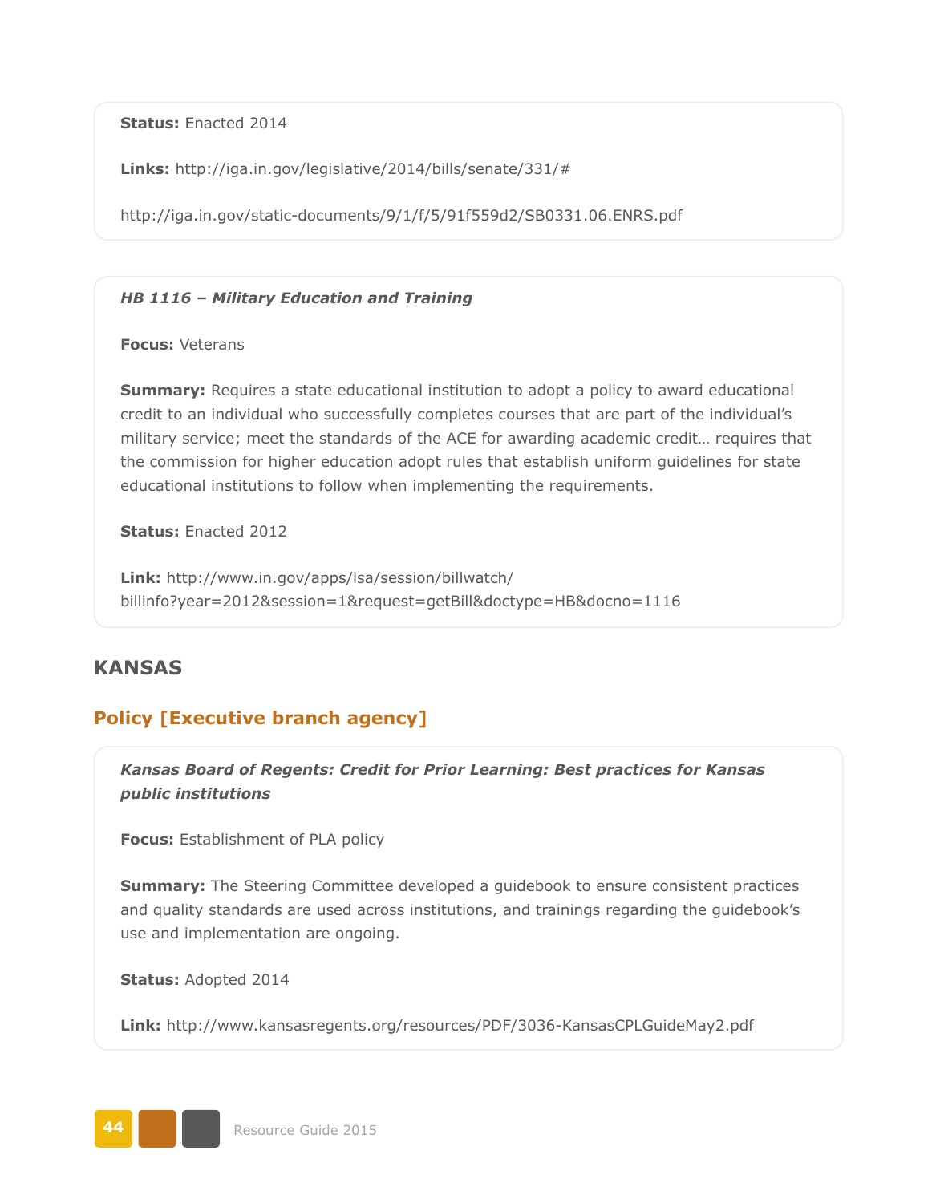**Status:** Enacted 2014

**Links:** http://iga.in.gov/legislative/2014/bills/senate/331/#

http://iga.in.gov/static-documents/9/1/f/5/91f559d2/SB0331.06.ENRS.pdf

***HB 1116 – Military Education and Training***

**Focus:** Veterans

**Summary:** Requires a state educational institution to adopt a policy to award educational credit to an individual who successfully completes courses that are part of the individual's military service; meet the standards of the ACE for awarding academic credit… requires that the commission for higher education adopt rules that establish uniform guidelines for state educational institutions to follow when implementing the requirements.

**Status:** Enacted 2012

**Link:** http://www.in.gov/apps/lsa/session/billwatch/billinfo?year=2012&session=1&request=getBill&doctype=HB&docno=1116

## KANSAS

### Policy [Executive branch agency]

***Kansas Board of Regents: Credit for Prior Learning: Best practices for Kansas public institutions***

**Focus:** Establishment of PLA policy

**Summary:** The Steering Committee developed a guidebook to ensure consistent practices and quality standards are used across institutions, and trainings regarding the guidebook's use and implementation are ongoing.

**Status:** Adopted 2014

**Link:** http://www.kansasregents.org/resources/PDF/3036-KansasCPLGuideMay2.pdf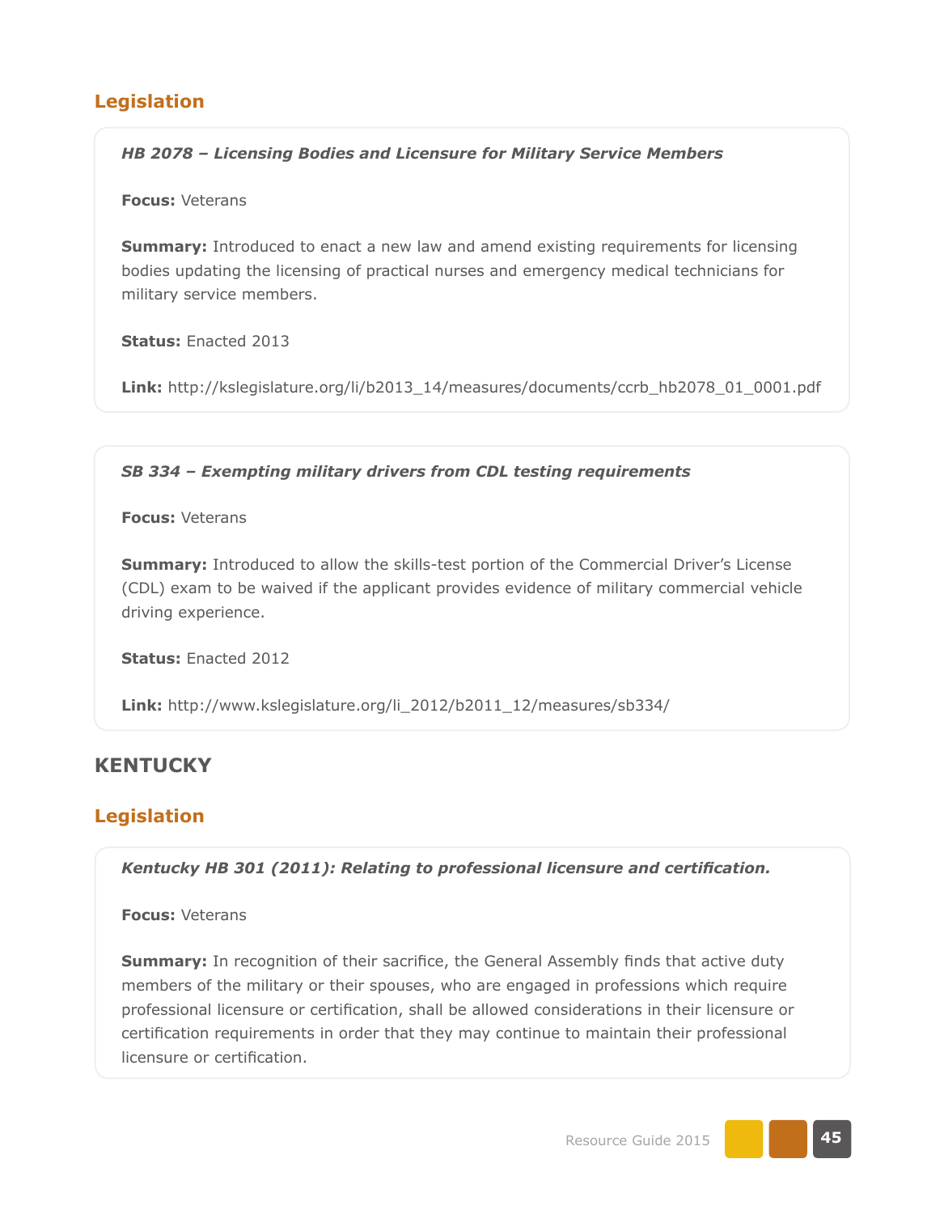## Legislation

***HB 2078 – Licensing Bodies and Licensure for Military Service Members***

**Focus:** Veterans

**Summary:** Introduced to enact a new law and amend existing requirements for licensing bodies updating the licensing of practical nurses and emergency medical technicians for military service members.

**Status:** Enacted 2013

**Link:** http://kslegislature.org/li/b2013_14/measures/documents/ccrb_hb2078_01_0001.pdf

***SB 334 – Exempting military drivers from CDL testing requirements***

**Focus:** Veterans

**Summary:** Introduced to allow the skills-test portion of the Commercial Driver's License (CDL) exam to be waived if the applicant provides evidence of military commercial vehicle driving experience.

**Status:** Enacted 2012

**Link:** http://www.kslegislature.org/li_2012/b2011_12/measures/sb334/

# KENTUCKY

## Legislation

***Kentucky HB 301 (2011): Relating to professional licensure and certification.***

**Focus:** Veterans

**Summary:** In recognition of their sacrifice, the General Assembly finds that active duty members of the military or their spouses, who are engaged in professions which require professional licensure or certification, shall be allowed considerations in their licensure or certification requirements in order that they may continue to maintain their professional licensure or certification.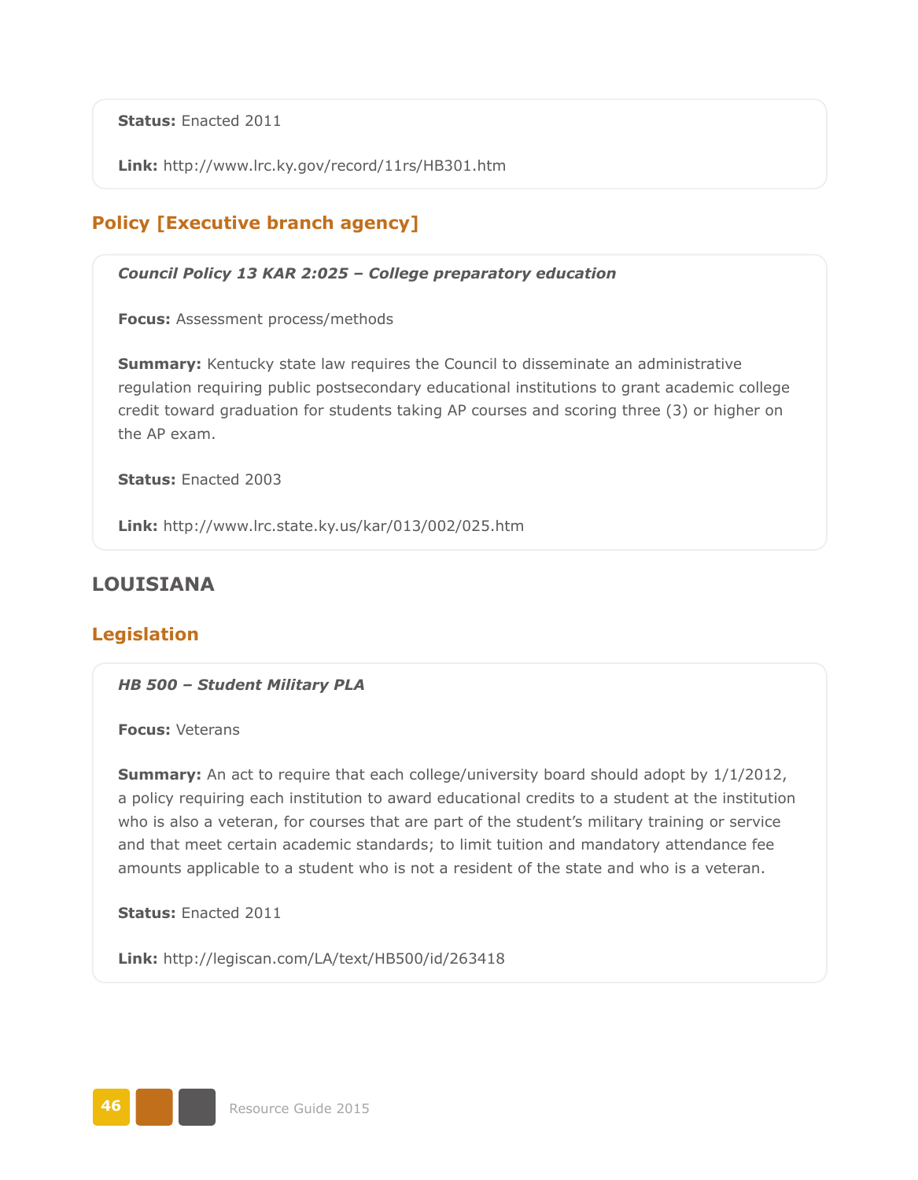**Status:** Enacted 2011

**Link:** http://www.lrc.ky.gov/record/11rs/HB301.htm

### Policy [Executive branch agency]

***Council Policy 13 KAR 2:025 – College preparatory education***

**Focus:** Assessment process/methods

**Summary:** Kentucky state law requires the Council to disseminate an administrative regulation requiring public postsecondary educational institutions to grant academic college credit toward graduation for students taking AP courses and scoring three (3) or higher on the AP exam.

**Status:** Enacted 2003

**Link:** http://www.lrc.state.ky.us/kar/013/002/025.htm

## LOUISIANA

### Legislation

***HB 500 – Student Military PLA***

**Focus:** Veterans

**Summary:** An act to require that each college/university board should adopt by 1/1/2012, a policy requiring each institution to award educational credits to a student at the institution who is also a veteran, for courses that are part of the student's military training or service and that meet certain academic standards; to limit tuition and mandatory attendance fee amounts applicable to a student who is not a resident of the state and who is a veteran.

**Status:** Enacted 2011

**Link:** http://legiscan.com/LA/text/HB500/id/263418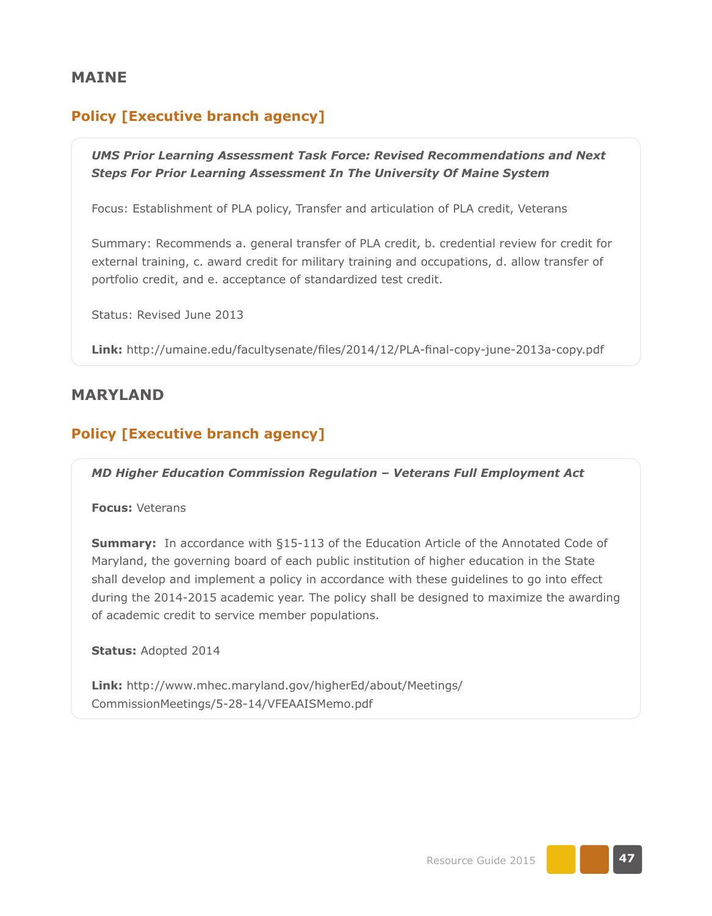## MAINE

### Policy [Executive branch agency]

***UMS Prior Learning Assessment Task Force: Revised Recommendations and Next Steps For Prior Learning Assessment In The University Of Maine System***

Focus: Establishment of PLA policy, Transfer and articulation of PLA credit, Veterans

Summary: Recommends a. general transfer of PLA credit, b. credential review for credit for external training, c. award credit for military training and occupations, d. allow transfer of portfolio credit, and e. acceptance of standardized test credit.

Status: Revised June 2013

**Link:** http://umaine.edu/facultysenate/files/2014/12/PLA-final-copy-june-2013a-copy.pdf

## MARYLAND

### Policy [Executive branch agency]

***MD Higher Education Commission Regulation – Veterans Full Employment Act***

**Focus:** Veterans

**Summary:** In accordance with §15-113 of the Education Article of the Annotated Code of Maryland, the governing board of each public institution of higher education in the State shall develop and implement a policy in accordance with these guidelines to go into effect during the 2014-2015 academic year. The policy shall be designed to maximize the awarding of academic credit to service member populations.

**Status:** Adopted 2014

**Link:** http://www.mhec.maryland.gov/higherEd/about/Meetings/CommissionMeetings/5-28-14/VFEAAISMemo.pdf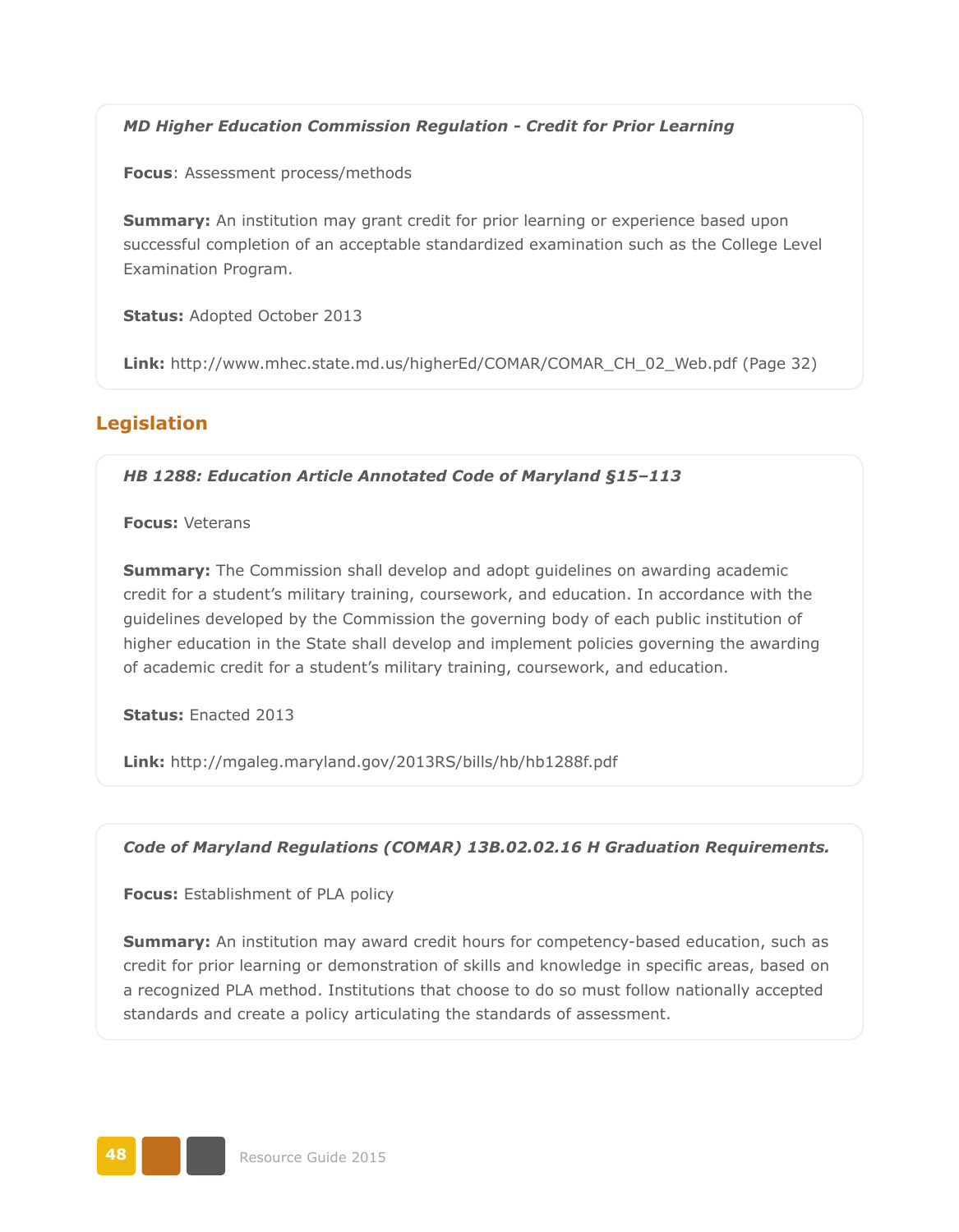***MD Higher Education Commission Regulation - Credit for Prior Learning***

**Focus**: Assessment process/methods

**Summary:** An institution may grant credit for prior learning or experience based upon successful completion of an acceptable standardized examination such as the College Level Examination Program.

**Status:** Adopted October 2013

**Link:** http://www.mhec.state.md.us/higherEd/COMAR/COMAR_CH_02_Web.pdf (Page 32)

## Legislation

***HB 1288: Education Article Annotated Code of Maryland §15–113***

**Focus:** Veterans

**Summary:** The Commission shall develop and adopt guidelines on awarding academic credit for a student's military training, coursework, and education. In accordance with the guidelines developed by the Commission the governing body of each public institution of higher education in the State shall develop and implement policies governing the awarding of academic credit for a student's military training, coursework, and education.

**Status:** Enacted 2013

**Link:** http://mgaleg.maryland.gov/2013RS/bills/hb/hb1288f.pdf

***Code of Maryland Regulations (COMAR) 13B.02.02.16 H Graduation Requirements.***

**Focus:** Establishment of PLA policy

**Summary:** An institution may award credit hours for competency-based education, such as credit for prior learning or demonstration of skills and knowledge in specific areas, based on a recognized PLA method. Institutions that choose to do so must follow nationally accepted standards and create a policy articulating the standards of assessment.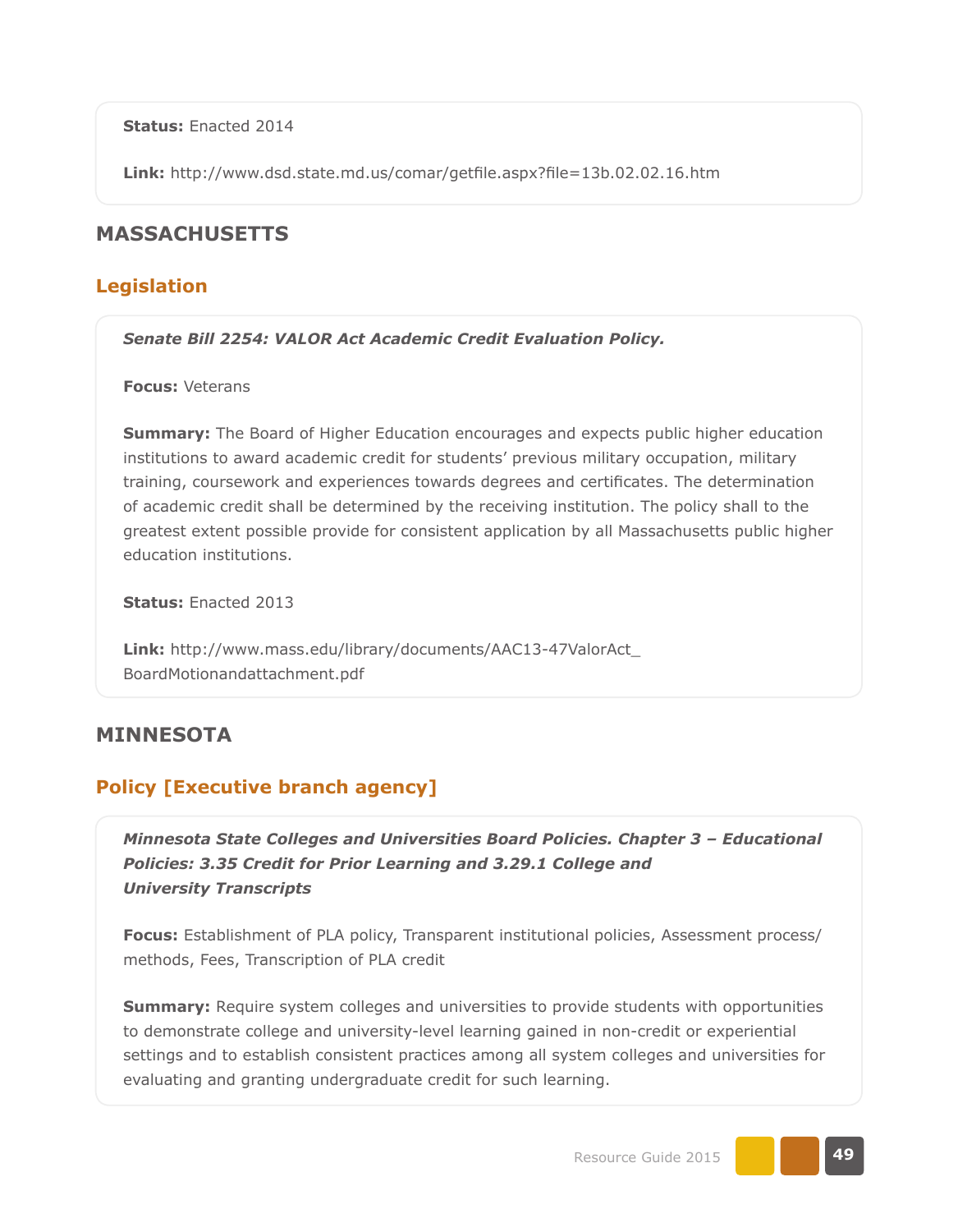**Status:** Enacted 2014

**Link:** http://www.dsd.state.md.us/comar/getfile.aspx?file=13b.02.02.16.htm

## MASSACHUSETTS

### Legislation

***Senate Bill 2254: VALOR Act Academic Credit Evaluation Policy.***

**Focus:** Veterans

**Summary:** The Board of Higher Education encourages and expects public higher education institutions to award academic credit for students' previous military occupation, military training, coursework and experiences towards degrees and certificates. The determination of academic credit shall be determined by the receiving institution. The policy shall to the greatest extent possible provide for consistent application by all Massachusetts public higher education institutions.

**Status:** Enacted 2013

**Link:** http://www.mass.edu/library/documents/AAC13-47ValorAct_BoardMotionandattachment.pdf

## MINNESOTA

### Policy [Executive branch agency]

***Minnesota State Colleges and Universities Board Policies. Chapter 3 – Educational Policies: 3.35 Credit for Prior Learning and 3.29.1 College and University Transcripts***

**Focus:** Establishment of PLA policy, Transparent institutional policies, Assessment process/methods, Fees, Transcription of PLA credit

**Summary:** Require system colleges and universities to provide students with opportunities to demonstrate college and university-level learning gained in non-credit or experiential settings and to establish consistent practices among all system colleges and universities for evaluating and granting undergraduate credit for such learning.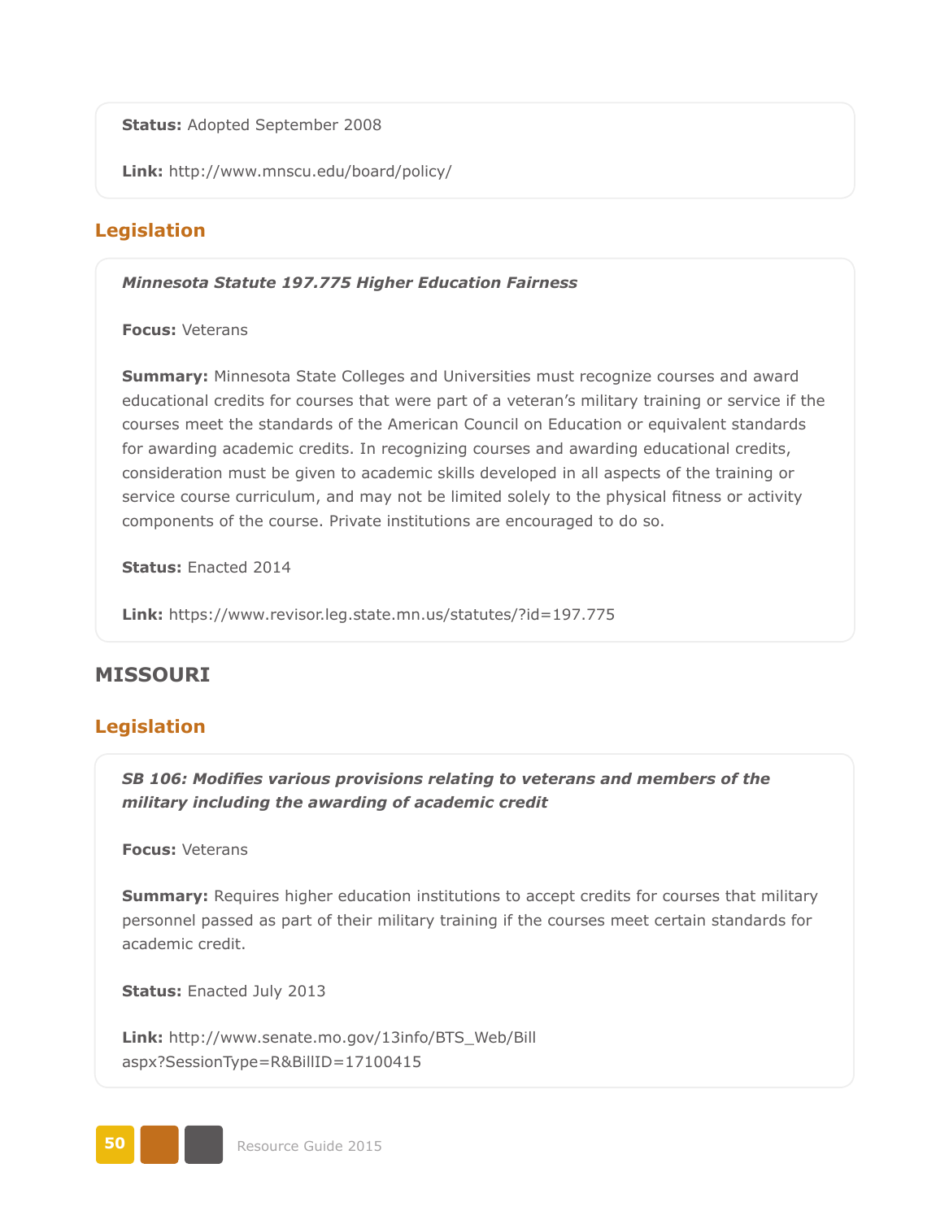**Status:** Adopted September 2008

**Link:** http://www.mnscu.edu/board/policy/

## Legislation

***Minnesota Statute 197.775 Higher Education Fairness***

**Focus:** Veterans

**Summary:** Minnesota State Colleges and Universities must recognize courses and award educational credits for courses that were part of a veteran's military training or service if the courses meet the standards of the American Council on Education or equivalent standards for awarding academic credits. In recognizing courses and awarding educational credits, consideration must be given to academic skills developed in all aspects of the training or service course curriculum, and may not be limited solely to the physical fitness or activity components of the course. Private institutions are encouraged to do so.

**Status:** Enacted 2014

**Link:** https://www.revisor.leg.state.mn.us/statutes/?id=197.775

# MISSOURI

## Legislation

***SB 106: Modifies various provisions relating to veterans and members of the military including the awarding of academic credit***

**Focus:** Veterans

**Summary:** Requires higher education institutions to accept credits for courses that military personnel passed as part of their military training if the courses meet certain standards for academic credit.

**Status:** Enacted July 2013

**Link:** http://www.senate.mo.gov/13info/BTS_Web/Bill aspx?SessionType=R&BillID=17100415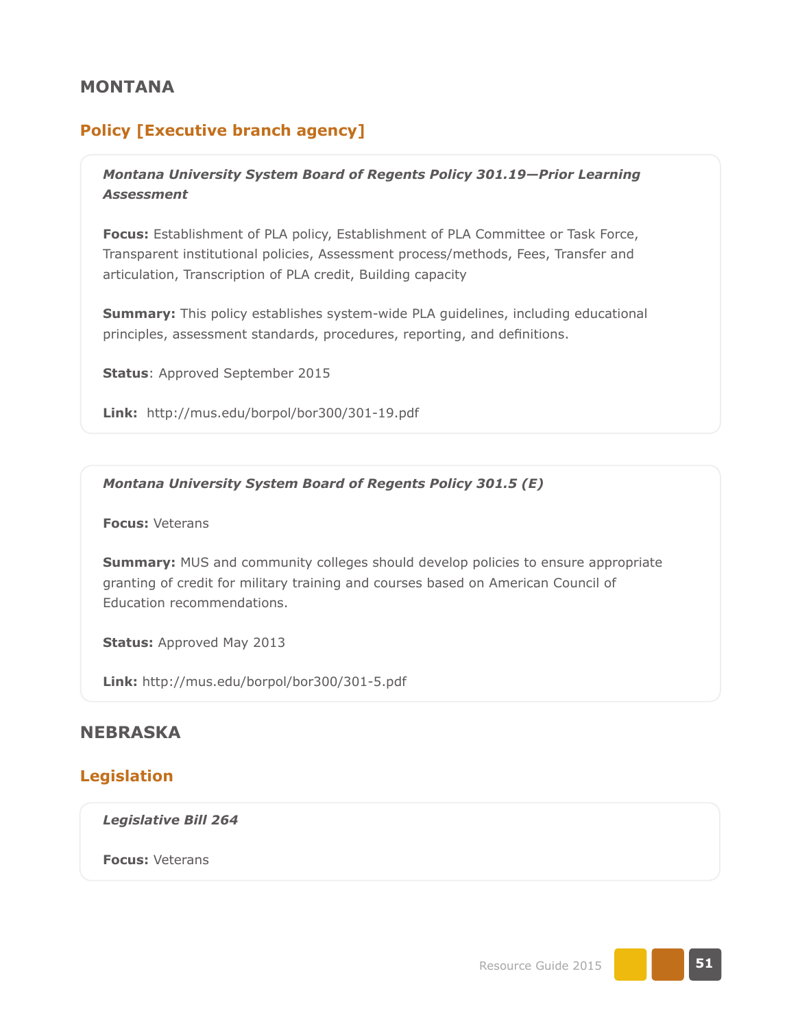## MONTANA

### Policy [Executive branch agency]

***Montana University System Board of Regents Policy 301.19—Prior Learning Assessment***

**Focus:** Establishment of PLA policy, Establishment of PLA Committee or Task Force, Transparent institutional policies, Assessment process/methods, Fees, Transfer and articulation, Transcription of PLA credit, Building capacity

**Summary:** This policy establishes system-wide PLA guidelines, including educational principles, assessment standards, procedures, reporting, and definitions.

**Status**: Approved September 2015

**Link:** http://mus.edu/borpol/bor300/301-19.pdf

***Montana University System Board of Regents Policy 301.5 (E)***

**Focus:** Veterans

**Summary:** MUS and community colleges should develop policies to ensure appropriate granting of credit for military training and courses based on American Council of Education recommendations.

**Status:** Approved May 2013

**Link:** http://mus.edu/borpol/bor300/301-5.pdf

## NEBRASKA

### Legislation

***Legislative Bill 264***

**Focus:** Veterans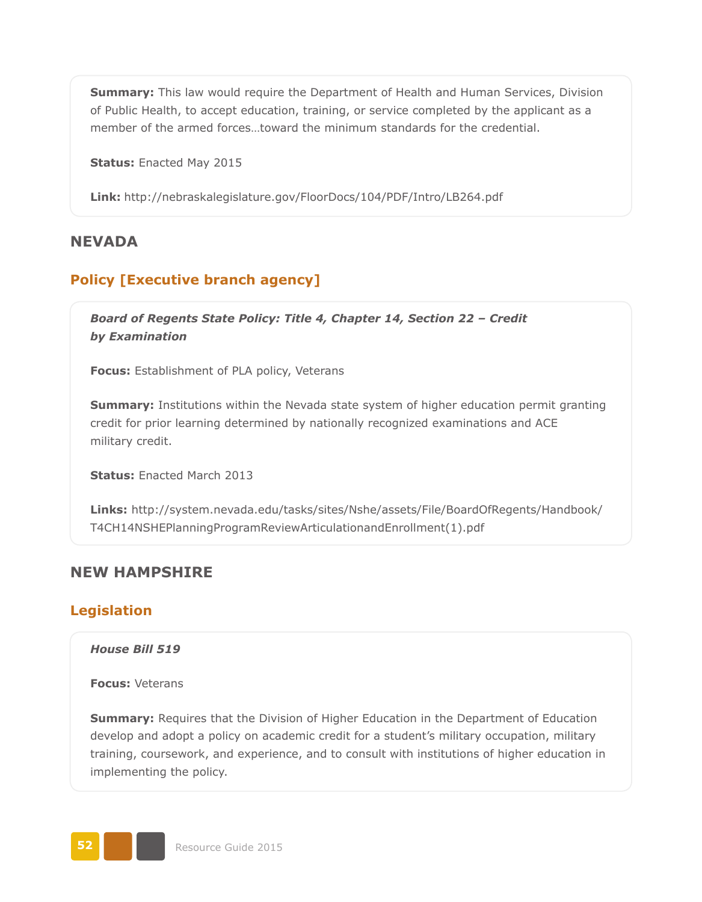**Summary:** This law would require the Department of Health and Human Services, Division of Public Health, to accept education, training, or service completed by the applicant as a member of the armed forces…toward the minimum standards for the credential.

**Status:** Enacted May 2015

**Link:** http://nebraskalegislature.gov/FloorDocs/104/PDF/Intro/LB264.pdf

## NEVADA

### Policy [Executive branch agency]

***Board of Regents State Policy: Title 4, Chapter 14, Section 22 – Credit by Examination***

**Focus:** Establishment of PLA policy, Veterans

**Summary:** Institutions within the Nevada state system of higher education permit granting credit for prior learning determined by nationally recognized examinations and ACE military credit.

**Status:** Enacted March 2013

**Links:** http://system.nevada.edu/tasks/sites/Nshe/assets/File/BoardOfRegents/Handbook/T4CH14NSHEPlanningProgramReviewArticulationandEnrollment(1).pdf

## NEW HAMPSHIRE

### Legislation

***House Bill 519***

**Focus:** Veterans

**Summary:** Requires that the Division of Higher Education in the Department of Education develop and adopt a policy on academic credit for a student's military occupation, military training, coursework, and experience, and to consult with institutions of higher education in implementing the policy.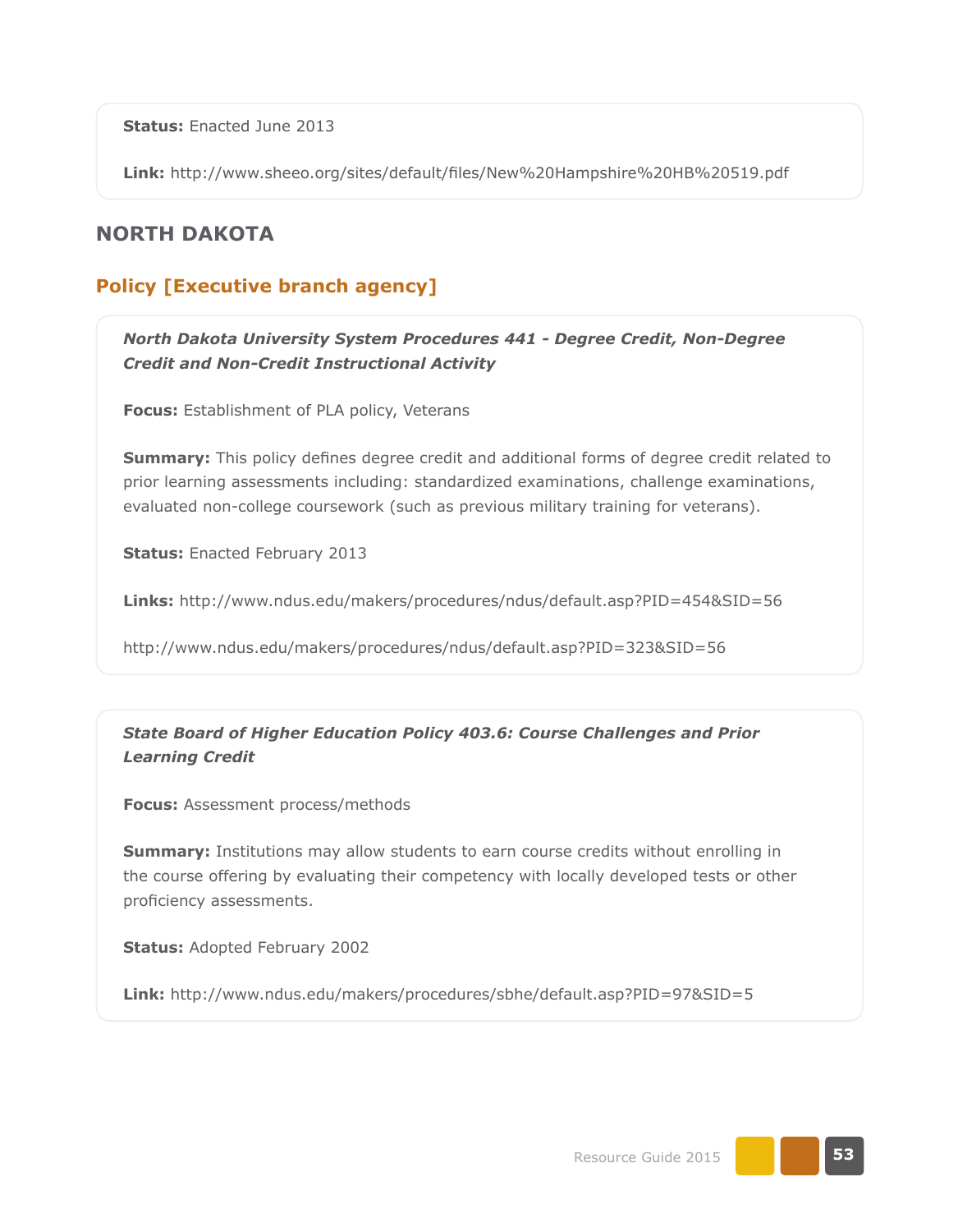**Status:** Enacted June 2013

**Link:** http://www.sheeo.org/sites/default/files/New%20Hampshire%20HB%20519.pdf

## NORTH DAKOTA

### Policy [Executive branch agency]

***North Dakota University System Procedures 441 - Degree Credit, Non-Degree Credit and Non-Credit Instructional Activity***

**Focus:** Establishment of PLA policy, Veterans

**Summary:** This policy defines degree credit and additional forms of degree credit related to prior learning assessments including: standardized examinations, challenge examinations, evaluated non-college coursework (such as previous military training for veterans).

**Status:** Enacted February 2013

**Links:** http://www.ndus.edu/makers/procedures/ndus/default.asp?PID=454&SID=56

http://www.ndus.edu/makers/procedures/ndus/default.asp?PID=323&SID=56

***State Board of Higher Education Policy 403.6: Course Challenges and Prior Learning Credit***

**Focus:** Assessment process/methods

**Summary:** Institutions may allow students to earn course credits without enrolling in the course offering by evaluating their competency with locally developed tests or other proficiency assessments.

**Status:** Adopted February 2002

**Link:** http://www.ndus.edu/makers/procedures/sbhe/default.asp?PID=97&SID=5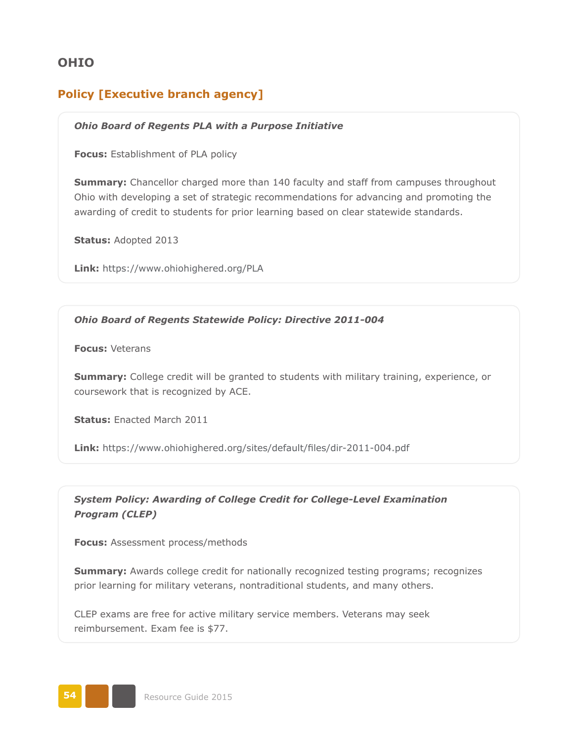## OHIO

### Policy [Executive branch agency]

***Ohio Board of Regents PLA with a Purpose Initiative***

**Focus:** Establishment of PLA policy

**Summary:** Chancellor charged more than 140 faculty and staff from campuses throughout Ohio with developing a set of strategic recommendations for advancing and promoting the awarding of credit to students for prior learning based on clear statewide standards.

**Status:** Adopted 2013

**Link:** https://www.ohiohighered.org/PLA

***Ohio Board of Regents Statewide Policy: Directive 2011-004***

**Focus:** Veterans

**Summary:** College credit will be granted to students with military training, experience, or coursework that is recognized by ACE.

**Status:** Enacted March 2011

**Link:** https://www.ohiohighered.org/sites/default/files/dir-2011-004.pdf

***System Policy: Awarding of College Credit for College-Level Examination Program (CLEP)***

**Focus:** Assessment process/methods

**Summary:** Awards college credit for nationally recognized testing programs; recognizes prior learning for military veterans, nontraditional students, and many others.

CLEP exams are free for active military service members. Veterans may seek reimbursement. Exam fee is $77.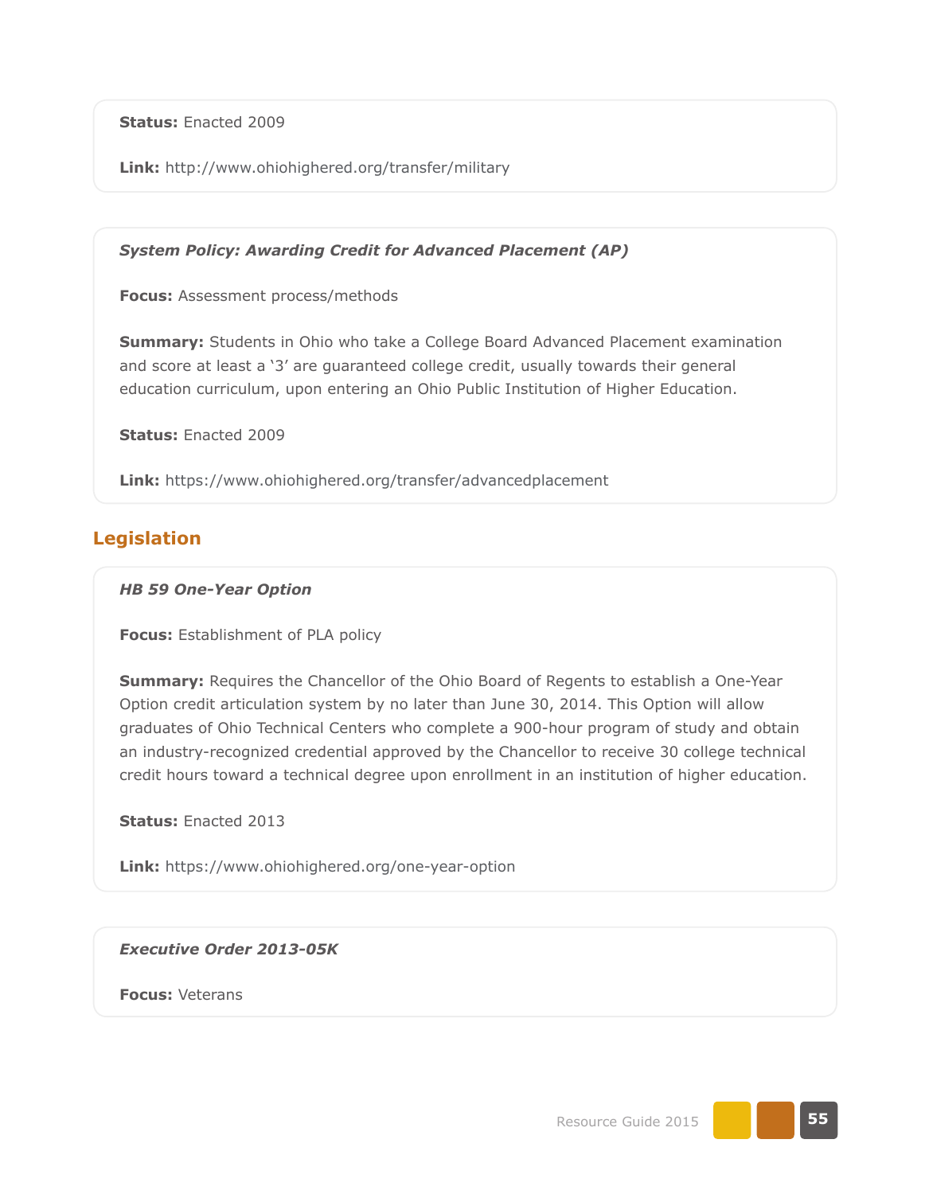**Status:** Enacted 2009

**Link:** http://www.ohiohighered.org/transfer/military

***System Policy: Awarding Credit for Advanced Placement (AP)***

**Focus:** Assessment process/methods

**Summary:** Students in Ohio who take a College Board Advanced Placement examination and score at least a '3' are guaranteed college credit, usually towards their general education curriculum, upon entering an Ohio Public Institution of Higher Education.

**Status:** Enacted 2009

**Link:** https://www.ohiohighered.org/transfer/advancedplacement

## Legislation

***HB 59 One-Year Option***

**Focus:** Establishment of PLA policy

**Summary:** Requires the Chancellor of the Ohio Board of Regents to establish a One-Year Option credit articulation system by no later than June 30, 2014. This Option will allow graduates of Ohio Technical Centers who complete a 900-hour program of study and obtain an industry-recognized credential approved by the Chancellor to receive 30 college technical credit hours toward a technical degree upon enrollment in an institution of higher education.

**Status:** Enacted 2013

**Link:** https://www.ohiohighered.org/one-year-option

***Executive Order 2013-05K***

**Focus:** Veterans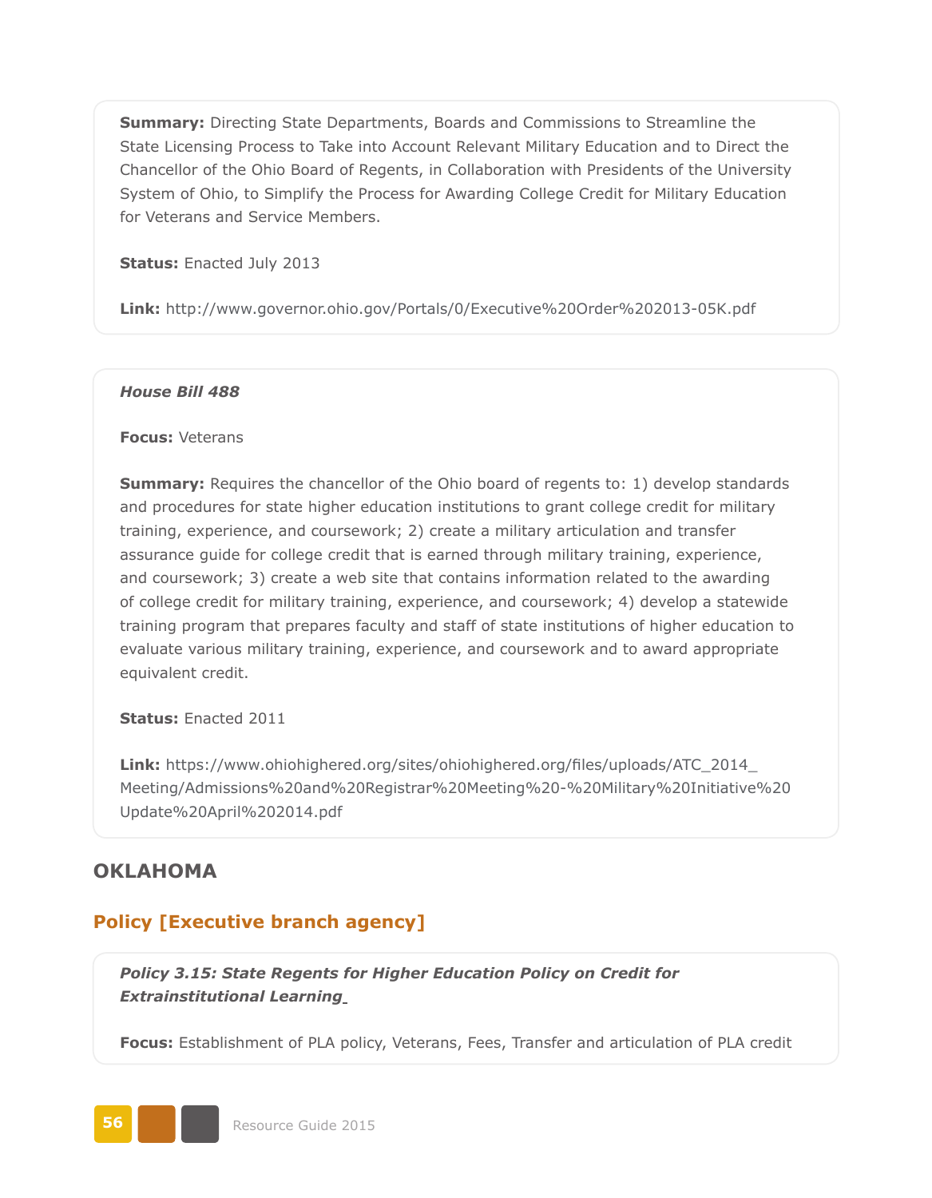**Summary:** Directing State Departments, Boards and Commissions to Streamline the State Licensing Process to Take into Account Relevant Military Education and to Direct the Chancellor of the Ohio Board of Regents, in Collaboration with Presidents of the University System of Ohio, to Simplify the Process for Awarding College Credit for Military Education for Veterans and Service Members.

**Status:** Enacted July 2013

**Link:** http://www.governor.ohio.gov/Portals/0/Executive%20Order%202013-05K.pdf

***House Bill 488***

**Focus:** Veterans

**Summary:** Requires the chancellor of the Ohio board of regents to: 1) develop standards and procedures for state higher education institutions to grant college credit for military training, experience, and coursework; 2) create a military articulation and transfer assurance guide for college credit that is earned through military training, experience, and coursework; 3) create a web site that contains information related to the awarding of college credit for military training, experience, and coursework; 4) develop a statewide training program that prepares faculty and staff of state institutions of higher education to evaluate various military training, experience, and coursework and to award appropriate equivalent credit.

**Status:** Enacted 2011

**Link:** https://www.ohiohighered.org/sites/ohiohighered.org/files/uploads/ATC_2014_Meeting/Admissions%20and%20Registrar%20Meeting%20-%20Military%20Initiative%20Update%20April%202014.pdf

## OKLAHOMA

### Policy [Executive branch agency]

***Policy 3.15: State Regents for Higher Education Policy on Credit for Extrainstitutional Learning***

**Focus:** Establishment of PLA policy, Veterans, Fees, Transfer and articulation of PLA credit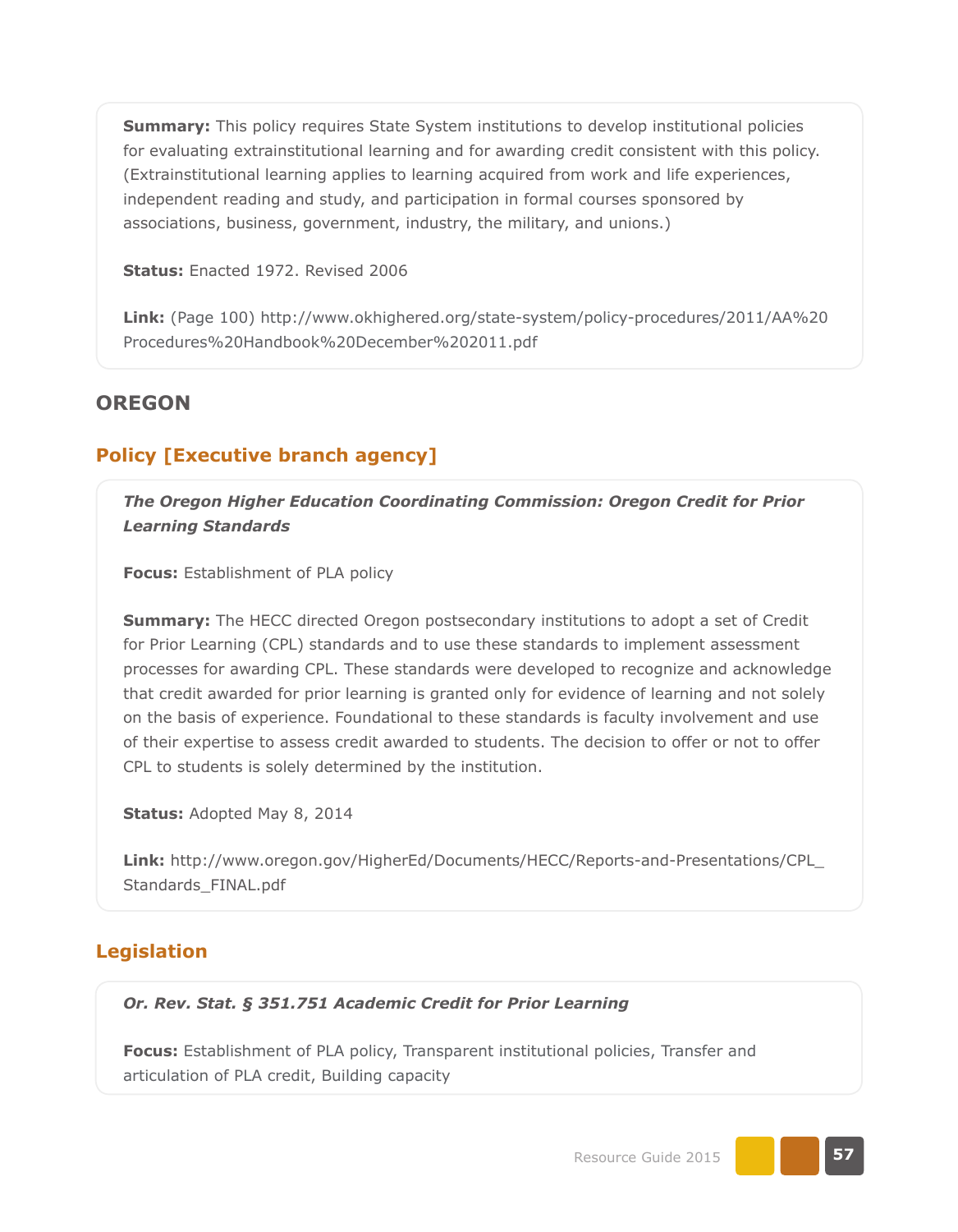**Summary:** This policy requires State System institutions to develop institutional policies for evaluating extrainstitutional learning and for awarding credit consistent with this policy. (Extrainstitutional learning applies to learning acquired from work and life experiences, independent reading and study, and participation in formal courses sponsored by associations, business, government, industry, the military, and unions.)

**Status:** Enacted 1972. Revised 2006

**Link:** (Page 100) http://www.okhighered.org/state-system/policy-procedures/2011/AA%20Procedures%20Handbook%20December%202011.pdf

## OREGON

### Policy [Executive branch agency]

***The Oregon Higher Education Coordinating Commission: Oregon Credit for Prior Learning Standards***

**Focus:** Establishment of PLA policy

**Summary:** The HECC directed Oregon postsecondary institutions to adopt a set of Credit for Prior Learning (CPL) standards and to use these standards to implement assessment processes for awarding CPL. These standards were developed to recognize and acknowledge that credit awarded for prior learning is granted only for evidence of learning and not solely on the basis of experience. Foundational to these standards is faculty involvement and use of their expertise to assess credit awarded to students. The decision to offer or not to offer CPL to students is solely determined by the institution.

**Status:** Adopted May 8, 2014

**Link:** http://www.oregon.gov/HigherEd/Documents/HECC/Reports-and-Presentations/CPL_Standards_FINAL.pdf

### Legislation

***Or. Rev. Stat. § 351.751 Academic Credit for Prior Learning***

**Focus:** Establishment of PLA policy, Transparent institutional policies, Transfer and articulation of PLA credit, Building capacity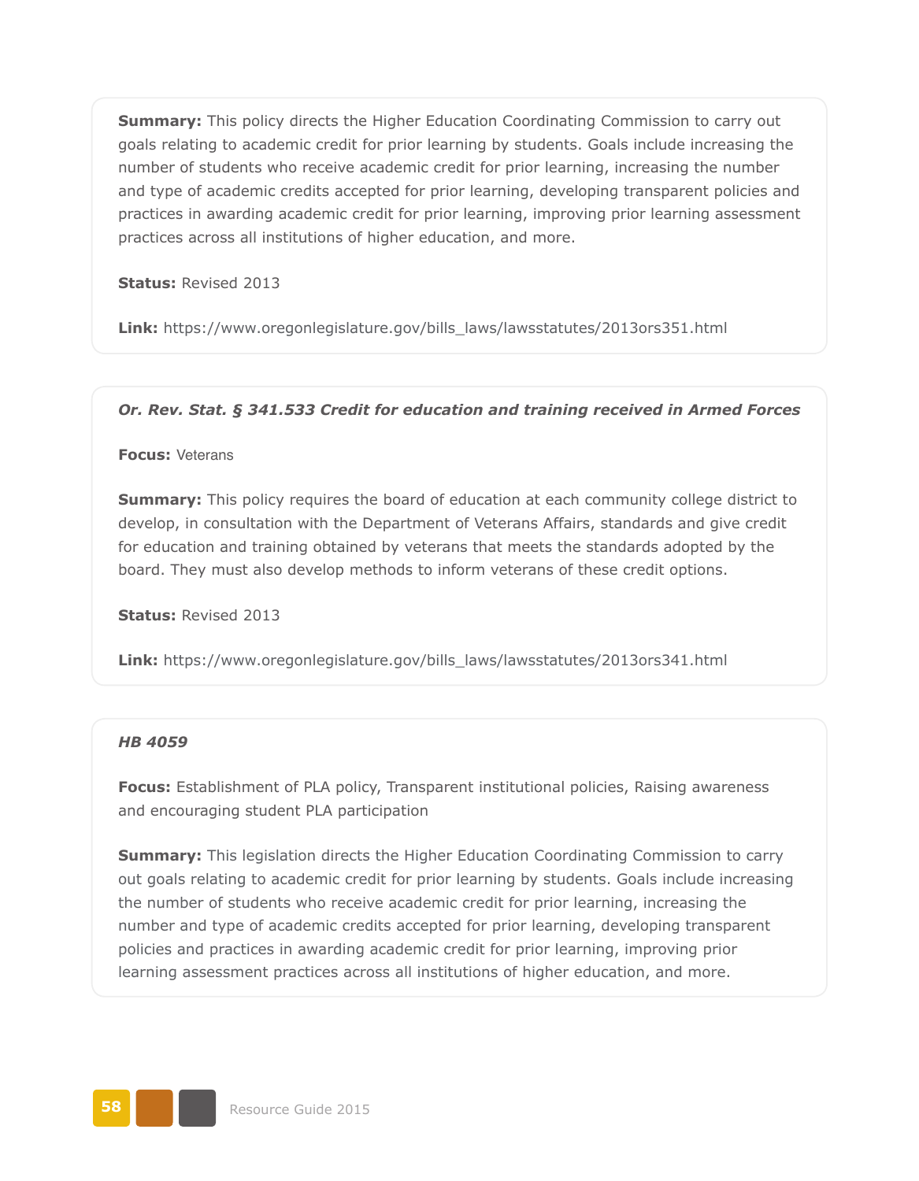**Summary:** This policy directs the Higher Education Coordinating Commission to carry out goals relating to academic credit for prior learning by students. Goals include increasing the number of students who receive academic credit for prior learning, increasing the number and type of academic credits accepted for prior learning, developing transparent policies and practices in awarding academic credit for prior learning, improving prior learning assessment practices across all institutions of higher education, and more.

**Status:** Revised 2013

**Link:** https://www.oregonlegislature.gov/bills_laws/lawsstatutes/2013ors351.html

***Or. Rev. Stat. § 341.533 Credit for education and training received in Armed Forces***

**Focus:** Veterans

**Summary:** This policy requires the board of education at each community college district to develop, in consultation with the Department of Veterans Affairs, standards and give credit for education and training obtained by veterans that meets the standards adopted by the board. They must also develop methods to inform veterans of these credit options.

**Status:** Revised 2013

**Link:** https://www.oregonlegislature.gov/bills_laws/lawsstatutes/2013ors341.html

***HB 4059***

**Focus:** Establishment of PLA policy, Transparent institutional policies, Raising awareness and encouraging student PLA participation

**Summary:** This legislation directs the Higher Education Coordinating Commission to carry out goals relating to academic credit for prior learning by students. Goals include increasing the number of students who receive academic credit for prior learning, increasing the number and type of academic credits accepted for prior learning, developing transparent policies and practices in awarding academic credit for prior learning, improving prior learning assessment practices across all institutions of higher education, and more.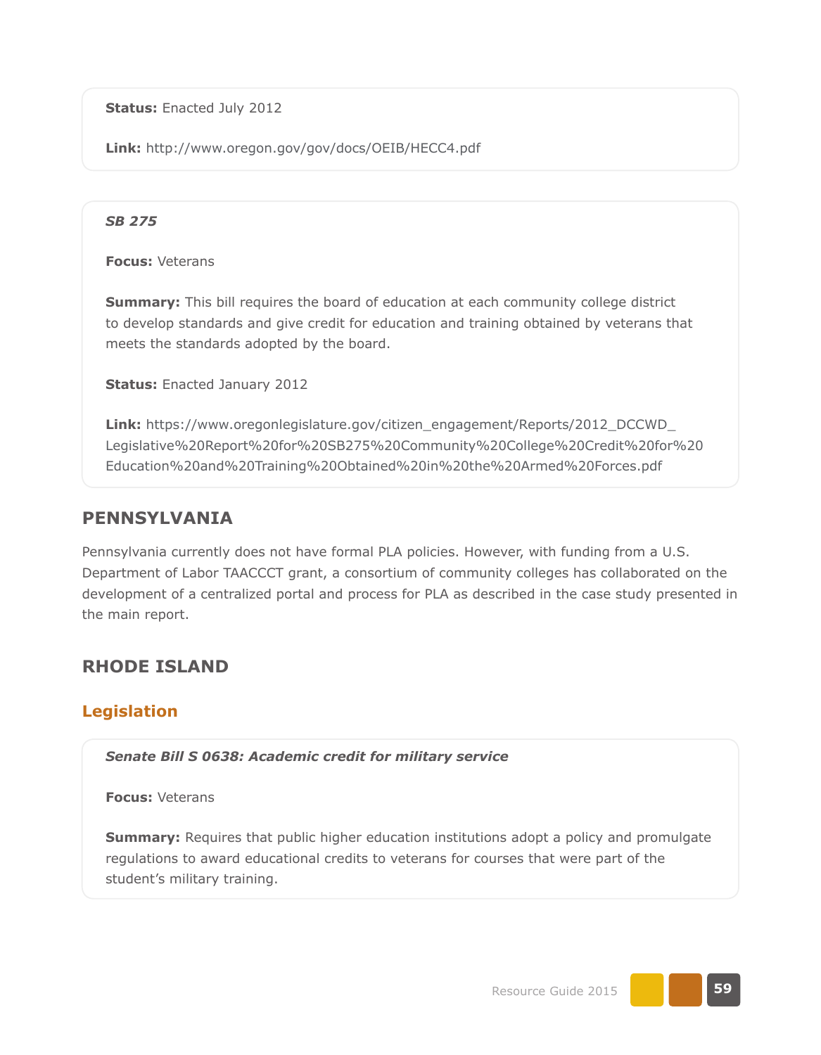**Status:** Enacted July 2012

**Link:** http://www.oregon.gov/gov/docs/OEIB/HECC4.pdf

***SB 275***

**Focus:** Veterans

**Summary:** This bill requires the board of education at each community college district to develop standards and give credit for education and training obtained by veterans that meets the standards adopted by the board.

**Status:** Enacted January 2012

**Link:** https://www.oregonlegislature.gov/citizen_engagement/Reports/2012_DCCWD_Legislative%20Report%20for%20SB275%20Community%20College%20Credit%20for%20Education%20and%20Training%20Obtained%20in%20the%20Armed%20Forces.pdf

## PENNSYLVANIA

Pennsylvania currently does not have formal PLA policies. However, with funding from a U.S. Department of Labor TAACCCT grant, a consortium of community colleges has collaborated on the development of a centralized portal and process for PLA as described in the case study presented in the main report.

## RHODE ISLAND

### Legislation

***Senate Bill S 0638: Academic credit for military service***

**Focus:** Veterans

**Summary:** Requires that public higher education institutions adopt a policy and promulgate regulations to award educational credits to veterans for courses that were part of the student's military training.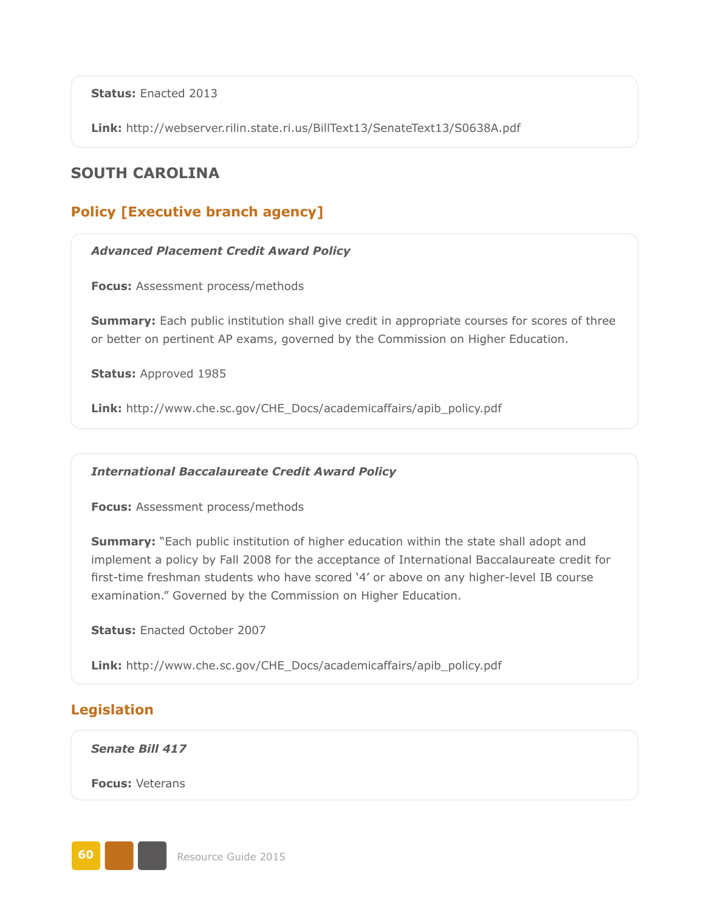**Status:** Enacted 2013

**Link:** http://webserver.rilin.state.ri.us/BillText13/SenateText13/S0638A.pdf

## SOUTH CAROLINA

### Policy [Executive branch agency]

***Advanced Placement Credit Award Policy***

**Focus:** Assessment process/methods

**Summary:** Each public institution shall give credit in appropriate courses for scores of three or better on pertinent AP exams, governed by the Commission on Higher Education.

**Status:** Approved 1985

**Link:** http://www.che.sc.gov/CHE_Docs/academicaffairs/apib_policy.pdf

***International Baccalaureate Credit Award Policy***

**Focus:** Assessment process/methods

**Summary:** "Each public institution of higher education within the state shall adopt and implement a policy by Fall 2008 for the acceptance of International Baccalaureate credit for first-time freshman students who have scored '4' or above on any higher-level IB course examination." Governed by the Commission on Higher Education.

**Status:** Enacted October 2007

**Link:** http://www.che.sc.gov/CHE_Docs/academicaffairs/apib_policy.pdf

### Legislation

***Senate Bill 417***

**Focus:** Veterans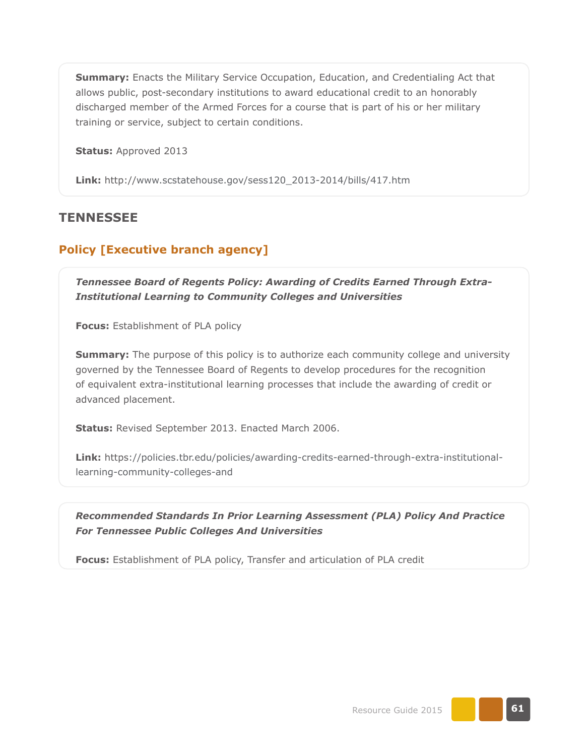**Summary:** Enacts the Military Service Occupation, Education, and Credentialing Act that allows public, post-secondary institutions to award educational credit to an honorably discharged member of the Armed Forces for a course that is part of his or her military training or service, subject to certain conditions.

**Status:** Approved 2013

**Link:** http://www.scstatehouse.gov/sess120_2013-2014/bills/417.htm

## TENNESSEE

### Policy [Executive branch agency]

***Tennessee Board of Regents Policy: Awarding of Credits Earned Through Extra-Institutional Learning to Community Colleges and Universities***

**Focus:** Establishment of PLA policy

**Summary:** The purpose of this policy is to authorize each community college and university governed by the Tennessee Board of Regents to develop procedures for the recognition of equivalent extra-institutional learning processes that include the awarding of credit or advanced placement.

**Status:** Revised September 2013. Enacted March 2006.

**Link:** https://policies.tbr.edu/policies/awarding-credits-earned-through-extra-institutional-learning-community-colleges-and

***Recommended Standards In Prior Learning Assessment (PLA) Policy And Practice For Tennessee Public Colleges And Universities***

**Focus:** Establishment of PLA policy, Transfer and articulation of PLA credit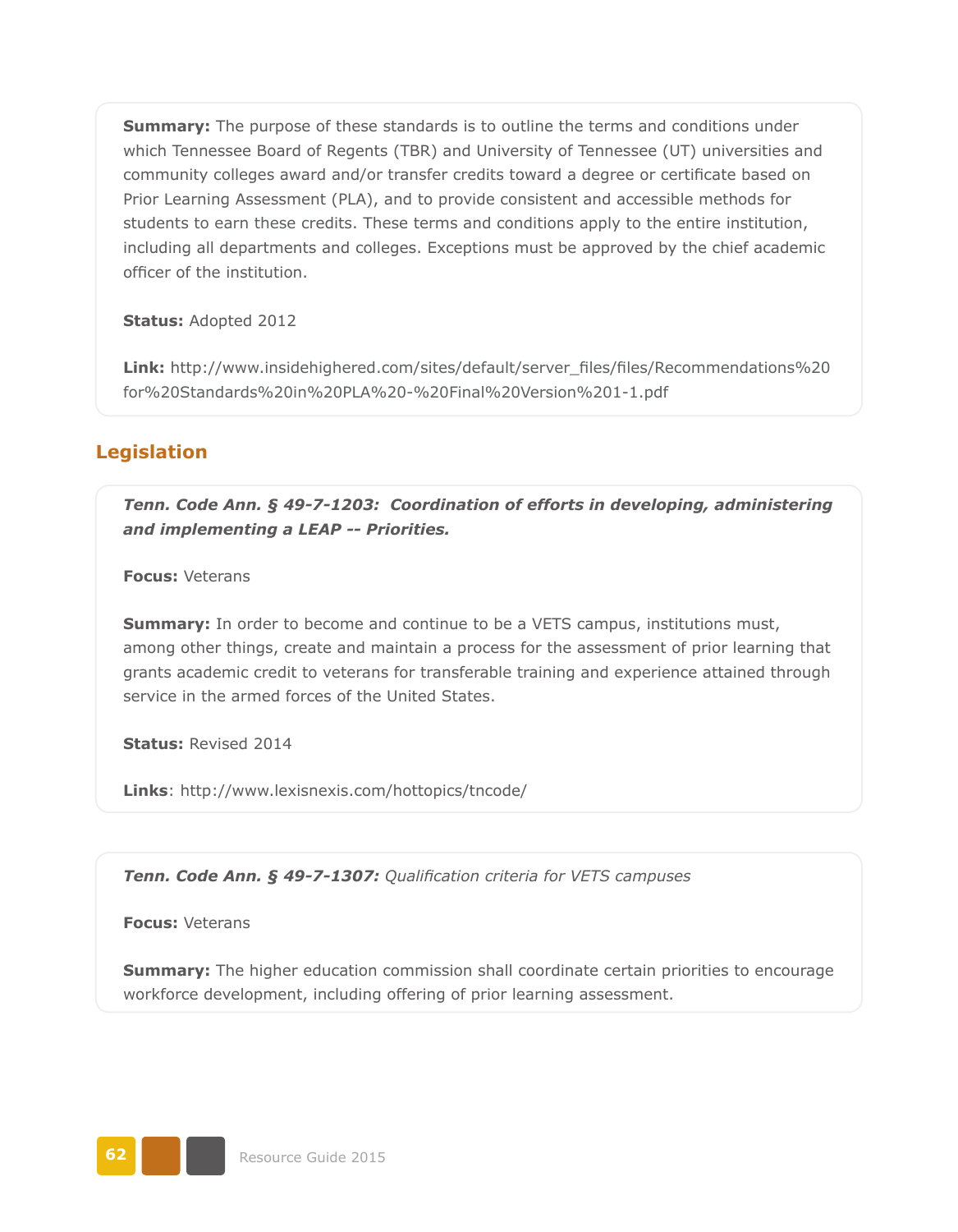**Summary:** The purpose of these standards is to outline the terms and conditions under which Tennessee Board of Regents (TBR) and University of Tennessee (UT) universities and community colleges award and/or transfer credits toward a degree or certificate based on Prior Learning Assessment (PLA), and to provide consistent and accessible methods for students to earn these credits. These terms and conditions apply to the entire institution, including all departments and colleges. Exceptions must be approved by the chief academic officer of the institution.

**Status:** Adopted 2012

**Link:** http://www.insidehighered.com/sites/default/server_files/files/Recommendations%20for%20Standards%20in%20PLA%20-%20Final%20Version%201-1.pdf

## Legislation

***Tenn. Code Ann. § 49-7-1203: Coordination of efforts in developing, administering and implementing a LEAP -- Priorities.***

**Focus:** Veterans

**Summary:** In order to become and continue to be a VETS campus, institutions must, among other things, create and maintain a process for the assessment of prior learning that grants academic credit to veterans for transferable training and experience attained through service in the armed forces of the United States.

**Status:** Revised 2014

**Links**: http://www.lexisnexis.com/hottopics/tncode/

***Tenn. Code Ann. § 49-7-1307:*** *Qualification criteria for VETS campuses*

**Focus:** Veterans

**Summary:** The higher education commission shall coordinate certain priorities to encourage workforce development, including offering of prior learning assessment.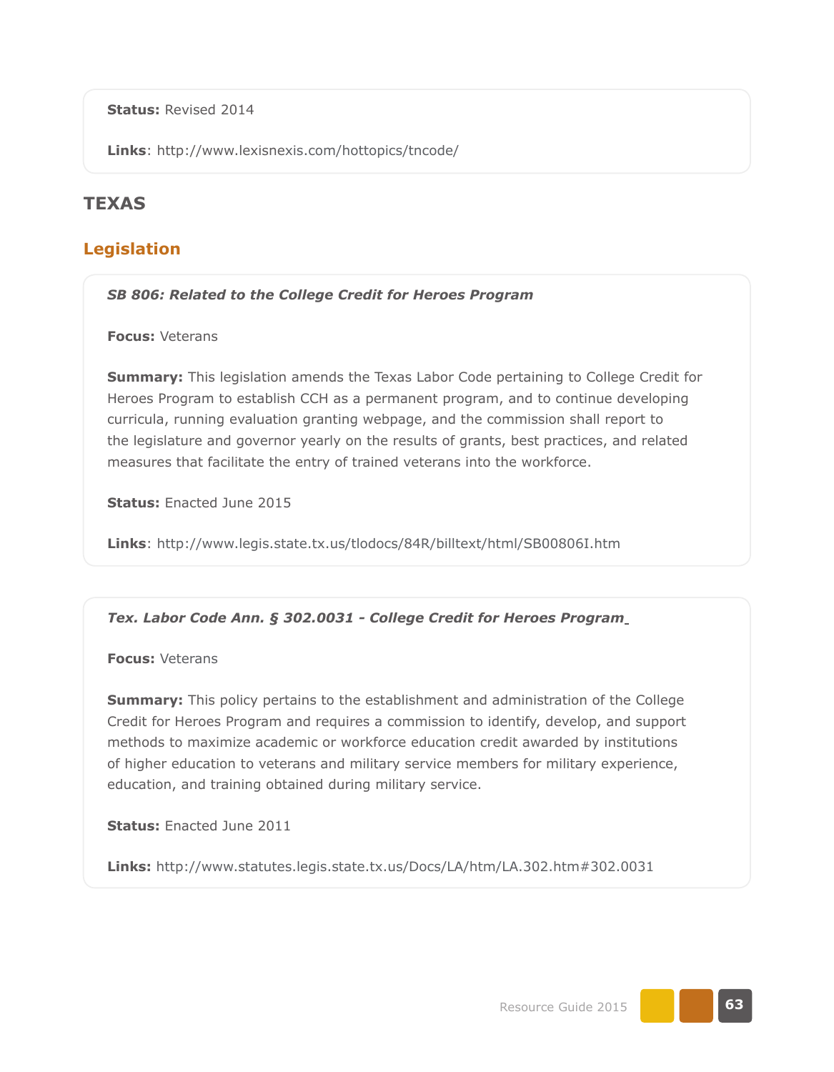**Status:** Revised 2014

**Links**: http://www.lexisnexis.com/hottopics/tncode/

## TEXAS

### Legislation

***SB 806: Related to the College Credit for Heroes Program***

**Focus:** Veterans

**Summary:** This legislation amends the Texas Labor Code pertaining to College Credit for Heroes Program to establish CCH as a permanent program, and to continue developing curricula, running evaluation granting webpage, and the commission shall report to the legislature and governor yearly on the results of grants, best practices, and related measures that facilitate the entry of trained veterans into the workforce.

**Status:** Enacted June 2015

**Links**: http://www.legis.state.tx.us/tlodocs/84R/billtext/html/SB00806I.htm

***Tex. Labor Code Ann. § 302.0031 - College Credit for Heroes Program***

**Focus:** Veterans

**Summary:** This policy pertains to the establishment and administration of the College Credit for Heroes Program and requires a commission to identify, develop, and support methods to maximize academic or workforce education credit awarded by institutions of higher education to veterans and military service members for military experience, education, and training obtained during military service.

**Status:** Enacted June 2011

**Links:** http://www.statutes.legis.state.tx.us/Docs/LA/htm/LA.302.htm#302.0031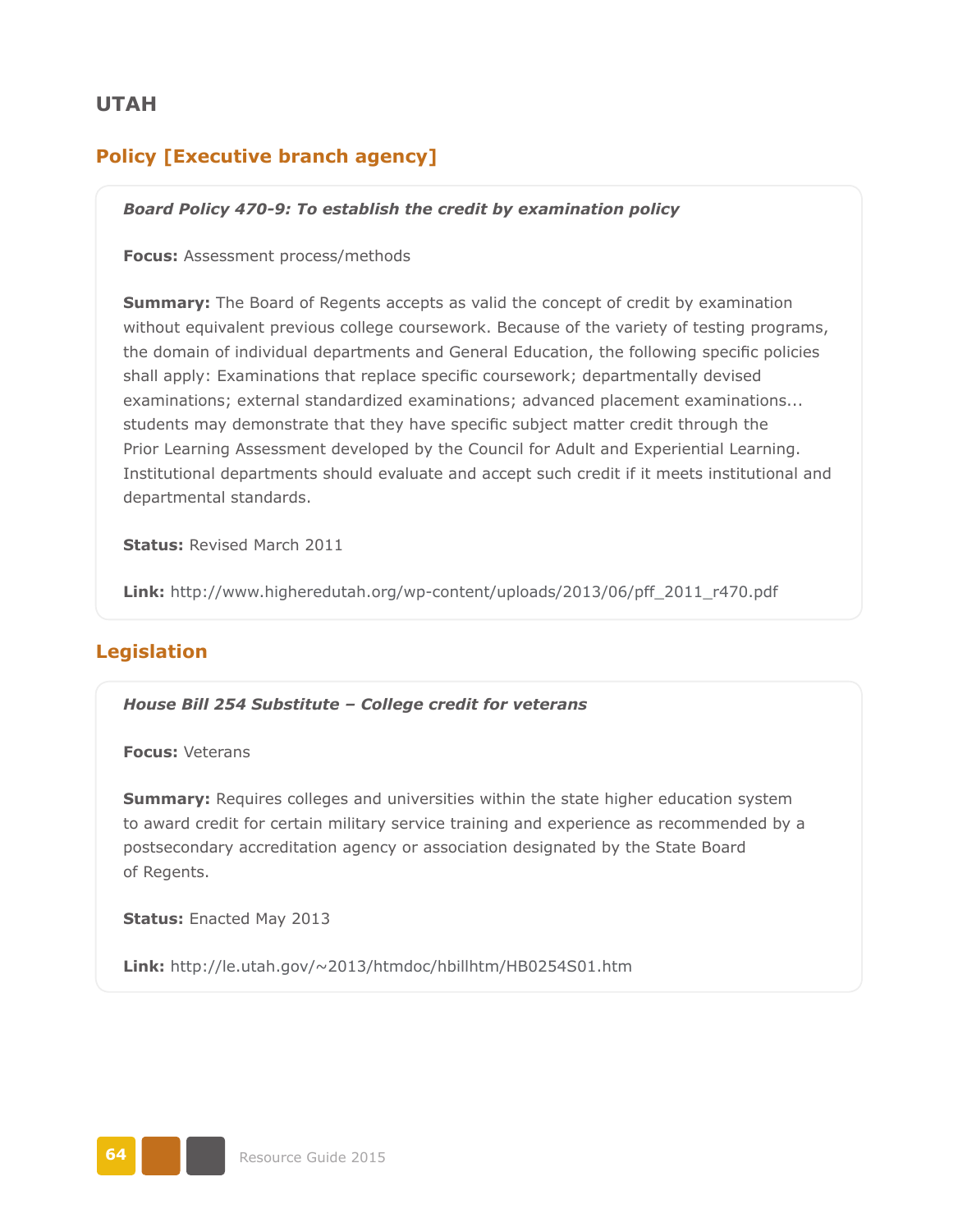## UTAH

### Policy [Executive branch agency]

***Board Policy 470-9: To establish the credit by examination policy***

**Focus:** Assessment process/methods

**Summary:** The Board of Regents accepts as valid the concept of credit by examination without equivalent previous college coursework. Because of the variety of testing programs, the domain of individual departments and General Education, the following specific policies shall apply: Examinations that replace specific coursework; departmentally devised examinations; external standardized examinations; advanced placement examinations... students may demonstrate that they have specific subject matter credit through the Prior Learning Assessment developed by the Council for Adult and Experiential Learning. Institutional departments should evaluate and accept such credit if it meets institutional and departmental standards.

**Status:** Revised March 2011

**Link:** http://www.higheredutah.org/wp-content/uploads/2013/06/pff_2011_r470.pdf

### Legislation

***House Bill 254 Substitute – College credit for veterans***

**Focus:** Veterans

**Summary:** Requires colleges and universities within the state higher education system to award credit for certain military service training and experience as recommended by a postsecondary accreditation agency or association designated by the State Board of Regents.

**Status:** Enacted May 2013

**Link:** http://le.utah.gov/~2013/htmdoc/hbillhtm/HB0254S01.htm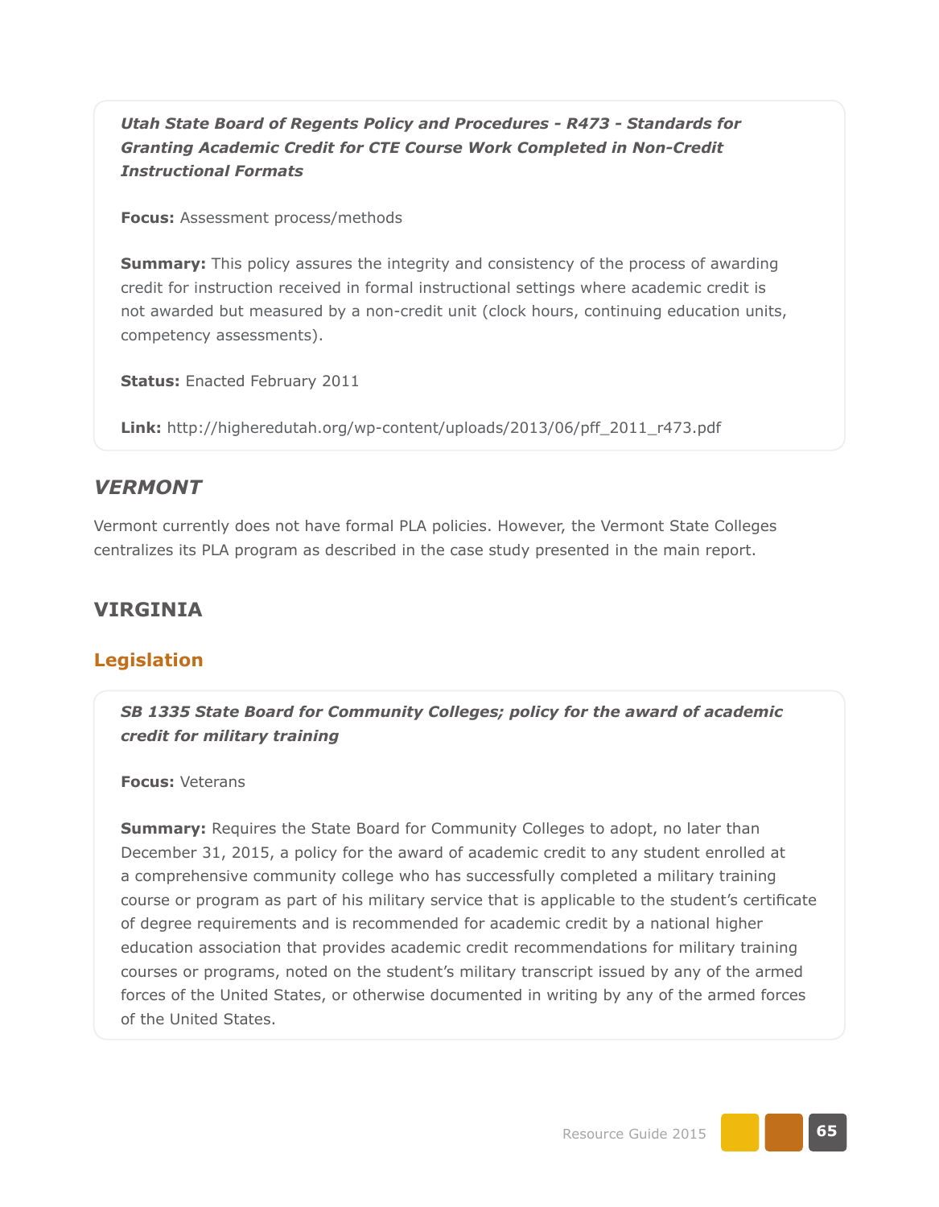***Utah State Board of Regents Policy and Procedures - R473 - Standards for Granting Academic Credit for CTE Course Work Completed in Non-Credit Instructional Formats***

**Focus:** Assessment process/methods

**Summary:** This policy assures the integrity and consistency of the process of awarding credit for instruction received in formal instructional settings where academic credit is not awarded but measured by a non-credit unit (clock hours, continuing education units, competency assessments).

**Status:** Enacted February 2011

**Link:** http://higheredutah.org/wp-content/uploads/2013/06/pff_2011_r473.pdf

## *VERMONT*

Vermont currently does not have formal PLA policies. However, the Vermont State Colleges centralizes its PLA program as described in the case study presented in the main report.

## VIRGINIA

### Legislation

***SB 1335 State Board for Community Colleges; policy for the award of academic credit for military training***

**Focus:** Veterans

**Summary:** Requires the State Board for Community Colleges to adopt, no later than December 31, 2015, a policy for the award of academic credit to any student enrolled at a comprehensive community college who has successfully completed a military training course or program as part of his military service that is applicable to the student's certificate of degree requirements and is recommended for academic credit by a national higher education association that provides academic credit recommendations for military training courses or programs, noted on the student's military transcript issued by any of the armed forces of the United States, or otherwise documented in writing by any of the armed forces of the United States.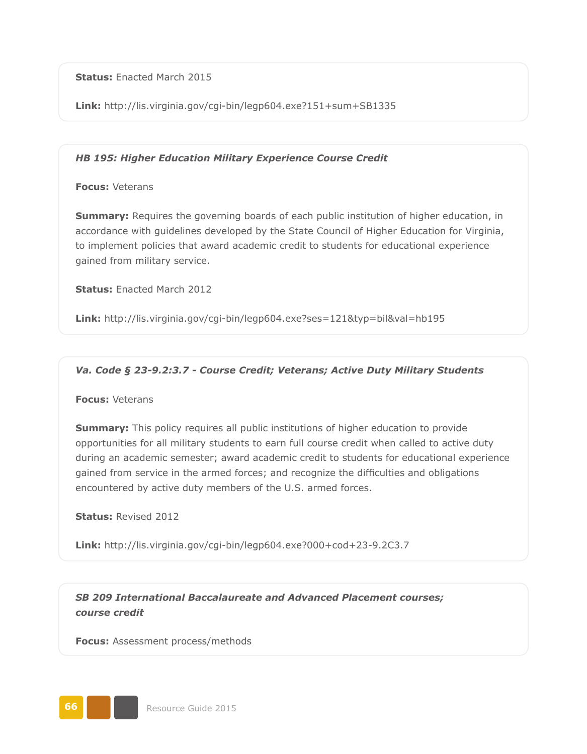**Status:** Enacted March 2015

**Link:** http://lis.virginia.gov/cgi-bin/legp604.exe?151+sum+SB1335

***HB 195: Higher Education Military Experience Course Credit***

**Focus:** Veterans

**Summary:** Requires the governing boards of each public institution of higher education, in accordance with guidelines developed by the State Council of Higher Education for Virginia, to implement policies that award academic credit to students for educational experience gained from military service.

**Status:** Enacted March 2012

**Link:** http://lis.virginia.gov/cgi-bin/legp604.exe?ses=121&typ=bil&val=hb195

***Va. Code § 23-9.2:3.7 - Course Credit; Veterans; Active Duty Military Students***

**Focus:** Veterans

**Summary:** This policy requires all public institutions of higher education to provide opportunities for all military students to earn full course credit when called to active duty during an academic semester; award academic credit to students for educational experience gained from service in the armed forces; and recognize the difficulties and obligations encountered by active duty members of the U.S. armed forces.

**Status:** Revised 2012

**Link:** http://lis.virginia.gov/cgi-bin/legp604.exe?000+cod+23-9.2C3.7

***SB 209 International Baccalaureate and Advanced Placement courses; course credit***

**Focus:** Assessment process/methods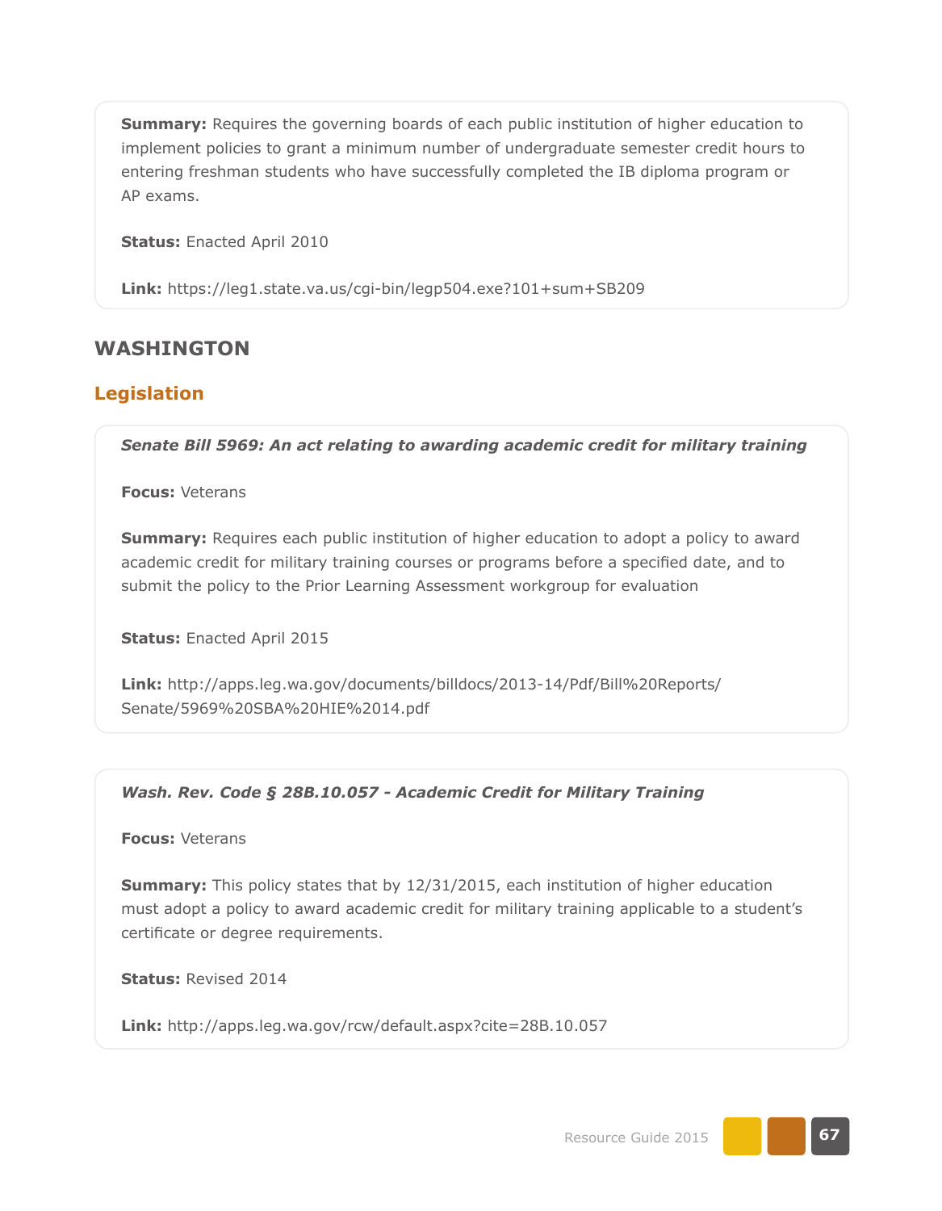**Summary:** Requires the governing boards of each public institution of higher education to implement policies to grant a minimum number of undergraduate semester credit hours to entering freshman students who have successfully completed the IB diploma program or AP exams.

**Status:** Enacted April 2010

**Link:** https://leg1.state.va.us/cgi-bin/legp504.exe?101+sum+SB209

## WASHINGTON

### Legislation

***Senate Bill 5969: An act relating to awarding academic credit for military training***

**Focus:** Veterans

**Summary:** Requires each public institution of higher education to adopt a policy to award academic credit for military training courses or programs before a specified date, and to submit the policy to the Prior Learning Assessment workgroup for evaluation

**Status:** Enacted April 2015

**Link:** http://apps.leg.wa.gov/documents/billdocs/2013-14/Pdf/Bill%20Reports/Senate/5969%20SBA%20HIE%2014.pdf

***Wash. Rev. Code § 28B.10.057 - Academic Credit for Military Training***

**Focus:** Veterans

**Summary:** This policy states that by 12/31/2015, each institution of higher education must adopt a policy to award academic credit for military training applicable to a student's certificate or degree requirements.

**Status:** Revised 2014

**Link:** http://apps.leg.wa.gov/rcw/default.aspx?cite=28B.10.057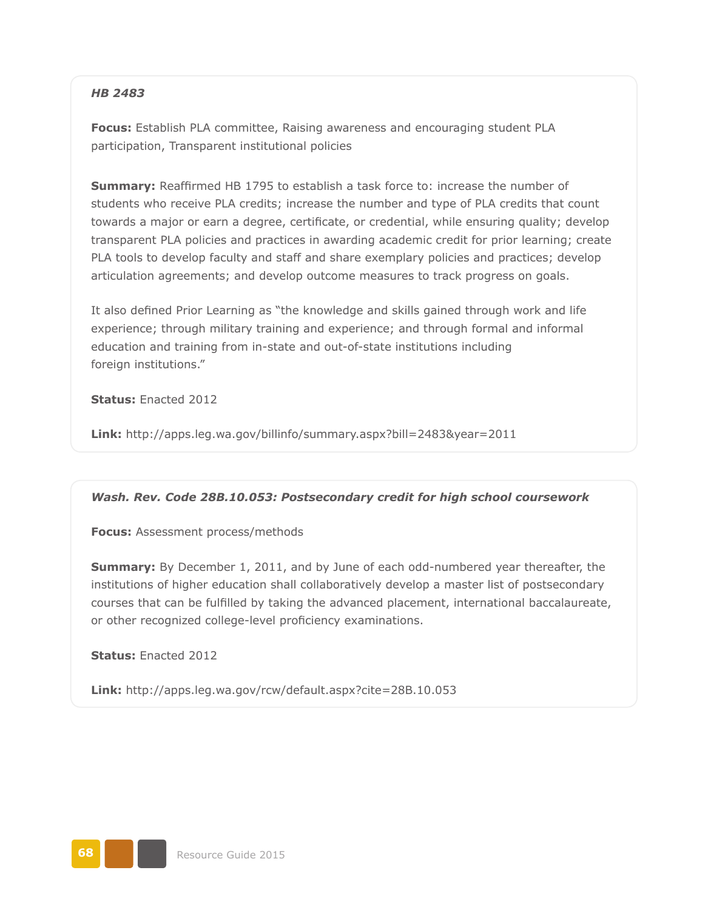***HB 2483***

**Focus:** Establish PLA committee, Raising awareness and encouraging student PLA participation, Transparent institutional policies

**Summary:** Reaffirmed HB 1795 to establish a task force to: increase the number of students who receive PLA credits; increase the number and type of PLA credits that count towards a major or earn a degree, certificate, or credential, while ensuring quality; develop transparent PLA policies and practices in awarding academic credit for prior learning; create PLA tools to develop faculty and staff and share exemplary policies and practices; develop articulation agreements; and develop outcome measures to track progress on goals.

It also defined Prior Learning as "the knowledge and skills gained through work and life experience; through military training and experience; and through formal and informal education and training from in-state and out-of-state institutions including foreign institutions."

**Status:** Enacted 2012

**Link:** http://apps.leg.wa.gov/billinfo/summary.aspx?bill=2483&year=2011

***Wash. Rev. Code 28B.10.053: Postsecondary credit for high school coursework***

**Focus:** Assessment process/methods

**Summary:** By December 1, 2011, and by June of each odd-numbered year thereafter, the institutions of higher education shall collaboratively develop a master list of postsecondary courses that can be fulfilled by taking the advanced placement, international baccalaureate, or other recognized college-level proficiency examinations.

**Status:** Enacted 2012

**Link:** http://apps.leg.wa.gov/rcw/default.aspx?cite=28B.10.053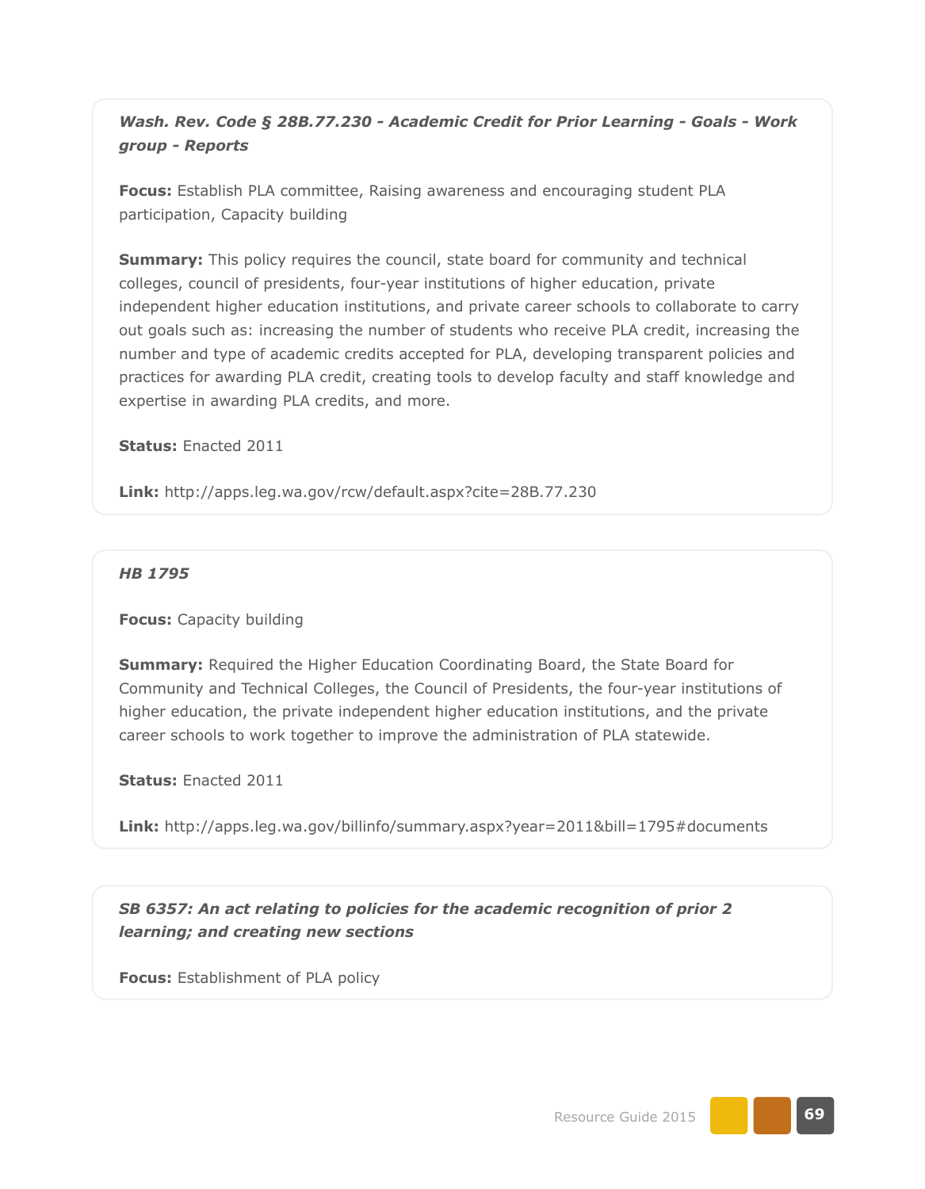***Wash. Rev. Code § 28B.77.230 - Academic Credit for Prior Learning - Goals - Work group - Reports***

**Focus:** Establish PLA committee, Raising awareness and encouraging student PLA participation, Capacity building

**Summary:** This policy requires the council, state board for community and technical colleges, council of presidents, four-year institutions of higher education, private independent higher education institutions, and private career schools to collaborate to carry out goals such as: increasing the number of students who receive PLA credit, increasing the number and type of academic credits accepted for PLA, developing transparent policies and practices for awarding PLA credit, creating tools to develop faculty and staff knowledge and expertise in awarding PLA credits, and more.

**Status:** Enacted 2011

**Link:** http://apps.leg.wa.gov/rcw/default.aspx?cite=28B.77.230

***HB 1795***

**Focus:** Capacity building

**Summary:** Required the Higher Education Coordinating Board, the State Board for Community and Technical Colleges, the Council of Presidents, the four-year institutions of higher education, the private independent higher education institutions, and the private career schools to work together to improve the administration of PLA statewide.

**Status:** Enacted 2011

**Link:** http://apps.leg.wa.gov/billinfo/summary.aspx?year=2011&bill=1795#documents

***SB 6357: An act relating to policies for the academic recognition of prior 2 learning; and creating new sections***

**Focus:** Establishment of PLA policy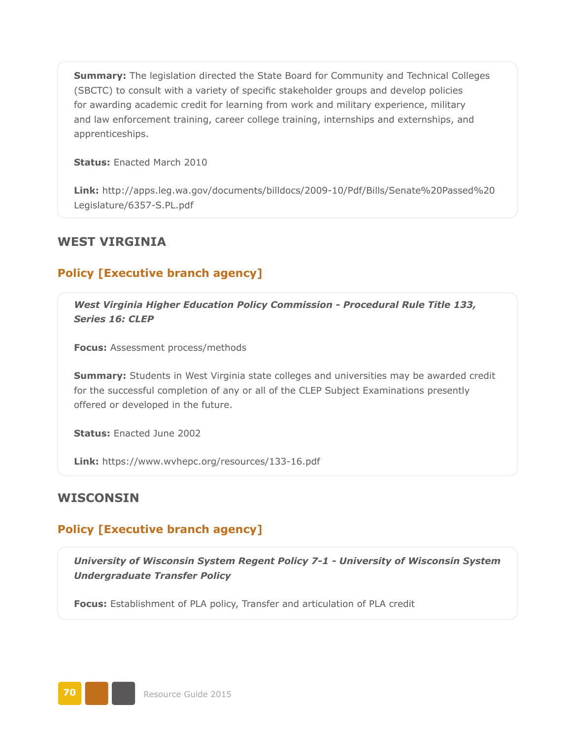**Summary:** The legislation directed the State Board for Community and Technical Colleges (SBCTC) to consult with a variety of specific stakeholder groups and develop policies for awarding academic credit for learning from work and military experience, military and law enforcement training, career college training, internships and externships, and apprenticeships.

**Status:** Enacted March 2010

**Link:** http://apps.leg.wa.gov/documents/billdocs/2009-10/Pdf/Bills/Senate%20Passed%20Legislature/6357-S.PL.pdf

## WEST VIRGINIA

### Policy [Executive branch agency]

***West Virginia Higher Education Policy Commission - Procedural Rule Title 133, Series 16: CLEP***

**Focus:** Assessment process/methods

**Summary:** Students in West Virginia state colleges and universities may be awarded credit for the successful completion of any or all of the CLEP Subject Examinations presently offered or developed in the future.

**Status:** Enacted June 2002

**Link:** https://www.wvhepc.org/resources/133-16.pdf

## WISCONSIN

### Policy [Executive branch agency]

***University of Wisconsin System Regent Policy 7-1 - University of Wisconsin System Undergraduate Transfer Policy***

**Focus:** Establishment of PLA policy, Transfer and articulation of PLA credit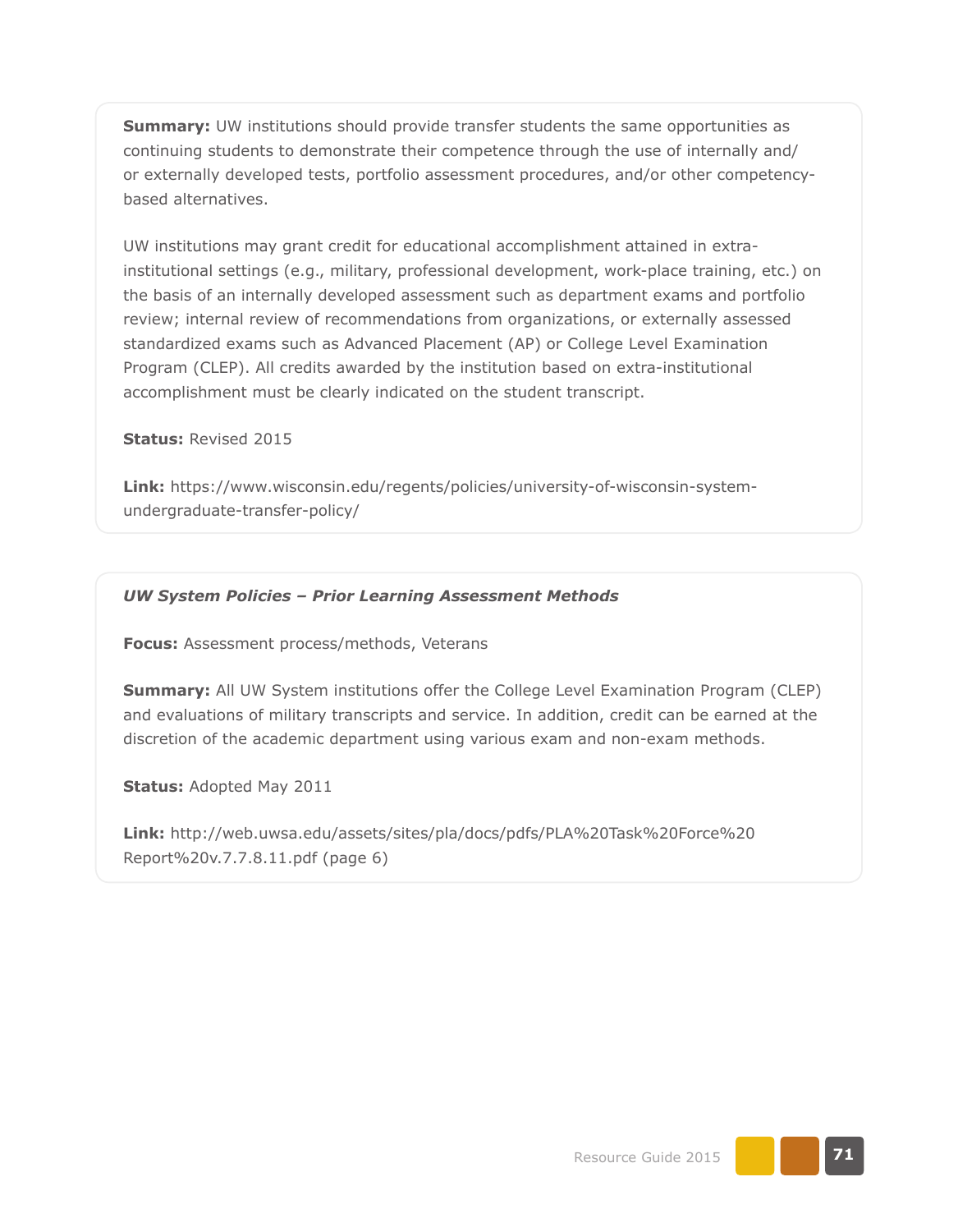**Summary:** UW institutions should provide transfer students the same opportunities as continuing students to demonstrate their competence through the use of internally and/or externally developed tests, portfolio assessment procedures, and/or other competency-based alternatives.

UW institutions may grant credit for educational accomplishment attained in extra-institutional settings (e.g., military, professional development, work-place training, etc.) on the basis of an internally developed assessment such as department exams and portfolio review; internal review of recommendations from organizations, or externally assessed standardized exams such as Advanced Placement (AP) or College Level Examination Program (CLEP). All credits awarded by the institution based on extra-institutional accomplishment must be clearly indicated on the student transcript.

**Status:** Revised 2015

**Link:** https://www.wisconsin.edu/regents/policies/university-of-wisconsin-system-undergraduate-transfer-policy/

***UW System Policies – Prior Learning Assessment Methods***

**Focus:** Assessment process/methods, Veterans

**Summary:** All UW System institutions offer the College Level Examination Program (CLEP) and evaluations of military transcripts and service. In addition, credit can be earned at the discretion of the academic department using various exam and non-exam methods.

**Status:** Adopted May 2011

**Link:** http://web.uwsa.edu/assets/sites/pla/docs/pdfs/PLA%20Task%20Force%20Report%20v.7.7.8.11.pdf (page 6)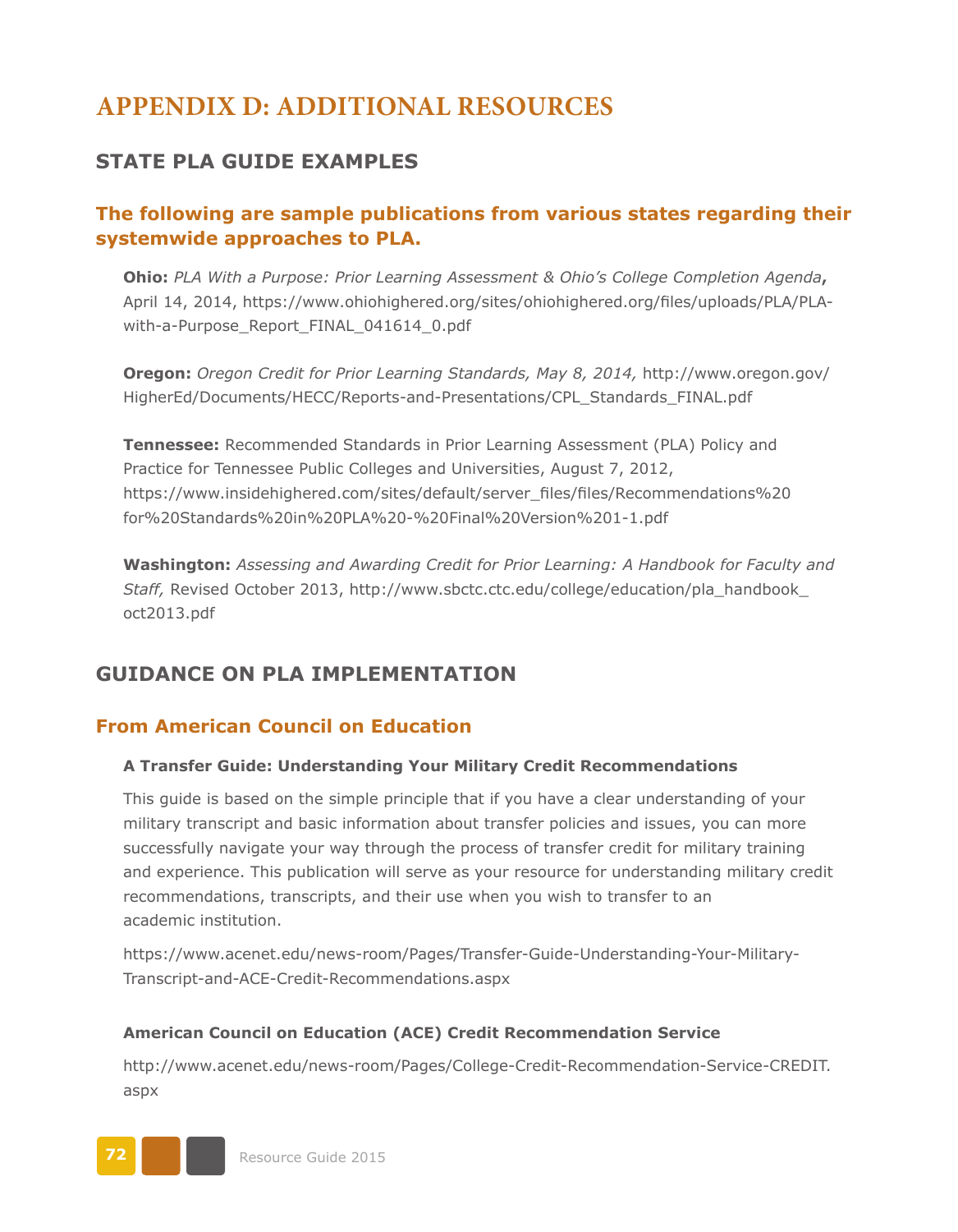# APPENDIX D: ADDITIONAL RESOURCES

## STATE PLA GUIDE EXAMPLES

### The following are sample publications from various states regarding their systemwide approaches to PLA.

**Ohio:** *PLA With a Purpose: Prior Learning Assessment & Ohio's College Completion Agenda***,** April 14, 2014, https://www.ohiohighered.org/sites/ohiohighered.org/files/uploads/PLA/PLA-with-a-Purpose_Report_FINAL_041614_0.pdf

**Oregon:** *Oregon Credit for Prior Learning Standards, May 8, 2014,* http://www.oregon.gov/HigherEd/Documents/HECC/Reports-and-Presentations/CPL_Standards_FINAL.pdf

**Tennessee:** Recommended Standards in Prior Learning Assessment (PLA) Policy and Practice for Tennessee Public Colleges and Universities, August 7, 2012, https://www.insidehighered.com/sites/default/server_files/files/Recommendations%20for%20Standards%20in%20PLA%20-%20Final%20Version%201-1.pdf

**Washington:** *Assessing and Awarding Credit for Prior Learning: A Handbook for Faculty and Staff,* Revised October 2013, http://www.sbctc.ctc.edu/college/education/pla_handbook_oct2013.pdf

## GUIDANCE ON PLA IMPLEMENTATION

### From American Council on Education

**A Transfer Guide: Understanding Your Military Credit Recommendations**

This guide is based on the simple principle that if you have a clear understanding of your military transcript and basic information about transfer policies and issues, you can more successfully navigate your way through the process of transfer credit for military training and experience. This publication will serve as your resource for understanding military credit recommendations, transcripts, and their use when you wish to transfer to an academic institution.

https://www.acenet.edu/news-room/Pages/Transfer-Guide-Understanding-Your-Military-Transcript-and-ACE-Credit-Recommendations.aspx

**American Council on Education (ACE) Credit Recommendation Service**

http://www.acenet.edu/news-room/Pages/College-Credit-Recommendation-Service-CREDIT.aspx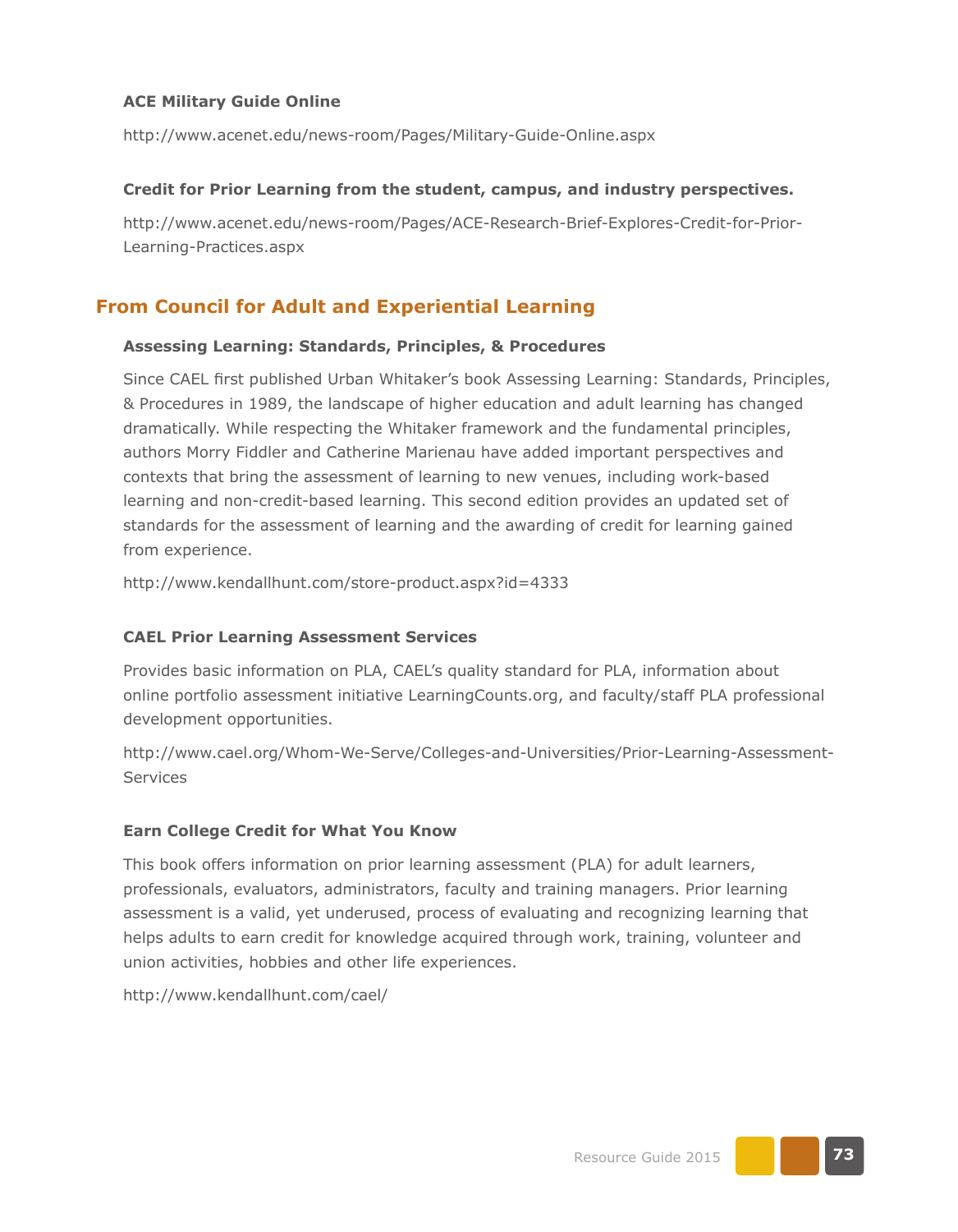### ACE Military Guide Online

http://www.acenet.edu/news-room/Pages/Military-Guide-Online.aspx

### Credit for Prior Learning from the student, campus, and industry perspectives.

http://www.acenet.edu/news-room/Pages/ACE-Research-Brief-Explores-Credit-for-Prior-Learning-Practices.aspx

## From Council for Adult and Experiential Learning

### Assessing Learning: Standards, Principles, & Procedures

Since CAEL first published Urban Whitaker's book Assessing Learning: Standards, Principles, & Procedures in 1989, the landscape of higher education and adult learning has changed dramatically. While respecting the Whitaker framework and the fundamental principles, authors Morry Fiddler and Catherine Marienau have added important perspectives and contexts that bring the assessment of learning to new venues, including work-based learning and non-credit-based learning. This second edition provides an updated set of standards for the assessment of learning and the awarding of credit for learning gained from experience.

http://www.kendallhunt.com/store-product.aspx?id=4333

### CAEL Prior Learning Assessment Services

Provides basic information on PLA, CAEL's quality standard for PLA, information about online portfolio assessment initiative LearningCounts.org, and faculty/staff PLA professional development opportunities.

http://www.cael.org/Whom-We-Serve/Colleges-and-Universities/Prior-Learning-Assessment-Services

### Earn College Credit for What You Know

This book offers information on prior learning assessment (PLA) for adult learners, professionals, evaluators, administrators, faculty and training managers. Prior learning assessment is a valid, yet underused, process of evaluating and recognizing learning that helps adults to earn credit for knowledge acquired through work, training, volunteer and union activities, hobbies and other life experiences.

http://www.kendallhunt.com/cael/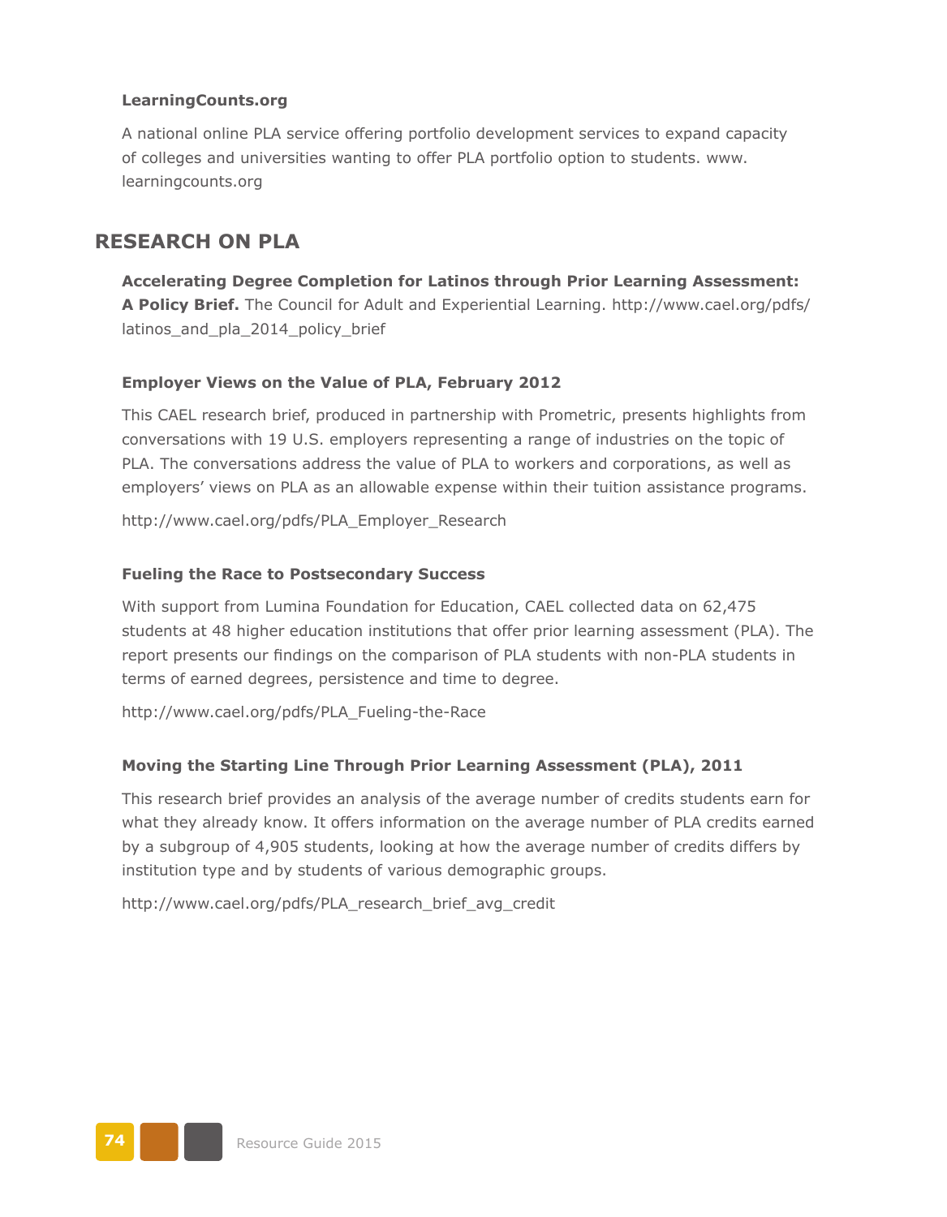**LearningCounts.org**

A national online PLA service offering portfolio development services to expand capacity of colleges and universities wanting to offer PLA portfolio option to students. www.learningcounts.org

## RESEARCH ON PLA

**Accelerating Degree Completion for Latinos through Prior Learning Assessment: A Policy Brief.** The Council for Adult and Experiential Learning. http://www.cael.org/pdfs/latinos_and_pla_2014_policy_brief

**Employer Views on the Value of PLA, February 2012**

This CAEL research brief, produced in partnership with Prometric, presents highlights from conversations with 19 U.S. employers representing a range of industries on the topic of PLA. The conversations address the value of PLA to workers and corporations, as well as employers' views on PLA as an allowable expense within their tuition assistance programs.

http://www.cael.org/pdfs/PLA_Employer_Research

**Fueling the Race to Postsecondary Success**

With support from Lumina Foundation for Education, CAEL collected data on 62,475 students at 48 higher education institutions that offer prior learning assessment (PLA). The report presents our findings on the comparison of PLA students with non-PLA students in terms of earned degrees, persistence and time to degree.

http://www.cael.org/pdfs/PLA_Fueling-the-Race

**Moving the Starting Line Through Prior Learning Assessment (PLA), 2011**

This research brief provides an analysis of the average number of credits students earn for what they already know. It offers information on the average number of PLA credits earned by a subgroup of 4,905 students, looking at how the average number of credits differs by institution type and by students of various demographic groups.

http://www.cael.org/pdfs/PLA_research_brief_avg_credit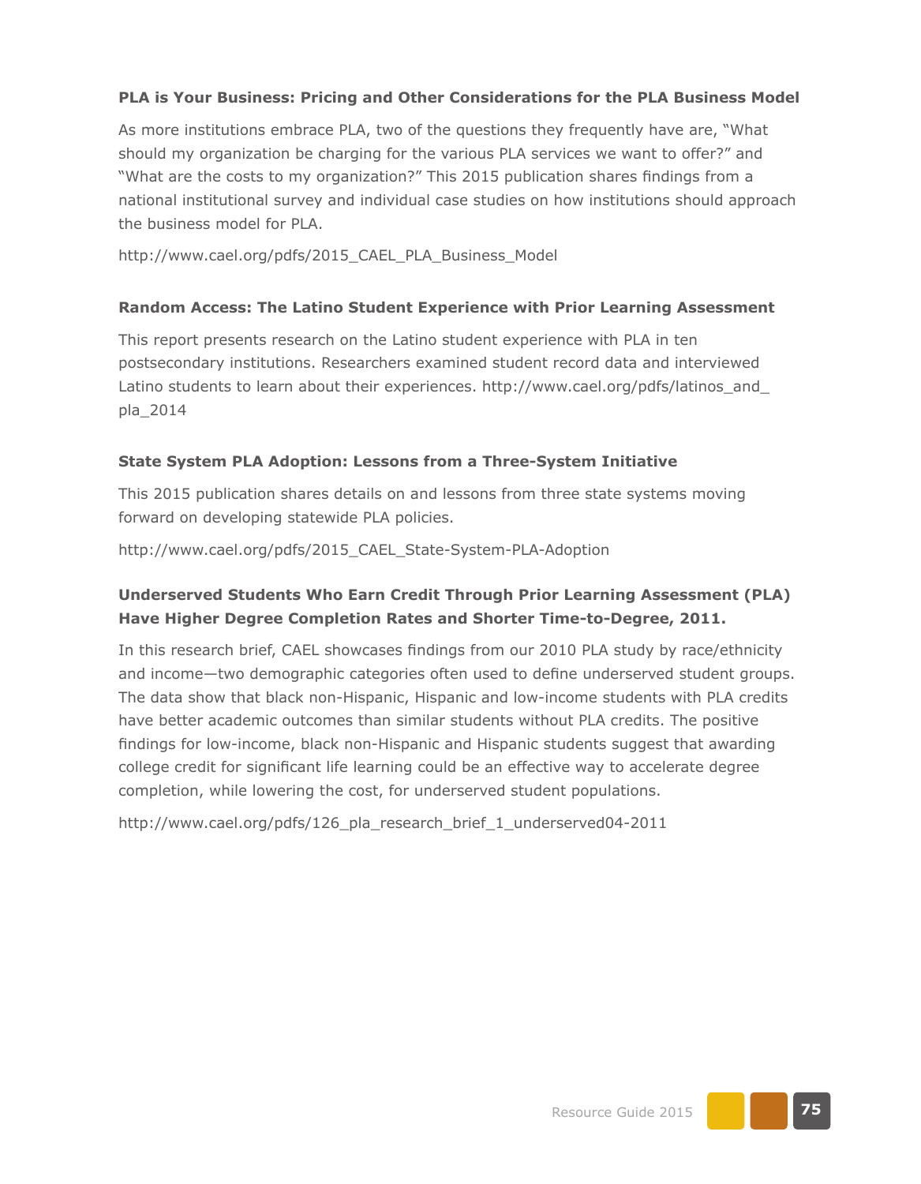**PLA is Your Business: Pricing and Other Considerations for the PLA Business Model**

As more institutions embrace PLA, two of the questions they frequently have are, "What should my organization be charging for the various PLA services we want to offer?" and "What are the costs to my organization?" This 2015 publication shares findings from a national institutional survey and individual case studies on how institutions should approach the business model for PLA.

http://www.cael.org/pdfs/2015_CAEL_PLA_Business_Model

**Random Access: The Latino Student Experience with Prior Learning Assessment**

This report presents research on the Latino student experience with PLA in ten postsecondary institutions. Researchers examined student record data and interviewed Latino students to learn about their experiences. http://www.cael.org/pdfs/latinos_and_pla_2014

**State System PLA Adoption: Lessons from a Three-System Initiative**

This 2015 publication shares details on and lessons from three state systems moving forward on developing statewide PLA policies.

http://www.cael.org/pdfs/2015_CAEL_State-System-PLA-Adoption

**Underserved Students Who Earn Credit Through Prior Learning Assessment (PLA) Have Higher Degree Completion Rates and Shorter Time-to-Degree, 2011.**

In this research brief, CAEL showcases findings from our 2010 PLA study by race/ethnicity and income—two demographic categories often used to define underserved student groups. The data show that black non-Hispanic, Hispanic and low-income students with PLA credits have better academic outcomes than similar students without PLA credits. The positive findings for low-income, black non-Hispanic and Hispanic students suggest that awarding college credit for significant life learning could be an effective way to accelerate degree completion, while lowering the cost, for underserved student populations.

http://www.cael.org/pdfs/126_pla_research_brief_1_underserved04-2011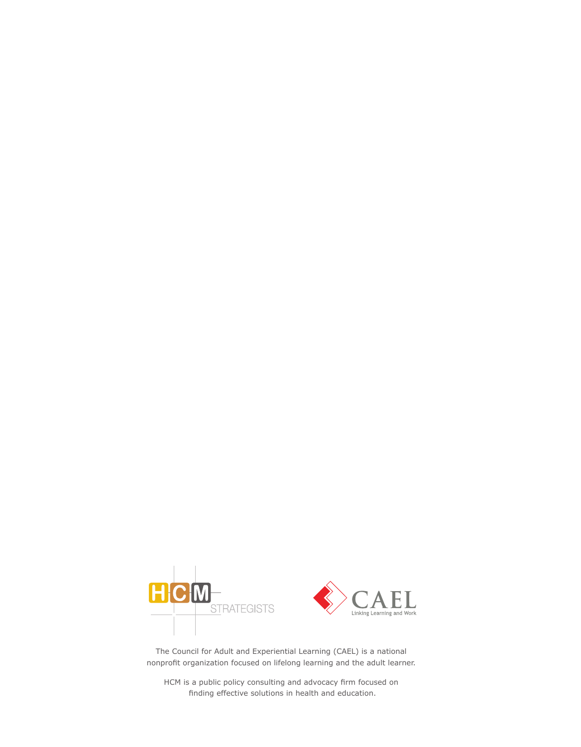The Council for Adult and Experiential Learning (CAEL) is a national nonprofit organization focused on lifelong learning and the adult learner.

HCM is a public policy consulting and advocacy firm focused on finding effective solutions in health and education.